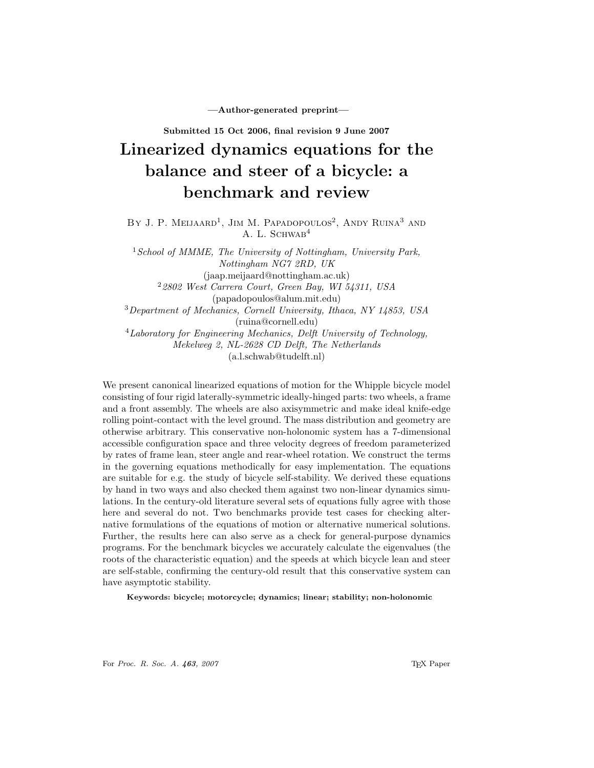**—Author-generated preprint—**

**Submitted 15 Oct 2006, final revision 9 June 2007**

# Linearized dynamics equations for the balance and steer of a bicycle: a benchmark and review

By J. P. Meijaard[1], Jim M. Papadopoulos[2], Andy Ruina[3] and A. L. Schwab[4]

[1] *School of MMME, The University of Nottingham, University Park, Nottingham NG7 2RD, UK*
(jaap.meijaard@nottingham.ac.uk)

[2] *2802 West Carrera Court, Green Bay, WI 54311, USA*
(papadopoulos@alum.mit.edu)

[3] *Department of Mechanics, Cornell University, Ithaca, NY 14853, USA*
(ruina@cornell.edu)

[4] *Laboratory for Engineering Mechanics, Delft University of Technology, Mekelweg 2, NL-2628 CD Delft, The Netherlands*
(a.l.schwab@tudelft.nl)

We present canonical linearized equations of motion for the Whipple bicycle model consisting of four rigid laterally-symmetric ideally-hinged parts: two wheels, a frame and a front assembly. The wheels are also axisymmetric and make ideal knife-edge rolling point-contact with the level ground. The mass distribution and geometry are otherwise arbitrary. This conservative non-holonomic system has a 7-dimensional accessible configuration space and three velocity degrees of freedom parameterized by rates of frame lean, steer angle and rear-wheel rotation. We construct the terms in the governing equations methodically for easy implementation. The equations are suitable for e.g. the study of bicycle self-stability. We derived these equations by hand in two ways and also checked them against two non-linear dynamics simulations. In the century-old literature several sets of equations fully agree with those here and several do not. Two benchmarks provide test cases for checking alternative formulations of the equations of motion or alternative numerical solutions. Further, the results here can also serve as a check for general-purpose dynamics programs. For the benchmark bicycles we accurately calculate the eigenvalues (the roots of the characteristic equation) and the speeds at which bicycle lean and steer are self-stable, confirming the century-old result that this conservative system can have asymptotic stability.

**Keywords: bicycle; motorcycle; dynamics; linear; stability; non-holonomic**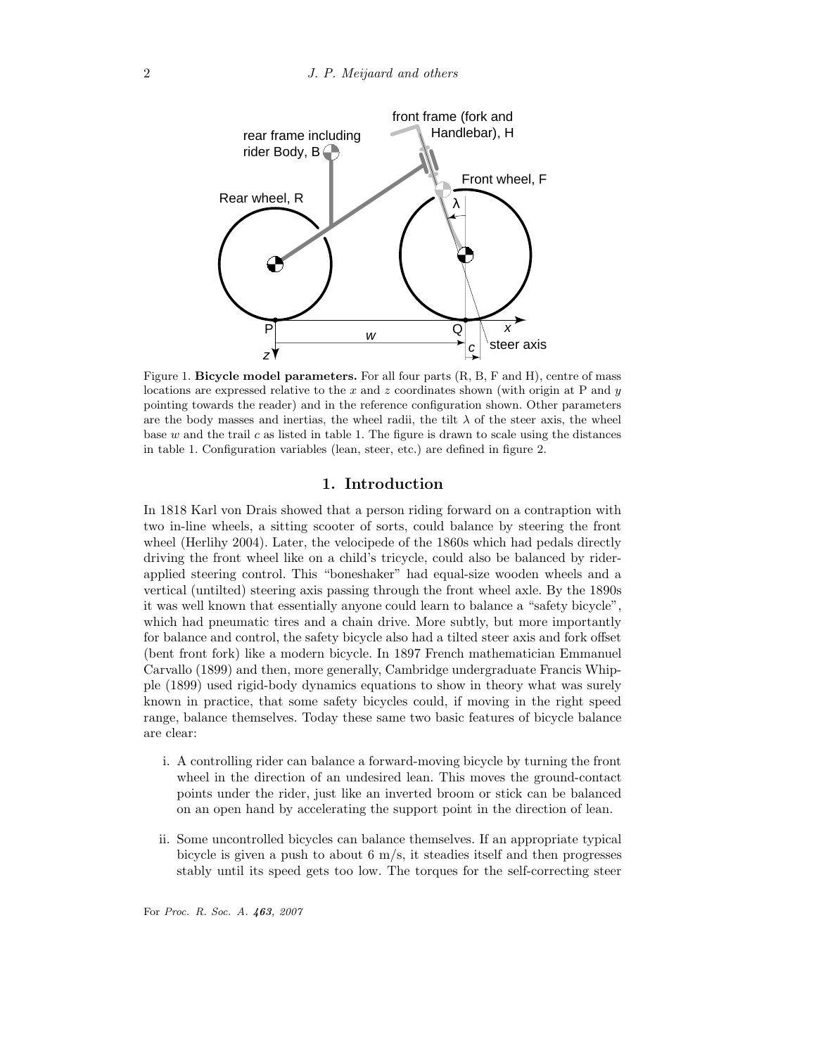Figure 1. **Bicycle model parameters.** For all four parts (R, B, F and H), centre of mass locations are expressed relative to the $x$ and $z$ coordinates shown (with origin at P and $y$ pointing towards the reader) and in the reference configuration shown. Other parameters are the body masses and inertias, the wheel radii, the tilt $\lambda$ of the steer axis, the wheel base $w$ and the trail $c$ as listed in table 1. The figure is drawn to scale using the distances in table 1. Configuration variables (lean, steer, etc.) are defined in figure 2.

## 1. Introduction

In 1818 Karl von Drais showed that a person riding forward on a contraption with two in-line wheels, a sitting scooter of sorts, could balance by steering the front wheel (Herlihy 2004). Later, the velocipede of the 1860s which had pedals directly driving the front wheel like on a child's tricycle, could also be balanced by rider-applied steering control. This "boneshaker" had equal-size wooden wheels and a vertical (untilted) steering axis passing through the front wheel axle. By the 1890s it was well known that essentially anyone could learn to balance a "safety bicycle", which had pneumatic tires and a chain drive. More subtly, but more importantly for balance and control, the safety bicycle also had a tilted steer axis and fork offset (bent front fork) like a modern bicycle. In 1897 French mathematician Emmanuel Carvallo (1899) and then, more generally, Cambridge undergraduate Francis Whipple (1899) used rigid-body dynamics equations to show in theory what was surely known in practice, that some safety bicycles could, if moving in the right speed range, balance themselves. Today these same two basic features of bicycle balance are clear:

i. A controlling rider can balance a forward-moving bicycle by turning the front wheel in the direction of an undesired lean. This moves the ground-contact points under the rider, just like an inverted broom or stick can be balanced on an open hand by accelerating the support point in the direction of lean.

ii. Some uncontrolled bicycles can balance themselves. If an appropriate typical bicycle is given a push to about 6 m/s, it steadies itself and then progresses stably until its speed gets too low. The torques for the self-correcting steer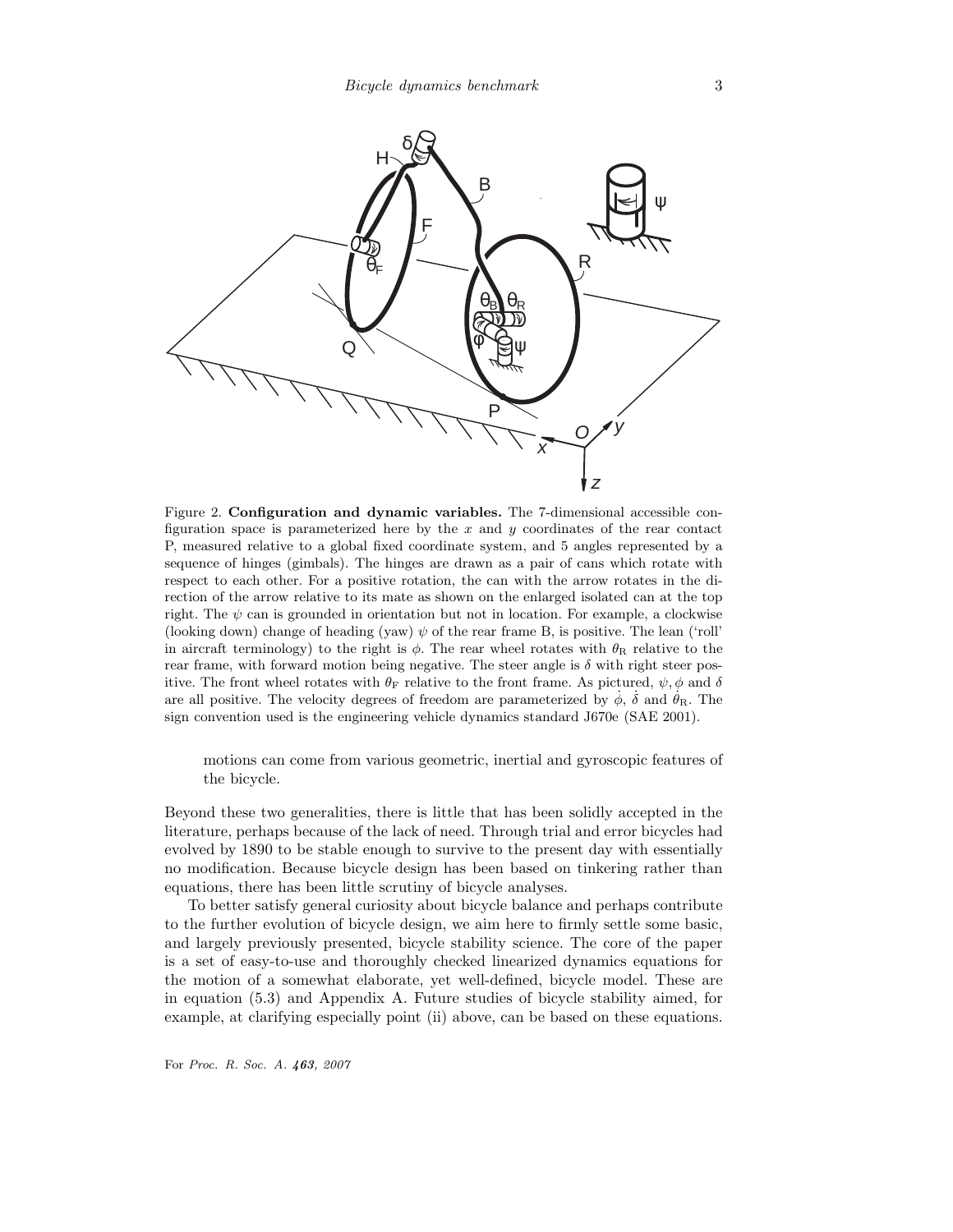Figure 2. **Configuration and dynamic variables.** The 7-dimensional accessible configuration space is parameterized here by the $x$ and $y$ coordinates of the rear contact P, measured relative to a global fixed coordinate system, and 5 angles represented by a sequence of hinges (gimbals). The hinges are drawn as a pair of cans which rotate with respect to each other. For a positive rotation, the can with the arrow rotates in the direction of the arrow relative to its mate as shown on the enlarged isolated can at the top right. The $\psi$ can is grounded in orientation but not in location. For example, a clockwise (looking down) change of heading (yaw) $\psi$ of the rear frame B, is positive. The lean ('roll' in aircraft terminology) to the right is $\phi$. The rear wheel rotates with $\theta_R$ relative to the rear frame, with forward motion being negative. The steer angle is $\delta$ with right steer positive. The front wheel rotates with $\theta_F$ relative to the front frame. As pictured, $\psi, \phi$ and $\delta$ are all positive. The velocity degrees of freedom are parameterized by $\dot{\phi}$, $\dot{\delta}$ and $\dot{\theta}_R$. The sign convention used is the engineering vehicle dynamics standard J670e (SAE 2001).

motions can come from various geometric, inertial and gyroscopic features of the bicycle.

Beyond these two generalities, there is little that has been solidly accepted in the literature, perhaps because of the lack of need. Through trial and error bicycles had evolved by 1890 to be stable enough to survive to the present day with essentially no modification. Because bicycle design has been based on tinkering rather than equations, there has been little scrutiny of bicycle analyses.

To better satisfy general curiosity about bicycle balance and perhaps contribute to the further evolution of bicycle design, we aim here to firmly settle some basic, and largely previously presented, bicycle stability science. The core of the paper is a set of easy-to-use and thoroughly checked linearized dynamics equations for the motion of a somewhat elaborate, yet well-defined, bicycle model. These are in equation (5.3) and Appendix A. Future studies of bicycle stability aimed, for example, at clarifying especially point (ii) above, can be based on these equations.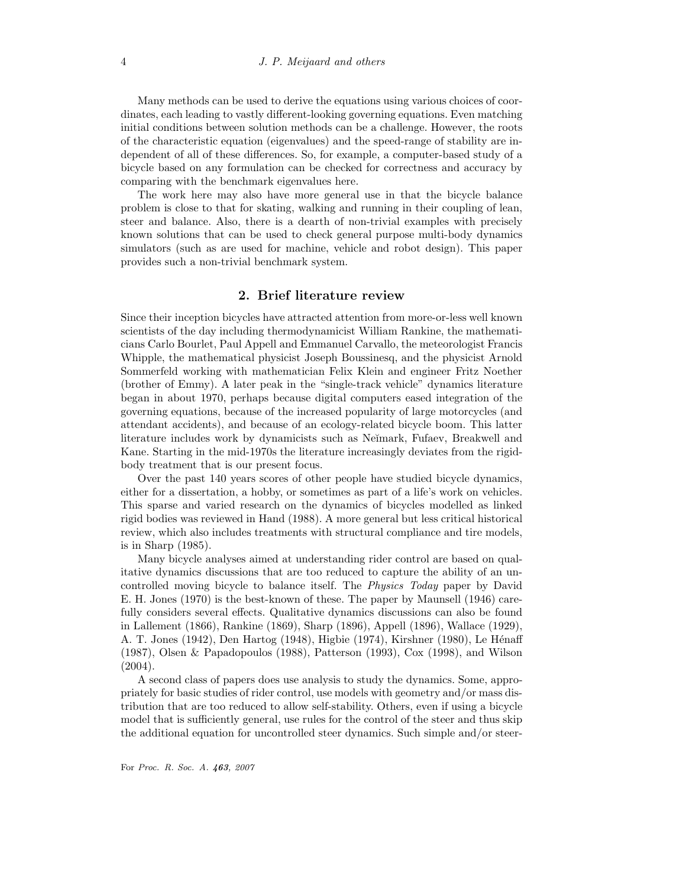Many methods can be used to derive the equations using various choices of coordinates, each leading to vastly different-looking governing equations. Even matching initial conditions between solution methods can be a challenge. However, the roots of the characteristic equation (eigenvalues) and the speed-range of stability are independent of all of these differences. So, for example, a computer-based study of a bicycle based on any formulation can be checked for correctness and accuracy by comparing with the benchmark eigenvalues here.

The work here may also have more general use in that the bicycle balance problem is close to that for skating, walking and running in their coupling of lean, steer and balance. Also, there is a dearth of non-trivial examples with precisely known solutions that can be used to check general purpose multi-body dynamics simulators (such as are used for machine, vehicle and robot design). This paper provides such a non-trivial benchmark system.

## 2. Brief literature review

Since their inception bicycles have attracted attention from more-or-less well known scientists of the day including thermodynamicist William Rankine, the mathematicians Carlo Bourlet, Paul Appell and Emmanuel Carvallo, the meteorologist Francis Whipple, the mathematical physicist Joseph Boussinesq, and the physicist Arnold Sommerfeld working with mathematician Felix Klein and engineer Fritz Noether (brother of Emmy). A later peak in the "single-track vehicle" dynamics literature began in about 1970, perhaps because digital computers eased integration of the governing equations, because of the increased popularity of large motorcycles (and attendant accidents), and because of an ecology-related bicycle boom. This latter literature includes work by dynamicists such as Neĭmark, Fufaev, Breakwell and Kane. Starting in the mid-1970s the literature increasingly deviates from the rigid-body treatment that is our present focus.

Over the past 140 years scores of other people have studied bicycle dynamics, either for a dissertation, a hobby, or sometimes as part of a life's work on vehicles. This sparse and varied research on the dynamics of bicycles modelled as linked rigid bodies was reviewed in Hand (1988). A more general but less critical historical review, which also includes treatments with structural compliance and tire models, is in Sharp (1985).

Many bicycle analyses aimed at understanding rider control are based on qualitative dynamics discussions that are too reduced to capture the ability of an uncontrolled moving bicycle to balance itself. The *Physics Today* paper by David E. H. Jones (1970) is the best-known of these. The paper by Maunsell (1946) carefully considers several effects. Qualitative dynamics discussions can also be found in Lallement (1866), Rankine (1869), Sharp (1896), Appell (1896), Wallace (1929), A. T. Jones (1942), Den Hartog (1948), Higbie (1974), Kirshner (1980), Le Hénaff (1987), Olsen & Papadopoulos (1988), Patterson (1993), Cox (1998), and Wilson (2004).

A second class of papers does use analysis to study the dynamics. Some, appropriately for basic studies of rider control, use models with geometry and/or mass distribution that are too reduced to allow self-stability. Others, even if using a bicycle model that is sufficiently general, use rules for the control of the steer and thus skip the additional equation for uncontrolled steer dynamics. Such simple and/or steer-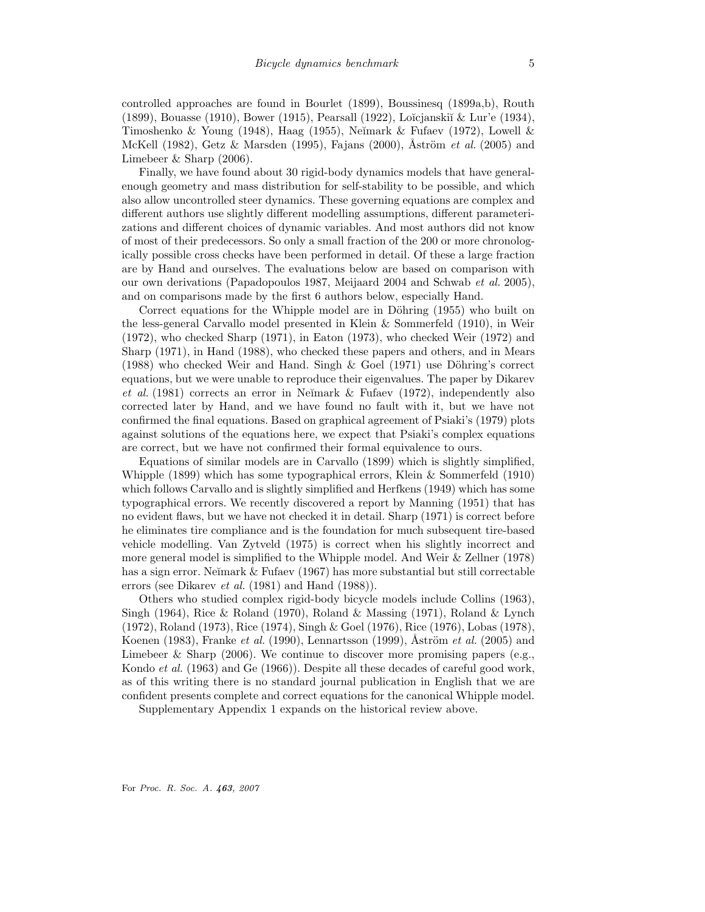controlled approaches are found in Bourlet (1899), Boussinesq (1899a,b), Routh (1899), Bouasse (1910), Bower (1915), Pearsall (1922), Loĭcjanskiĭ & Lur'e (1934), Timoshenko & Young (1948), Haag (1955), Neĭmark & Fufaev (1972), Lowell & McKell (1982), Getz & Marsden (1995), Fajans (2000), Åström *et al.* (2005) and Limebeer & Sharp (2006).

Finally, we have found about 30 rigid-body dynamics models that have general-enough geometry and mass distribution for self-stability to be possible, and which also allow uncontrolled steer dynamics. These governing equations are complex and different authors use slightly different modelling assumptions, different parameterizations and different choices of dynamic variables. And most authors did not know of most of their predecessors. So only a small fraction of the 200 or more chronologically possible cross checks have been performed in detail. Of these a large fraction are by Hand and ourselves. The evaluations below are based on comparison with our own derivations (Papadopoulos 1987, Meijaard 2004 and Schwab *et al.* 2005), and on comparisons made by the first 6 authors below, especially Hand.

Correct equations for the Whipple model are in Döhring (1955) who built on the less-general Carvallo model presented in Klein & Sommerfeld (1910), in Weir (1972), who checked Sharp (1971), in Eaton (1973), who checked Weir (1972) and Sharp (1971), in Hand (1988), who checked these papers and others, and in Mears (1988) who checked Weir and Hand. Singh & Goel (1971) use Döhring's correct equations, but we were unable to reproduce their eigenvalues. The paper by Dikarev *et al.* (1981) corrects an error in Neĭmark & Fufaev (1972), independently also corrected later by Hand, and we have found no fault with it, but we have not confirmed the final equations. Based on graphical agreement of Psiaki's (1979) plots against solutions of the equations here, we expect that Psiaki's complex equations are correct, but we have not confirmed their formal equivalence to ours.

Equations of similar models are in Carvallo (1899) which is slightly simplified, Whipple (1899) which has some typographical errors, Klein & Sommerfeld (1910) which follows Carvallo and is slightly simplified and Herfkens (1949) which has some typographical errors. We recently discovered a report by Manning (1951) that has no evident flaws, but we have not checked it in detail. Sharp (1971) is correct before he eliminates tire compliance and is the foundation for much subsequent tire-based vehicle modelling. Van Zytveld (1975) is correct when his slightly incorrect and more general model is simplified to the Whipple model. And Weir & Zellner (1978) has a sign error. Neĭmark & Fufaev (1967) has more substantial but still correctable errors (see Dikarev *et al.* (1981) and Hand (1988)).

Others who studied complex rigid-body bicycle models include Collins (1963), Singh (1964), Rice & Roland (1970), Roland & Massing (1971), Roland & Lynch (1972), Roland (1973), Rice (1974), Singh & Goel (1976), Rice (1976), Lobas (1978), Koenen (1983), Franke *et al.* (1990), Lennartsson (1999), Åström *et al.* (2005) and Limebeer & Sharp (2006). We continue to discover more promising papers (e.g., Kondo *et al.* (1963) and Ge (1966)). Despite all these decades of careful good work, as of this writing there is no standard journal publication in English that we are confident presents complete and correct equations for the canonical Whipple model.

Supplementary Appendix 1 expands on the historical review above.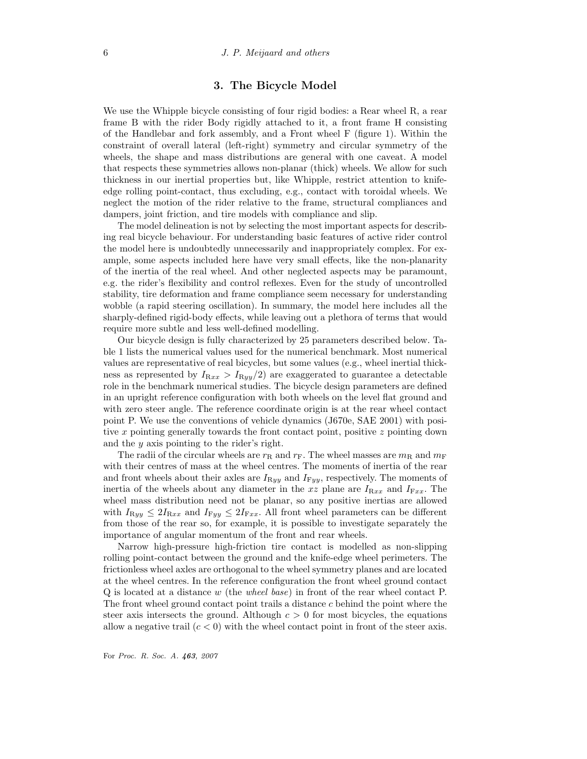## 3. The Bicycle Model

We use the Whipple bicycle consisting of four rigid bodies: a Rear wheel R, a rear frame B with the rider Body rigidly attached to it, a front frame H consisting of the Handlebar and fork assembly, and a Front wheel F (figure 1). Within the constraint of overall lateral (left-right) symmetry and circular symmetry of the wheels, the shape and mass distributions are general with one caveat. A model that respects these symmetries allows non-planar (thick) wheels. We allow for such thickness in our inertial properties but, like Whipple, restrict attention to knife-edge rolling point-contact, thus excluding, e.g., contact with toroidal wheels. We neglect the motion of the rider relative to the frame, structural compliances and dampers, joint friction, and tire models with compliance and slip.

The model delineation is not by selecting the most important aspects for describing real bicycle behaviour. For understanding basic features of active rider control the model here is undoubtedly unnecessarily and inappropriately complex. For example, some aspects included here have very small effects, like the non-planarity of the inertia of the real wheel. And other neglected aspects may be paramount, e.g. the rider's flexibility and control reflexes. Even for the study of uncontrolled stability, tire deformation and frame compliance seem necessary for understanding wobble (a rapid steering oscillation). In summary, the model here includes all the sharply-defined rigid-body effects, while leaving out a plethora of terms that would require more subtle and less well-defined modelling.

Our bicycle design is fully characterized by 25 parameters described below. Table 1 lists the numerical values used for the numerical benchmark. Most numerical values are representative of real bicycles, but some values (e.g., wheel inertial thickness as represented by $I_{\mathrm{R}xx} > I_{\mathrm{R}yy}/2$) are exaggerated to guarantee a detectable role in the benchmark numerical studies. The bicycle design parameters are defined in an upright reference configuration with both wheels on the level flat ground and with zero steer angle. The reference coordinate origin is at the rear wheel contact point P. We use the conventions of vehicle dynamics (J670e, SAE 2001) with positive $x$ pointing generally towards the front contact point, positive $z$ pointing down and the $y$ axis pointing to the rider's right.

The radii of the circular wheels are $r_{\mathrm{R}}$ and $r_{\mathrm{F}}$. The wheel masses are $m_{\mathrm{R}}$ and $m_{\mathrm{F}}$ with their centres of mass at the wheel centres. The moments of inertia of the rear and front wheels about their axles are $I_{\mathrm{R}yy}$ and $I_{\mathrm{F}yy}$, respectively. The moments of inertia of the wheels about any diameter in the $xz$ plane are $I_{\mathrm{R}xx}$ and $I_{\mathrm{F}xx}$. The wheel mass distribution need not be planar, so any positive inertias are allowed with $I_{\mathrm{R}yy} \leq 2I_{\mathrm{R}xx}$ and $I_{\mathrm{F}yy} \leq 2I_{\mathrm{F}xx}$. All front wheel parameters can be different from those of the rear so, for example, it is possible to investigate separately the importance of angular momentum of the front and rear wheels.

Narrow high-pressure high-friction tire contact is modelled as non-slipping rolling point-contact between the ground and the knife-edge wheel perimeters. The frictionless wheel axles are orthogonal to the wheel symmetry planes and are located at the wheel centres. In the reference configuration the front wheel ground contact Q is located at a distance $w$ (the *wheel base*) in front of the rear wheel contact P. The front wheel ground contact point trails a distance $c$ behind the point where the steer axis intersects the ground. Although $c > 0$ for most bicycles, the equations allow a negative trail ($c < 0$) with the wheel contact point in front of the steer axis.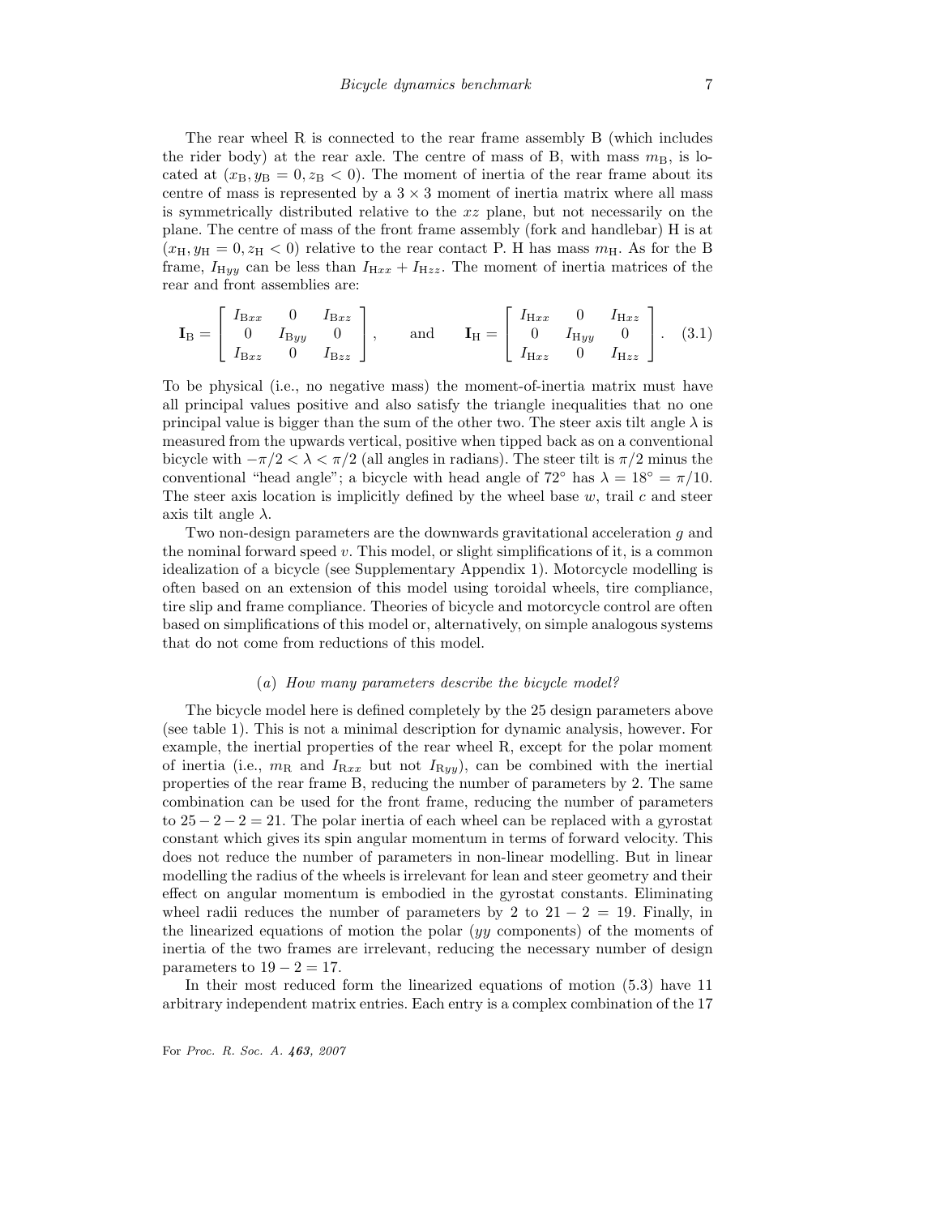The rear wheel R is connected to the rear frame assembly B (which includes the rider body) at the rear axle. The centre of mass of B, with mass $m_B$, is located at $(x_B, y_B = 0, z_B < 0)$. The moment of inertia of the rear frame about its centre of mass is represented by a $3 \times 3$ moment of inertia matrix where all mass is symmetrically distributed relative to the $xz$ plane, but not necessarily on the plane. The centre of mass of the front frame assembly (fork and handlebar) H is at $(x_H, y_H = 0, z_H < 0)$ relative to the rear contact P. H has mass $m_H$. As for the B frame, $I_{Hyy}$ can be less than $I_{Hxx} + I_{Hzz}$. The moment of inertia matrices of the rear and front assemblies are:

$$\mathbf{I}_B = \begin{bmatrix} I_{Bxx} & 0 & I_{Bxz} \\ 0 & I_{Byy} & 0 \\ I_{Bxz} & 0 & I_{Bzz} \end{bmatrix}, \qquad \text{and} \qquad \mathbf{I}_H = \begin{bmatrix} I_{Hxx} & 0 & I_{Hxz} \\ 0 & I_{Hyy} & 0 \\ I_{Hxz} & 0 & I_{Hzz} \end{bmatrix}. \quad (3.1)$$

To be physical (i.e., no negative mass) the moment-of-inertia matrix must have all principal values positive and also satisfy the triangle inequalities that no one principal value is bigger than the sum of the other two. The steer axis tilt angle $\lambda$ is measured from the upwards vertical, positive when tipped back as on a conventional bicycle with $-\pi/2 < \lambda < \pi/2$ (all angles in radians). The steer tilt is $\pi/2$ minus the conventional "head angle"; a bicycle with head angle of $72^\circ$ has $\lambda = 18^\circ = \pi/10$. The steer axis location is implicitly defined by the wheel base $w$, trail $c$ and steer axis tilt angle $\lambda$.

Two non-design parameters are the downwards gravitational acceleration $g$ and the nominal forward speed $v$. This model, or slight simplifications of it, is a common idealization of a bicycle (see Supplementary Appendix 1). Motorcycle modelling is often based on an extension of this model using toroidal wheels, tire compliance, tire slip and frame compliance. Theories of bicycle and motorcycle control are often based on simplifications of this model or, alternatively, on simple analogous systems that do not come from reductions of this model.

### (a) *How many parameters describe the bicycle model?*

The bicycle model here is defined completely by the 25 design parameters above (see table 1). This is not a minimal description for dynamic analysis, however. For example, the inertial properties of the rear wheel R, except for the polar moment of inertia (i.e., $m_R$ and $I_{Rxx}$ but not $I_{Ryy}$), can be combined with the inertial properties of the rear frame B, reducing the number of parameters by 2. The same combination can be used for the front frame, reducing the number of parameters to $25 - 2 - 2 = 21$. The polar inertia of each wheel can be replaced with a gyrostat constant which gives its spin angular momentum in terms of forward velocity. This does not reduce the number of parameters in non-linear modelling. But in linear modelling the radius of the wheels is irrelevant for lean and steer geometry and their effect on angular momentum is embodied in the gyrostat constants. Eliminating wheel radii reduces the number of parameters by 2 to $21 - 2 = 19$. Finally, in the linearized equations of motion the polar ($yy$ components) of the moments of inertia of the two frames are irrelevant, reducing the necessary number of design parameters to $19 - 2 = 17$.

In their most reduced form the linearized equations of motion (5.3) have 11 arbitrary independent matrix entries. Each entry is a complex combination of the 17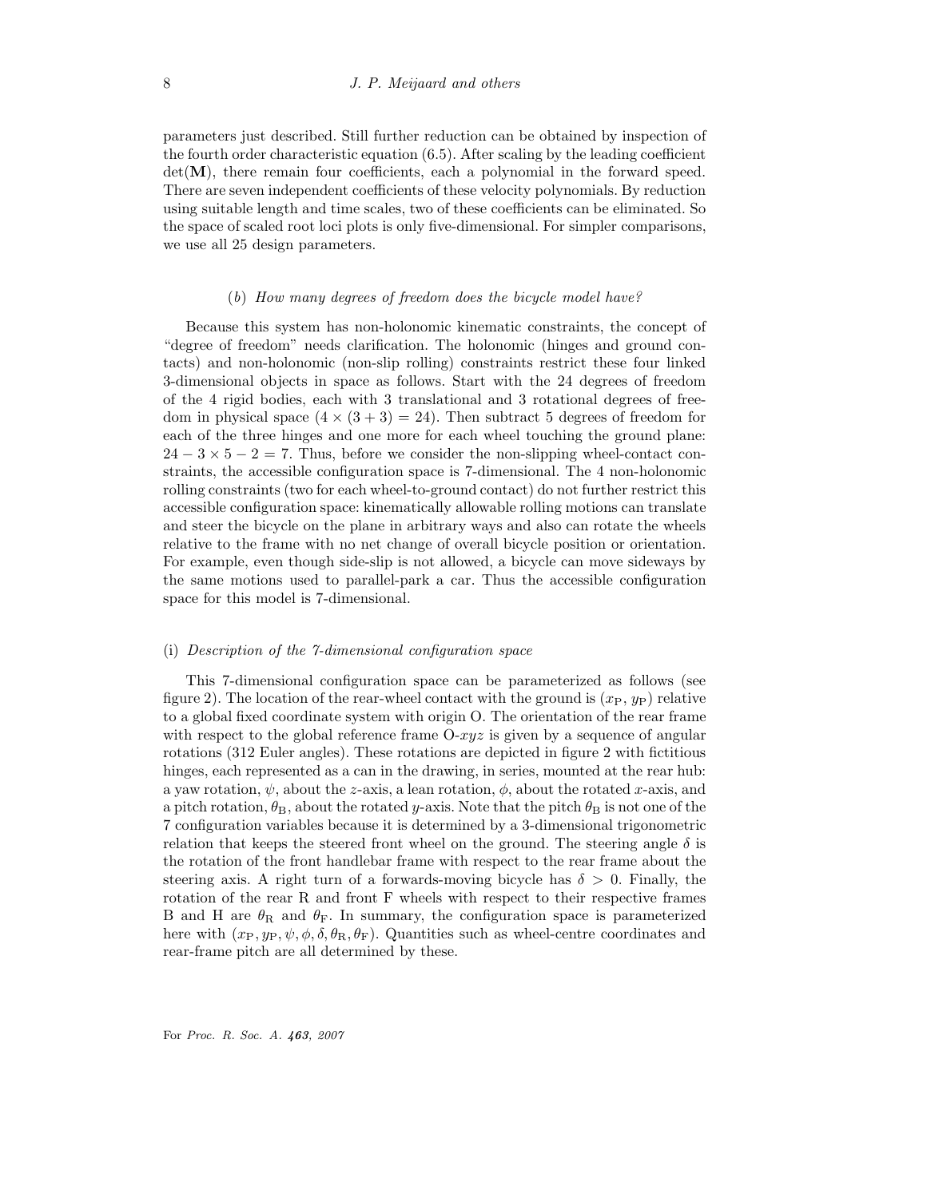parameters just described. Still further reduction can be obtained by inspection of the fourth order characteristic equation (6.5). After scaling by the leading coefficient $\det(\mathbf{M})$, there remain four coefficients, each a polynomial in the forward speed. There are seven independent coefficients of these velocity polynomials. By reduction using suitable length and time scales, two of these coefficients can be eliminated. So the space of scaled root loci plots is only five-dimensional. For simpler comparisons, we use all 25 design parameters.

### (b) *How many degrees of freedom does the bicycle model have?*

Because this system has non-holonomic kinematic constraints, the concept of "degree of freedom" needs clarification. The holonomic (hinges and ground contacts) and non-holonomic (non-slip rolling) constraints restrict these four linked 3-dimensional objects in space as follows. Start with the 24 degrees of freedom of the 4 rigid bodies, each with 3 translational and 3 rotational degrees of freedom in physical space ($4 \times (3 + 3) = 24$). Then subtract 5 degrees of freedom for each of the three hinges and one more for each wheel touching the ground plane: $24 - 3 \times 5 - 2 = 7$. Thus, before we consider the non-slipping wheel-contact constraints, the accessible configuration space is 7-dimensional. The 4 non-holonomic rolling constraints (two for each wheel-to-ground contact) do not further restrict this accessible configuration space: kinematically allowable rolling motions can translate and steer the bicycle on the plane in arbitrary ways and also can rotate the wheels relative to the frame with no net change of overall bicycle position or orientation. For example, even though side-slip is not allowed, a bicycle can move sideways by the same motions used to parallel-park a car. Thus the accessible configuration space for this model is 7-dimensional.

#### (i) *Description of the 7-dimensional configuration space*

This 7-dimensional configuration space can be parameterized as follows (see figure 2). The location of the rear-wheel contact with the ground is $(x_\mathrm{P}, y_\mathrm{P})$ relative to a global fixed coordinate system with origin O. The orientation of the rear frame with respect to the global reference frame O-$xyz$ is given by a sequence of angular rotations (312 Euler angles). These rotations are depicted in figure 2 with fictitious hinges, each represented as a can in the drawing, in series, mounted at the rear hub: a yaw rotation, $\psi$, about the $z$-axis, a lean rotation, $\phi$, about the rotated $x$-axis, and a pitch rotation, $\theta_\mathrm{B}$, about the rotated $y$-axis. Note that the pitch $\theta_\mathrm{B}$ is not one of the 7 configuration variables because it is determined by a 3-dimensional trigonometric relation that keeps the steered front wheel on the ground. The steering angle $\delta$ is the rotation of the front handlebar frame with respect to the rear frame about the steering axis. A right turn of a forwards-moving bicycle has $\delta > 0$. Finally, the rotation of the rear R and front F wheels with respect to their respective frames B and H are $\theta_\mathrm{R}$ and $\theta_\mathrm{F}$. In summary, the configuration space is parameterized here with $(x_\mathrm{P}, y_\mathrm{P}, \psi, \phi, \delta, \theta_\mathrm{R}, \theta_\mathrm{F})$. Quantities such as wheel-centre coordinates and rear-frame pitch are all determined by these.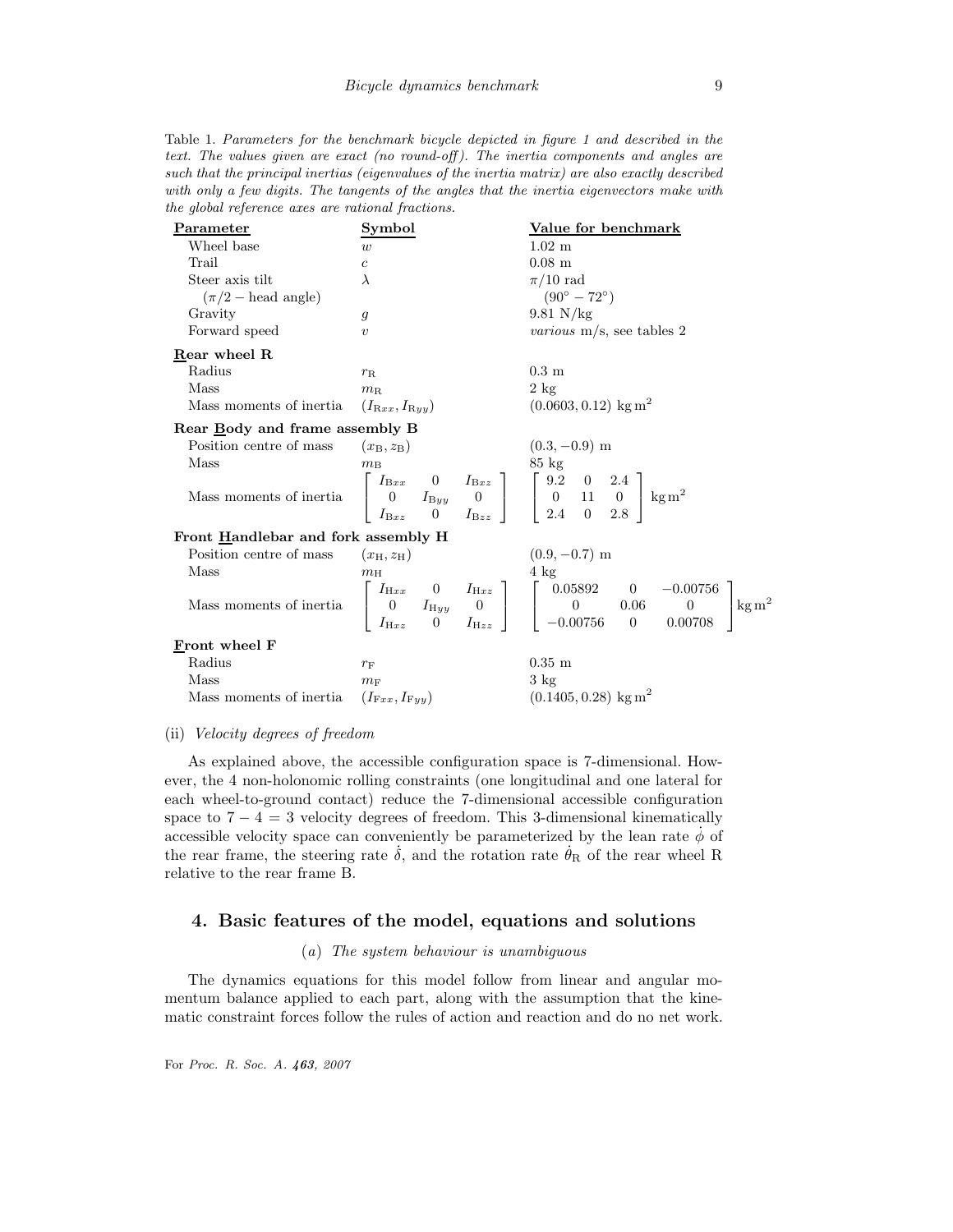Table 1. *Parameters for the benchmark bicycle depicted in figure 1 and described in the text. The values given are exact (no round-off). The inertia components and angles are such that the principal inertias (eigenvalues of the inertia matrix) are also exactly described with only a few digits. The tangents of the angles that the inertia eigenvectors make with the global reference axes are rational fractions.*

| Parameter | Symbol | Value for benchmark |
|---|---|---|
| Wheel base | $w$ | 1.02 m |
| Trail | $c$ | 0.08 m |
| Steer axis tilt | $\lambda$ | $\pi/10$ rad |
| ($\pi/2$ − head angle) | | $(90^\circ - 72^\circ)$ |
| Gravity | $g$ | 9.81 N/kg |
| Forward speed | $v$ | *various* m/s, see tables 2 |
| **Rear wheel R** | | |
| Radius | $r_{\mathrm{R}}$ | 0.3 m |
| Mass | $m_{\mathrm{R}}$ | 2 kg |
| Mass moments of inertia | $(I_{\mathrm{R}xx}, I_{\mathrm{R}yy})$ | $(0.0603, 0.12)\ \mathrm{kg\,m^2}$ |
| **Rear Body and frame assembly B** | | |
| Position centre of mass | $(x_{\mathrm{B}}, z_{\mathrm{B}})$ | $(0.3, -0.9)$ m |
| Mass | $m_{\mathrm{B}}$ | 85 kg |
| Mass moments of inertia | $\begin{bmatrix} I_{\mathrm{B}xx} & 0 & I_{\mathrm{B}xz} \\ 0 & I_{\mathrm{B}yy} & 0 \\ I_{\mathrm{B}xz} & 0 & I_{\mathrm{B}zz} \end{bmatrix}$ | $\begin{bmatrix} 9.2 & 0 & 2.4 \\ 0 & 11 & 0 \\ 2.4 & 0 & 2.8 \end{bmatrix} \mathrm{kg\,m^2}$ |
| **Front Handlebar and fork assembly H** | | |
| Position centre of mass | $(x_{\mathrm{H}}, z_{\mathrm{H}})$ | $(0.9, -0.7)$ m |
| Mass | $m_{\mathrm{H}}$ | 4 kg |
| Mass moments of inertia | $\begin{bmatrix} I_{\mathrm{H}xx} & 0 & I_{\mathrm{H}xz} \\ 0 & I_{\mathrm{H}yy} & 0 \\ I_{\mathrm{H}xz} & 0 & I_{\mathrm{H}zz} \end{bmatrix}$ | $\begin{bmatrix} 0.05892 & 0 & -0.00756 \\ 0 & 0.06 & 0 \\ -0.00756 & 0 & 0.00708 \end{bmatrix} \mathrm{kg\,m^2}$ |
| **Front wheel F** | | |
| Radius | $r_{\mathrm{F}}$ | 0.35 m |
| Mass | $m_{\mathrm{F}}$ | 3 kg |
| Mass moments of inertia | $(I_{\mathrm{F}xx}, I_{\mathrm{F}yy})$ | $(0.1405, 0.28)\ \mathrm{kg\,m^2}$ |

(ii) *Velocity degrees of freedom*

As explained above, the accessible configuration space is 7-dimensional. However, the 4 non-holonomic rolling constraints (one longitudinal and one lateral for each wheel-to-ground contact) reduce the 7-dimensional accessible configuration space to $7 - 4 = 3$ velocity degrees of freedom. This 3-dimensional kinematically accessible velocity space can conveniently be parameterized by the lean rate $\dot{\phi}$ of the rear frame, the steering rate $\dot{\delta}$, and the rotation rate $\dot{\theta}_{\mathrm{R}}$ of the rear wheel R relative to the rear frame B.

## 4. Basic features of the model, equations and solutions

### (a) *The system behaviour is unambiguous*

The dynamics equations for this model follow from linear and angular momentum balance applied to each part, along with the assumption that the kinematic constraint forces follow the rules of action and reaction and do no net work.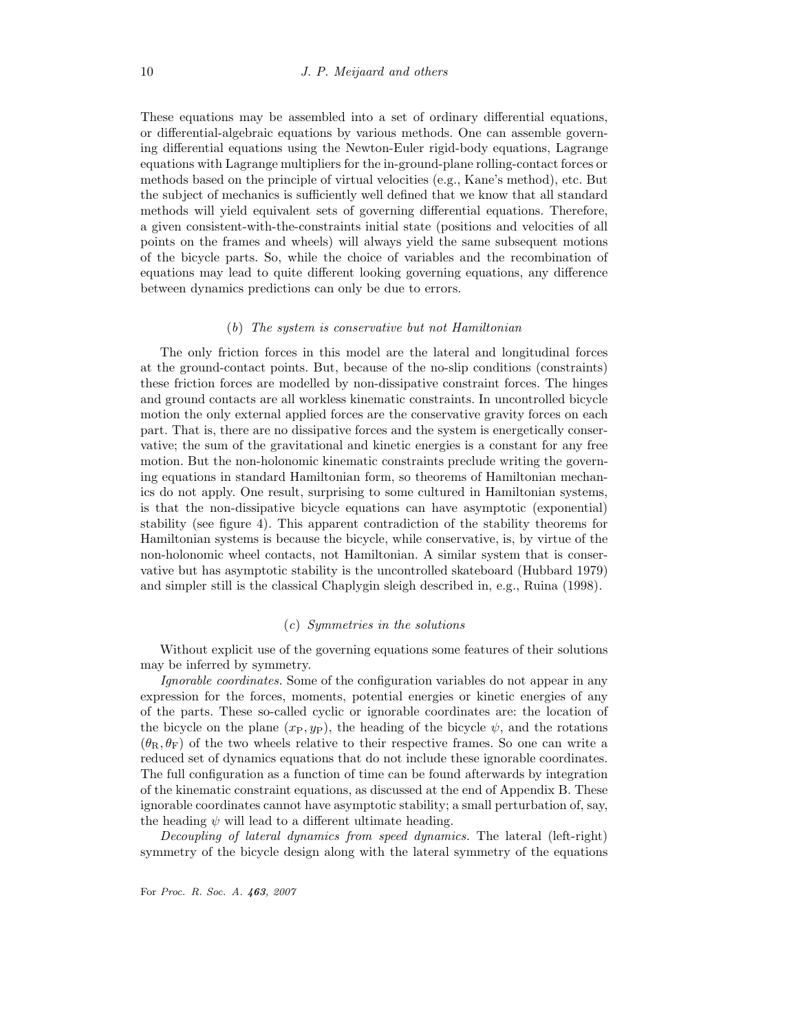These equations may be assembled into a set of ordinary differential equations, or differential-algebraic equations by various methods. One can assemble governing differential equations using the Newton-Euler rigid-body equations, Lagrange equations with Lagrange multipliers for the in-ground-plane rolling-contact forces or methods based on the principle of virtual velocities (e.g., Kane's method), etc. But the subject of mechanics is sufficiently well defined that we know that all standard methods will yield equivalent sets of governing differential equations. Therefore, a given consistent-with-the-constraints initial state (positions and velocities of all points on the frames and wheels) will always yield the same subsequent motions of the bicycle parts. So, while the choice of variables and the recombination of equations may lead to quite different looking governing equations, any difference between dynamics predictions can only be due to errors.

### (*b*) *The system is conservative but not Hamiltonian*

The only friction forces in this model are the lateral and longitudinal forces at the ground-contact points. But, because of the no-slip conditions (constraints) these friction forces are modelled by non-dissipative constraint forces. The hinges and ground contacts are all workless kinematic constraints. In uncontrolled bicycle motion the only external applied forces are the conservative gravity forces on each part. That is, there are no dissipative forces and the system is energetically conservative; the sum of the gravitational and kinetic energies is a constant for any free motion. But the non-holonomic kinematic constraints preclude writing the governing equations in standard Hamiltonian form, so theorems of Hamiltonian mechanics do not apply. One result, surprising to some cultured in Hamiltonian systems, is that the non-dissipative bicycle equations can have asymptotic (exponential) stability (see figure 4). This apparent contradiction of the stability theorems for Hamiltonian systems is because the bicycle, while conservative, is, by virtue of the non-holonomic wheel contacts, not Hamiltonian. A similar system that is conservative but has asymptotic stability is the uncontrolled skateboard (Hubbard 1979) and simpler still is the classical Chaplygin sleigh described in, e.g., Ruina (1998).

### (*c*) *Symmetries in the solutions*

Without explicit use of the governing equations some features of their solutions may be inferred by symmetry.

*Ignorable coordinates.* Some of the configuration variables do not appear in any expression for the forces, moments, potential energies or kinetic energies of any of the parts. These so-called cyclic or ignorable coordinates are: the location of the bicycle on the plane $(x_{\mathrm{P}}, y_{\mathrm{P}})$, the heading of the bicycle $\psi$, and the rotations $(\theta_{\mathrm{R}}, \theta_{\mathrm{F}})$ of the two wheels relative to their respective frames. So one can write a reduced set of dynamics equations that do not include these ignorable coordinates. The full configuration as a function of time can be found afterwards by integration of the kinematic constraint equations, as discussed at the end of Appendix B. These ignorable coordinates cannot have asymptotic stability; a small perturbation of, say, the heading $\psi$ will lead to a different ultimate heading.

*Decoupling of lateral dynamics from speed dynamics.* The lateral (left-right) symmetry of the bicycle design along with the lateral symmetry of the equations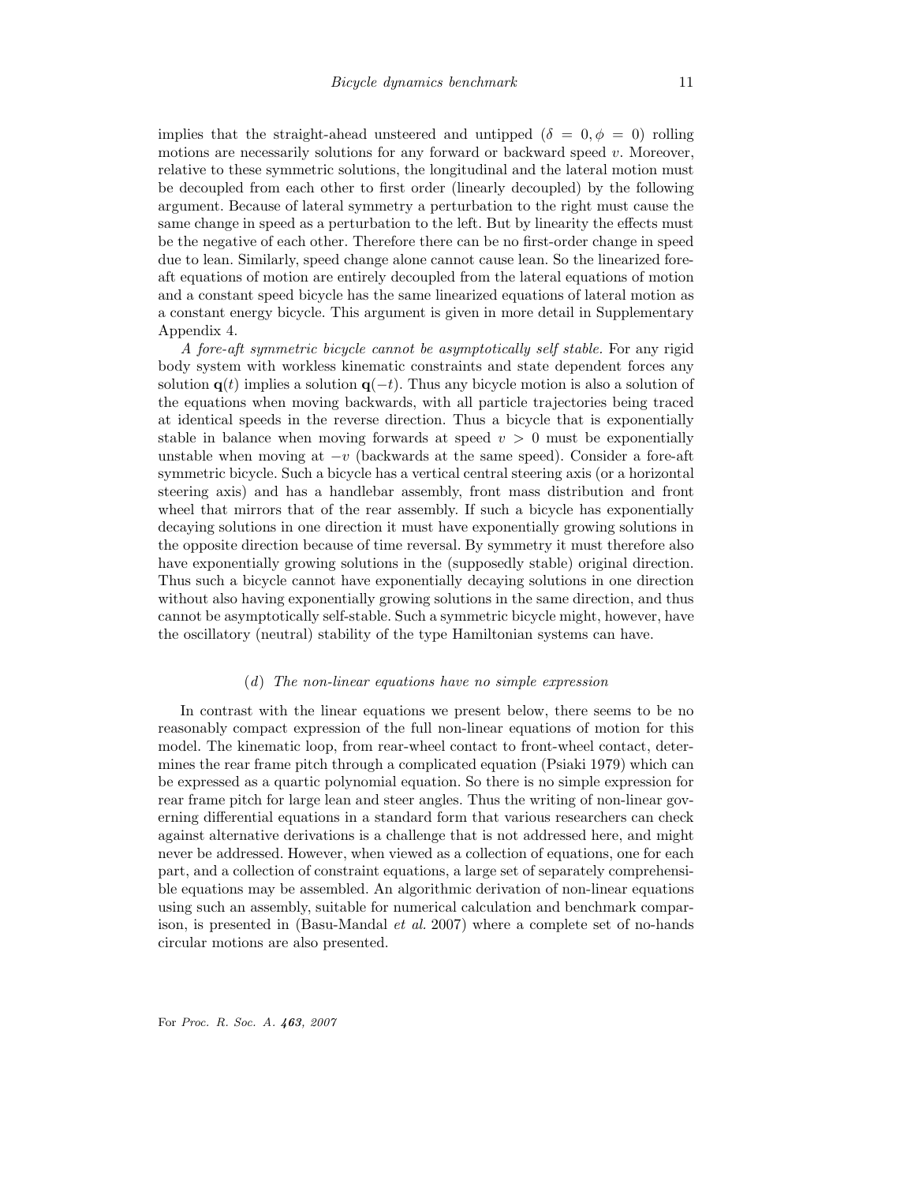implies that the straight-ahead unsteered and untipped ($\delta = 0, \phi = 0$) rolling motions are necessarily solutions for any forward or backward speed $v$. Moreover, relative to these symmetric solutions, the longitudinal and the lateral motion must be decoupled from each other to first order (linearly decoupled) by the following argument. Because of lateral symmetry a perturbation to the right must cause the same change in speed as a perturbation to the left. But by linearity the effects must be the negative of each other. Therefore there can be no first-order change in speed due to lean. Similarly, speed change alone cannot cause lean. So the linearized fore-aft equations of motion are entirely decoupled from the lateral equations of motion and a constant speed bicycle has the same linearized equations of lateral motion as a constant energy bicycle. This argument is given in more detail in Supplementary Appendix 4.

*A fore-aft symmetric bicycle cannot be asymptotically self stable.* For any rigid body system with workless kinematic constraints and state dependent forces any solution $\mathbf{q}(t)$ implies a solution $\mathbf{q}(-t)$. Thus any bicycle motion is also a solution of the equations when moving backwards, with all particle trajectories being traced at identical speeds in the reverse direction. Thus a bicycle that is exponentially stable in balance when moving forwards at speed $v > 0$ must be exponentially unstable when moving at $-v$ (backwards at the same speed). Consider a fore-aft symmetric bicycle. Such a bicycle has a vertical central steering axis (or a horizontal steering axis) and has a handlebar assembly, front mass distribution and front wheel that mirrors that of the rear assembly. If such a bicycle has exponentially decaying solutions in one direction it must have exponentially growing solutions in the opposite direction because of time reversal. By symmetry it must therefore also have exponentially growing solutions in the (supposedly stable) original direction. Thus such a bicycle cannot have exponentially decaying solutions in one direction without also having exponentially growing solutions in the same direction, and thus cannot be asymptotically self-stable. Such a symmetric bicycle might, however, have the oscillatory (neutral) stability of the type Hamiltonian systems can have.

### (*d*) *The non-linear equations have no simple expression*

In contrast with the linear equations we present below, there seems to be no reasonably compact expression of the full non-linear equations of motion for this model. The kinematic loop, from rear-wheel contact to front-wheel contact, determines the rear frame pitch through a complicated equation (Psiaki 1979) which can be expressed as a quartic polynomial equation. So there is no simple expression for rear frame pitch for large lean and steer angles. Thus the writing of non-linear governing differential equations in a standard form that various researchers can check against alternative derivations is a challenge that is not addressed here, and might never be addressed. However, when viewed as a collection of equations, one for each part, and a collection of constraint equations, a large set of separately comprehensible equations may be assembled. An algorithmic derivation of non-linear equations using such an assembly, suitable for numerical calculation and benchmark comparison, is presented in (Basu-Mandal *et al.* 2007) where a complete set of no-hands circular motions are also presented.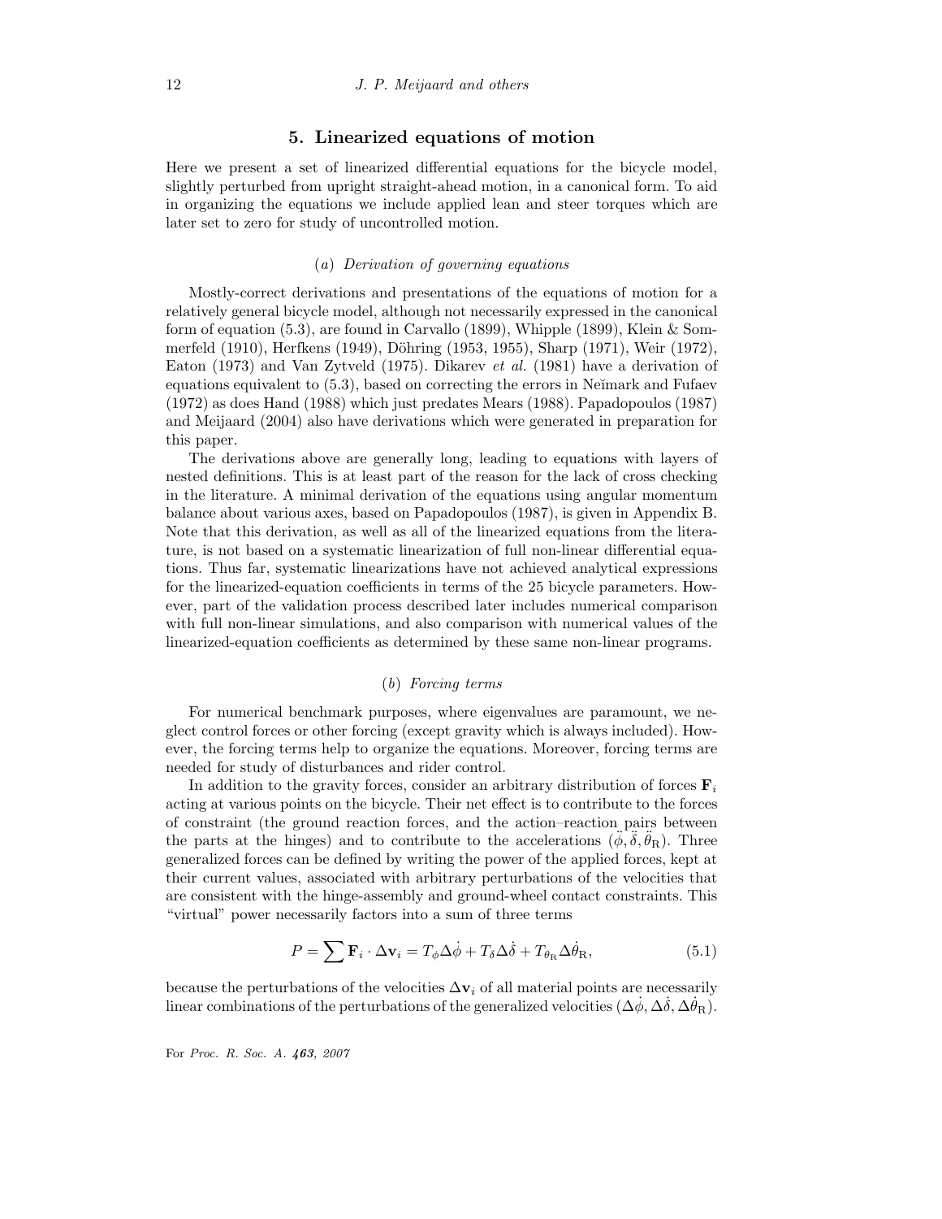## 5. Linearized equations of motion

Here we present a set of linearized differential equations for the bicycle model, slightly perturbed from upright straight-ahead motion, in a canonical form. To aid in organizing the equations we include applied lean and steer torques which are later set to zero for study of uncontrolled motion.

### (*a*) *Derivation of governing equations*

Mostly-correct derivations and presentations of the equations of motion for a relatively general bicycle model, although not necessarily expressed in the canonical form of equation (5.3), are found in Carvallo (1899), Whipple (1899), Klein & Sommerfeld (1910), Herfkens (1949), Döhring (1953, 1955), Sharp (1971), Weir (1972), Eaton (1973) and Van Zytveld (1975). Dikarev *et al.* (1981) have a derivation of equations equivalent to (5.3), based on correcting the errors in Neĭmark and Fufaev (1972) as does Hand (1988) which just predates Mears (1988). Papadopoulos (1987) and Meijaard (2004) also have derivations which were generated in preparation for this paper.

The derivations above are generally long, leading to equations with layers of nested definitions. This is at least part of the reason for the lack of cross checking in the literature. A minimal derivation of the equations using angular momentum balance about various axes, based on Papadopoulos (1987), is given in Appendix B. Note that this derivation, as well as all of the linearized equations from the literature, is not based on a systematic linearization of full non-linear differential equations. Thus far, systematic linearizations have not achieved analytical expressions for the linearized-equation coefficients in terms of the 25 bicycle parameters. However, part of the validation process described later includes numerical comparison with full non-linear simulations, and also comparison with numerical values of the linearized-equation coefficients as determined by these same non-linear programs.

### (*b*) *Forcing terms*

For numerical benchmark purposes, where eigenvalues are paramount, we neglect control forces or other forcing (except gravity which is always included). However, the forcing terms help to organize the equations. Moreover, forcing terms are needed for study of disturbances and rider control.

In addition to the gravity forces, consider an arbitrary distribution of forces $\mathbf{F}_i$ acting at various points on the bicycle. Their net effect is to contribute to the forces of constraint (the ground reaction forces, and the action–reaction pairs between the parts at the hinges) and to contribute to the accelerations ($\ddot{\phi}, \ddot{\delta}, \ddot{\theta}_{\mathrm{R}}$). Three generalized forces can be defined by writing the power of the applied forces, kept at their current values, associated with arbitrary perturbations of the velocities that are consistent with the hinge-assembly and ground-wheel contact constraints. This "virtual" power necessarily factors into a sum of three terms

$$P = \sum \mathbf{F}_i \cdot \Delta \mathbf{v}_i = T_\phi \Delta\dot{\phi} + T_\delta \Delta\dot{\delta} + T_{\theta_{\mathrm{R}}} \Delta\dot{\theta}_{\mathrm{R}}, \tag{5.1}$$

because the perturbations of the velocities $\Delta\mathbf{v}_i$ of all material points are necessarily linear combinations of the perturbations of the generalized velocities ($\Delta\dot{\phi}, \Delta\dot{\delta}, \Delta\dot{\theta}_{\mathrm{R}}$).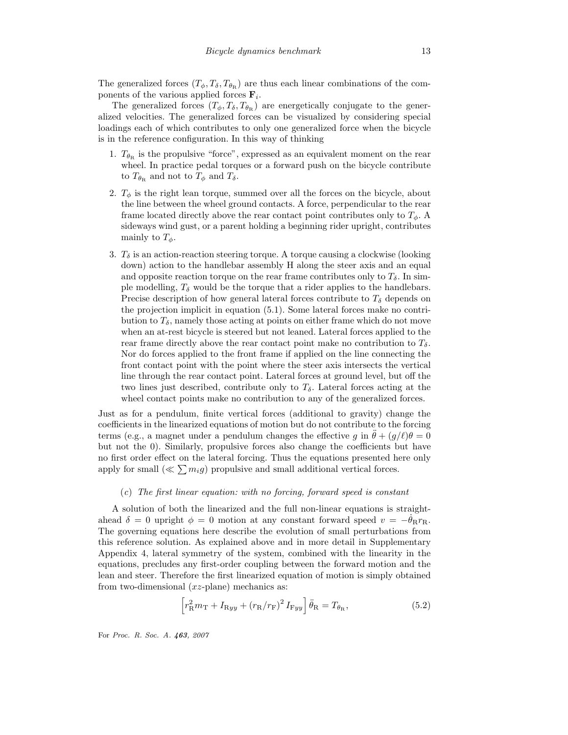The generalized forces $(T_\phi, T_\delta, T_{\theta_{\rm R}})$ are thus each linear combinations of the components of the various applied forces $\mathbf{F}_i$.

The generalized forces $(T_\phi, T_\delta, T_{\theta_{\rm R}})$ are energetically conjugate to the generalized velocities. The generalized forces can be visualized by considering special loadings each of which contributes to only one generalized force when the bicycle is in the reference configuration. In this way of thinking

1. $T_{\theta_{\rm R}}$ is the propulsive "force", expressed as an equivalent moment on the rear wheel. In practice pedal torques or a forward push on the bicycle contribute to $T_{\theta_{\rm R}}$ and not to $T_\phi$ and $T_\delta$.
2. $T_\phi$ is the right lean torque, summed over all the forces on the bicycle, about the line between the wheel ground contacts. A force, perpendicular to the rear frame located directly above the rear contact point contributes only to $T_\phi$. A sideways wind gust, or a parent holding a beginning rider upright, contributes mainly to $T_\phi$.
3. $T_\delta$ is an action-reaction steering torque. A torque causing a clockwise (looking down) action to the handlebar assembly H along the steer axis and an equal and opposite reaction torque on the rear frame contributes only to $T_\delta$. In simple modelling, $T_\delta$ would be the torque that a rider applies to the handlebars. Precise description of how general lateral forces contribute to $T_\delta$ depends on the projection implicit in equation (5.1). Some lateral forces make no contribution to $T_\delta$, namely those acting at points on either frame which do not move when an at-rest bicycle is steered but not leaned. Lateral forces applied to the rear frame directly above the rear contact point make no contribution to $T_\delta$. Nor do forces applied to the front frame if applied on the line connecting the front contact point with the point where the steer axis intersects the vertical line through the rear contact point. Lateral forces at ground level, but off the two lines just described, contribute only to $T_\delta$. Lateral forces acting at the wheel contact points make no contribution to any of the generalized forces.

Just as for a pendulum, finite vertical forces (additional to gravity) change the coefficients in the linearized equations of motion but do not contribute to the forcing terms (e.g., a magnet under a pendulum changes the effective $g$ in $\ddot{\theta} + (g/\ell)\theta = 0$ but not the 0). Similarly, propulsive forces also change the coefficients but have no first order effect on the lateral forcing. Thus the equations presented here only apply for small ($\ll \sum m_i g$) propulsive and small additional vertical forces.

### (c) *The first linear equation: with no forcing, forward speed is constant*

A solution of both the linearized and the full non-linear equations is straight-ahead $\delta = 0$ upright $\phi = 0$ motion at any constant forward speed $v = -\dot{\theta}_{\rm R} r_{\rm R}$. The governing equations here describe the evolution of small perturbations from this reference solution. As explained above and in more detail in Supplementary Appendix 4, lateral symmetry of the system, combined with the linearity in the equations, precludes any first-order coupling between the forward motion and the lean and steer. Therefore the first linearized equation of motion is simply obtained from two-dimensional ($xz$-plane) mechanics as:

$$\left[r_{\rm R}^2 m_{\rm T} + I_{{\rm R}yy} + (r_{\rm R}/r_{\rm F})^2 I_{{\rm F}yy}\right]\ddot{\theta}_{\rm R} = T_{\theta_{\rm R}}, \tag{5.2}$$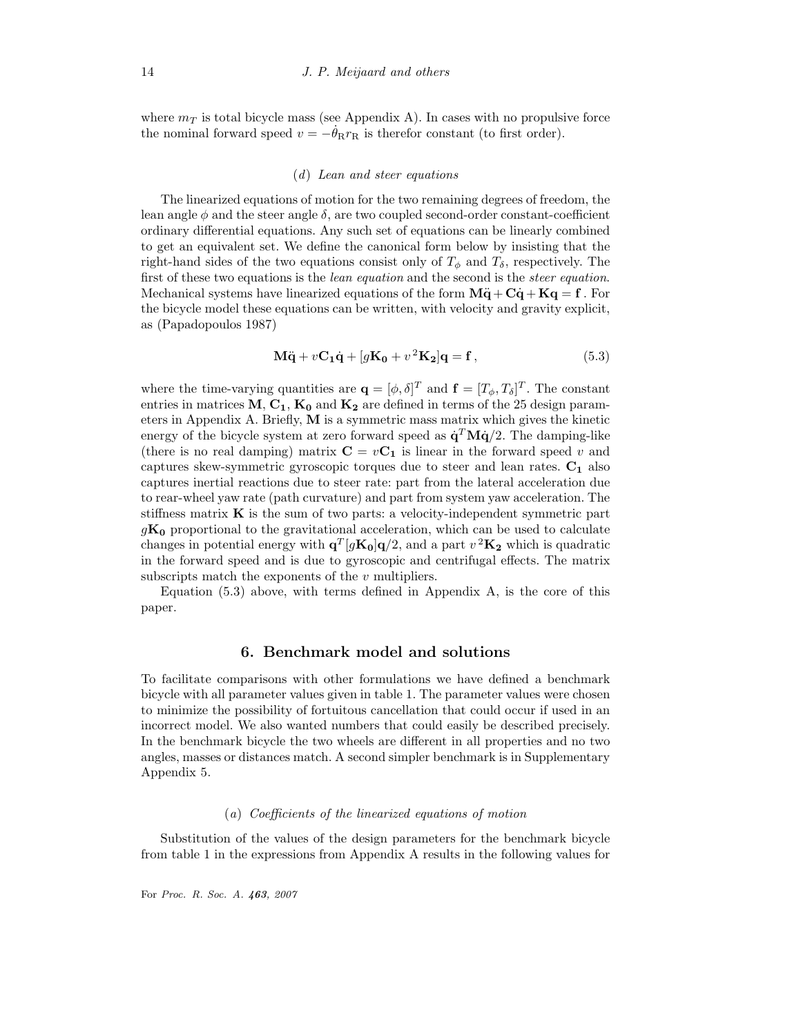where $m_T$ is total bicycle mass (see Appendix A). In cases with no propulsive force the nominal forward speed $v = -\dot{\theta}_R r_R$ is therefor constant (to first order).

### (*d*) *Lean and steer equations*

The linearized equations of motion for the two remaining degrees of freedom, the lean angle $\phi$ and the steer angle $\delta$, are two coupled second-order constant-coefficient ordinary differential equations. Any such set of equations can be linearly combined to get an equivalent set. We define the canonical form below by insisting that the right-hand sides of the two equations consist only of $T_\phi$ and $T_\delta$, respectively. The first of these two equations is the *lean equation* and the second is the *steer equation*. Mechanical systems have linearized equations of the form $\mathbf{M}\ddot{\mathbf{q}} + \mathbf{C}\dot{\mathbf{q}} + \mathbf{K}\mathbf{q} = \mathbf{f}$. For the bicycle model these equations can be written, with velocity and gravity explicit, as (Papadopoulos 1987)

$$\mathbf{M}\ddot{\mathbf{q}} + v\mathbf{C_1}\dot{\mathbf{q}} + [g\mathbf{K_0} + v^2\mathbf{K_2}]\mathbf{q} = \mathbf{f}\,, \tag{5.3}$$

where the time-varying quantities are $\mathbf{q} = [\phi, \delta]^T$ and $\mathbf{f} = [T_\phi, T_\delta]^T$. The constant entries in matrices $\mathbf{M}$, $\mathbf{C_1}$, $\mathbf{K_0}$ and $\mathbf{K_2}$ are defined in terms of the 25 design parameters in Appendix A. Briefly, $\mathbf{M}$ is a symmetric mass matrix which gives the kinetic energy of the bicycle system at zero forward speed as $\dot{\mathbf{q}}^T\mathbf{M}\dot{\mathbf{q}}/2$. The damping-like (there is no real damping) matrix $\mathbf{C} = v\mathbf{C_1}$ is linear in the forward speed $v$ and captures skew-symmetric gyroscopic torques due to steer and lean rates. $\mathbf{C_1}$ also captures inertial reactions due to steer rate: part from the lateral acceleration due to rear-wheel yaw rate (path curvature) and part from system yaw acceleration. The stiffness matrix $\mathbf{K}$ is the sum of two parts: a velocity-independent symmetric part $g\mathbf{K_0}$ proportional to the gravitational acceleration, which can be used to calculate changes in potential energy with $\mathbf{q}^T[g\mathbf{K_0}]\mathbf{q}/2$, and a part $v^2\mathbf{K_2}$ which is quadratic in the forward speed and is due to gyroscopic and centrifugal effects. The matrix subscripts match the exponents of the $v$ multipliers.

Equation (5.3) above, with terms defined in Appendix A, is the core of this paper.

## 6. Benchmark model and solutions

To facilitate comparisons with other formulations we have defined a benchmark bicycle with all parameter values given in table 1. The parameter values were chosen to minimize the possibility of fortuitous cancellation that could occur if used in an incorrect model. We also wanted numbers that could easily be described precisely. In the benchmark bicycle the two wheels are different in all properties and no two angles, masses or distances match. A second simpler benchmark is in Supplementary Appendix 5.

### (*a*) *Coefficients of the linearized equations of motion*

Substitution of the values of the design parameters for the benchmark bicycle from table 1 in the expressions from Appendix A results in the following values for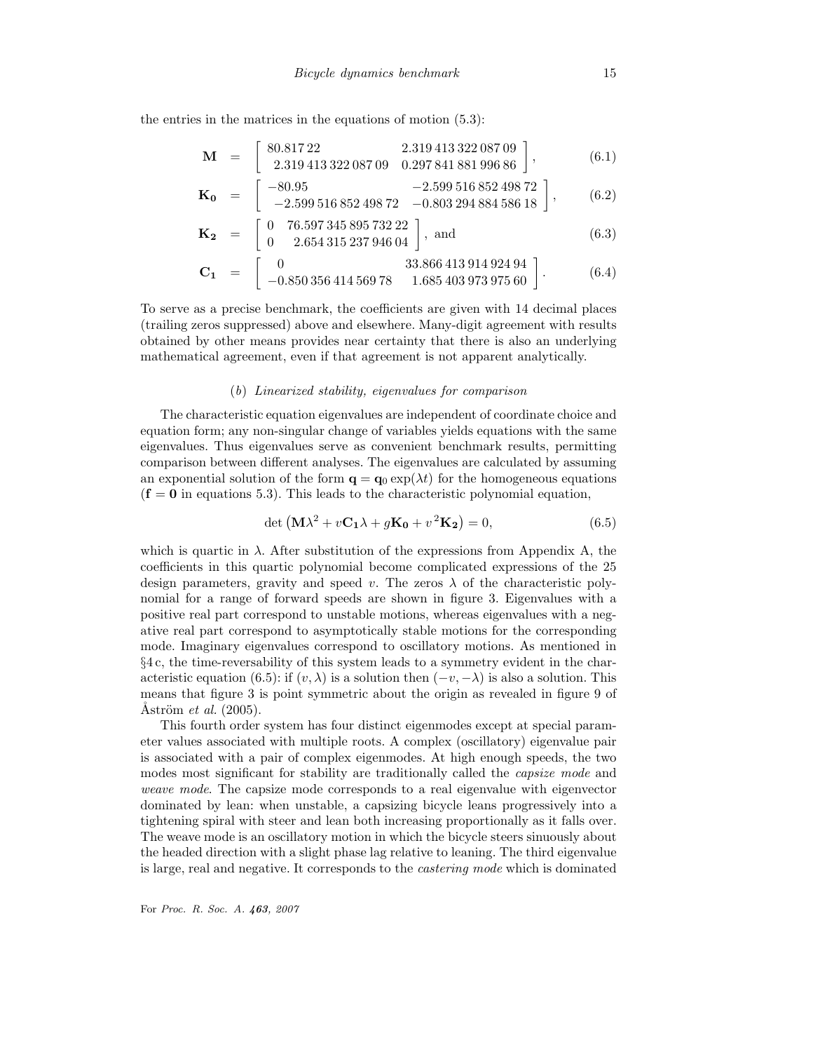the entries in the matrices in the equations of motion (5.3):

$$\mathbf{M} = \begin{bmatrix} 80.81722 & 2.31941332208709 \\ 2.31941332208709 & 0.29784188199686 \end{bmatrix}, \tag{6.1}$$

$$\mathbf{K_0} = \begin{bmatrix} -80.95 & -2.59951685249872 \\ -2.59951685249872 & -0.80329488458618 \end{bmatrix}, \tag{6.2}$$

$$\mathbf{K_2} = \begin{bmatrix} 0 & 76.59734589573222 \\ 0 & 2.65431523794604 \end{bmatrix}, \text{ and} \tag{6.3}$$

$$\mathbf{C_1} = \begin{bmatrix} 0 & 33.86641391492494 \\ -0.85035641456978 & 1.68540397397560 \end{bmatrix}. \tag{6.4}$$

To serve as a precise benchmark, the coefficients are given with 14 decimal places (trailing zeros suppressed) above and elsewhere. Many-digit agreement with results obtained by other means provides near certainty that there is also an underlying mathematical agreement, even if that agreement is not apparent analytically.

### (b) *Linearized stability, eigenvalues for comparison*

The characteristic equation eigenvalues are independent of coordinate choice and equation form; any non-singular change of variables yields equations with the same eigenvalues. Thus eigenvalues serve as convenient benchmark results, permitting comparison between different analyses. The eigenvalues are calculated by assuming an exponential solution of the form $\mathbf{q} = \mathbf{q}_0 \exp(\lambda t)$ for the homogeneous equations ($\mathbf{f} = \mathbf{0}$ in equations 5.3). This leads to the characteristic polynomial equation,

$$\det\left(\mathbf{M}\lambda^2 + v\mathbf{C_1}\lambda + g\mathbf{K_0} + v^2\mathbf{K_2}\right) = 0, \tag{6.5}$$

which is quartic in $\lambda$. After substitution of the expressions from Appendix A, the coefficients in this quartic polynomial become complicated expressions of the 25 design parameters, gravity and speed $v$. The zeros $\lambda$ of the characteristic polynomial for a range of forward speeds are shown in figure 3. Eigenvalues with a positive real part correspond to unstable motions, whereas eigenvalues with a negative real part correspond to asymptotically stable motions for the corresponding mode. Imaginary eigenvalues correspond to oscillatory motions. As mentioned in §4 c, the time-reversability of this system leads to a symmetry evident in the characteristic equation (6.5): if $(v, \lambda)$ is a solution then $(-v, -\lambda)$ is also a solution. This means that figure 3 is point symmetric about the origin as revealed in figure 9 of Åström *et al.* (2005).

This fourth order system has four distinct eigenmodes except at special parameter values associated with multiple roots. A complex (oscillatory) eigenvalue pair is associated with a pair of complex eigenmodes. At high enough speeds, the two modes most significant for stability are traditionally called the *capsize mode* and *weave mode*. The capsize mode corresponds to a real eigenvalue with eigenvector dominated by lean: when unstable, a capsizing bicycle leans progressively into a tightening spiral with steer and lean both increasing proportionally as it falls over. The weave mode is an oscillatory motion in which the bicycle steers sinuously about the headed direction with a slight phase lag relative to leaning. The third eigenvalue is large, real and negative. It corresponds to the *castering mode* which is dominated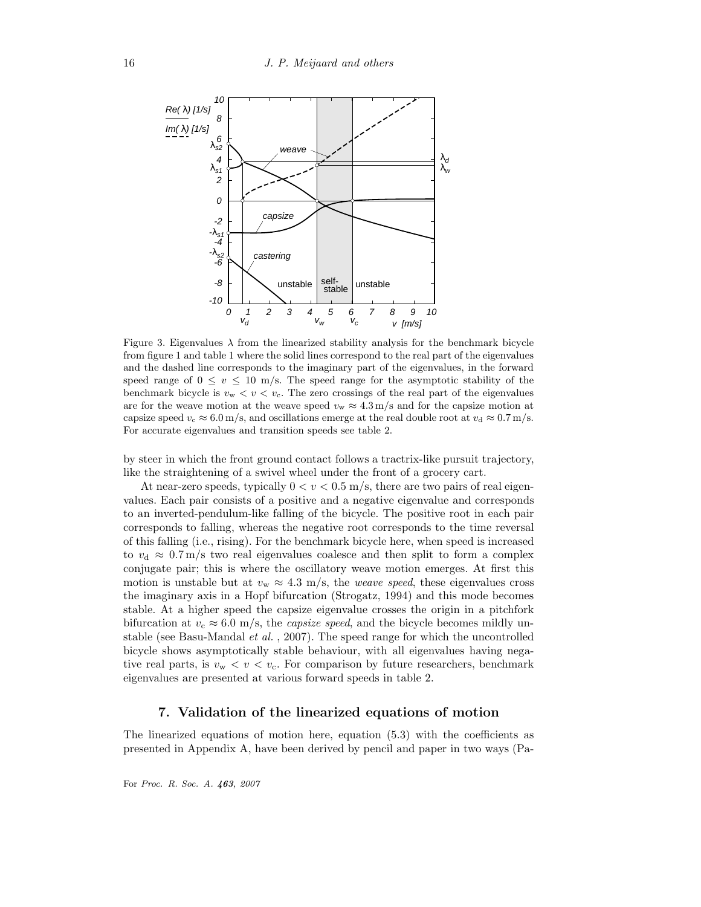Figure 3. Eigenvalues $\lambda$ from the linearized stability analysis for the benchmark bicycle from figure 1 and table 1 where the solid lines correspond to the real part of the eigenvalues and the dashed line corresponds to the imaginary part of the eigenvalues, in the forward speed range of $0 \leq v \leq 10$ m/s. The speed range for the asymptotic stability of the benchmark bicycle is $v_\mathrm{w} < v < v_\mathrm{c}$. The zero crossings of the real part of the eigenvalues are for the weave motion at the weave speed $v_\mathrm{w} \approx 4.3\,\mathrm{m/s}$ and for the capsize motion at capsize speed $v_\mathrm{c} \approx 6.0\,\mathrm{m/s}$, and oscillations emerge at the real double root at $v_\mathrm{d} \approx 0.7\,\mathrm{m/s}$. For accurate eigenvalues and transition speeds see table 2.

by steer in which the front ground contact follows a tractrix-like pursuit trajectory, like the straightening of a swivel wheel under the front of a grocery cart.

At near-zero speeds, typically $0 < v < 0.5$ m/s, there are two pairs of real eigenvalues. Each pair consists of a positive and a negative eigenvalue and corresponds to an inverted-pendulum-like falling of the bicycle. The positive root in each pair corresponds to falling, whereas the negative root corresponds to the time reversal of this falling (i.e., rising). For the benchmark bicycle here, when speed is increased to $v_\mathrm{d} \approx 0.7\,\mathrm{m/s}$ two real eigenvalues coalesce and then split to form a complex conjugate pair; this is where the oscillatory weave motion emerges. At first this motion is unstable but at $v_\mathrm{w} \approx 4.3$ m/s, the *weave speed*, these eigenvalues cross the imaginary axis in a Hopf bifurcation (Strogatz, 1994) and this mode becomes stable. At a higher speed the capsize eigenvalue crosses the origin in a pitchfork bifurcation at $v_\mathrm{c} \approx 6.0$ m/s, the *capsize speed*, and the bicycle becomes mildly unstable (see Basu-Mandal *et al.* , 2007). The speed range for which the uncontrolled bicycle shows asymptotically stable behaviour, with all eigenvalues having negative real parts, is $v_\mathrm{w} < v < v_\mathrm{c}$. For comparison by future researchers, benchmark eigenvalues are presented at various forward speeds in table 2.

## 7. Validation of the linearized equations of motion

The linearized equations of motion here, equation (5.3) with the coefficients as presented in Appendix A, have been derived by pencil and paper in two ways (Pa-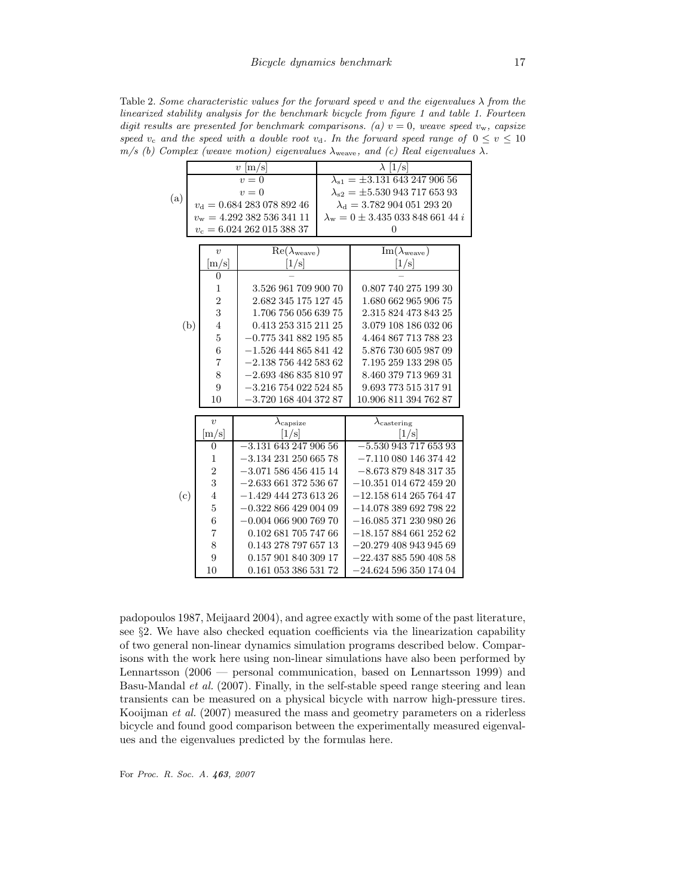Table 2. *Some characteristic values for the forward speed $v$ and the eigenvalues $\lambda$ from the linearized stability analysis for the benchmark bicycle from figure 1 and table 1. Fourteen digit results are presented for benchmark comparisons. (a) $v = 0$, weave speed $v_w$, capsize speed $v_c$ and the speed with a double root $v_d$. In the forward speed range of $0 \le v \le 10$ m/s (b) Complex (weave motion) eigenvalues $\lambda_{weave}$, and (c) Real eigenvalues $\lambda$.*

(a)

| $v$ [m/s] | $\lambda$ [1/s] |
|---|---|
| $v = 0$ | $\lambda_{s1} = \pm 3.131\,643\,247\,906\,56$ |
| $v = 0$ | $\lambda_{s2} = \pm 5.530\,943\,717\,653\,93$ |
| $v_d = 0.684\,283\,078\,892\,46$ | $\lambda_d = 3.782\,904\,051\,293\,20$ |
| $v_w = 4.292\,382\,536\,341\,11$ | $\lambda_w = 0 \pm 3.435\,033\,848\,661\,44\,i$ |
| $v_c = 6.024\,262\,015\,388\,37$ | 0 |

(b)

| $v$ [m/s] | $\mathrm{Re}(\lambda_{weave})$ [1/s] | $\mathrm{Im}(\lambda_{weave})$ [1/s] |
|---|---|---|
| 0 | – | – |
| 1 | 3.526 961 709 900 70 | 0.807 740 275 199 30 |
| 2 | 2.682 345 175 127 45 | 1.680 662 965 906 75 |
| 3 | 1.706 756 056 639 75 | 2.315 824 473 843 25 |
| 4 | 0.413 253 315 211 25 | 3.079 108 186 032 06 |
| 5 | −0.775 341 882 195 85 | 4.464 867 713 788 23 |
| 6 | −1.526 444 865 841 42 | 5.876 730 605 987 09 |
| 7 | −2.138 756 442 583 62 | 7.195 259 133 298 05 |
| 8 | −2.693 486 835 810 97 | 8.460 379 713 969 31 |
| 9 | −3.216 754 022 524 85 | 9.693 773 515 317 91 |
| 10 | −3.720 168 404 372 87 | 10.906 811 394 762 87 |

(c)

| $v$ [m/s] | $\lambda_{capsize}$ [1/s] | $\lambda_{castering}$ [1/s] |
|---|---|---|
| 0 | −3.131 643 247 906 56 | −5.530 943 717 653 93 |
| 1 | −3.134 231 250 665 78 | −7.110 080 146 374 42 |
| 2 | −3.071 586 456 415 14 | −8.673 879 848 317 35 |
| 3 | −2.633 661 372 536 67 | −10.351 014 672 459 20 |
| 4 | −1.429 444 273 613 26 | −12.158 614 265 764 47 |
| 5 | −0.322 866 429 004 09 | −14.078 389 692 798 22 |
| 6 | −0.004 066 900 769 70 | −16.085 371 230 980 26 |
| 7 | 0.102 681 705 747 66 | −18.157 884 661 252 62 |
| 8 | 0.143 278 797 657 13 | −20.279 408 943 945 69 |
| 9 | 0.157 901 840 309 17 | −22.437 885 590 408 58 |
| 10 | 0.161 053 386 531 72 | −24.624 596 350 174 04 |

padopoulos 1987, Meijaard 2004), and agree exactly with some of the past literature, see §2. We have also checked equation coefficients via the linearization capability of two general non-linear dynamics simulation programs described below. Comparisons with the work here using non-linear simulations have also been performed by Lennartsson (2006 — personal communication, based on Lennartsson 1999) and Basu-Mandal *et al.* (2007). Finally, in the self-stable speed range steering and lean transients can be measured on a physical bicycle with narrow high-pressure tires. Kooijman *et al.* (2007) measured the mass and geometry parameters on a riderless bicycle and found good comparison between the experimentally measured eigenvalues and the eigenvalues predicted by the formulas here.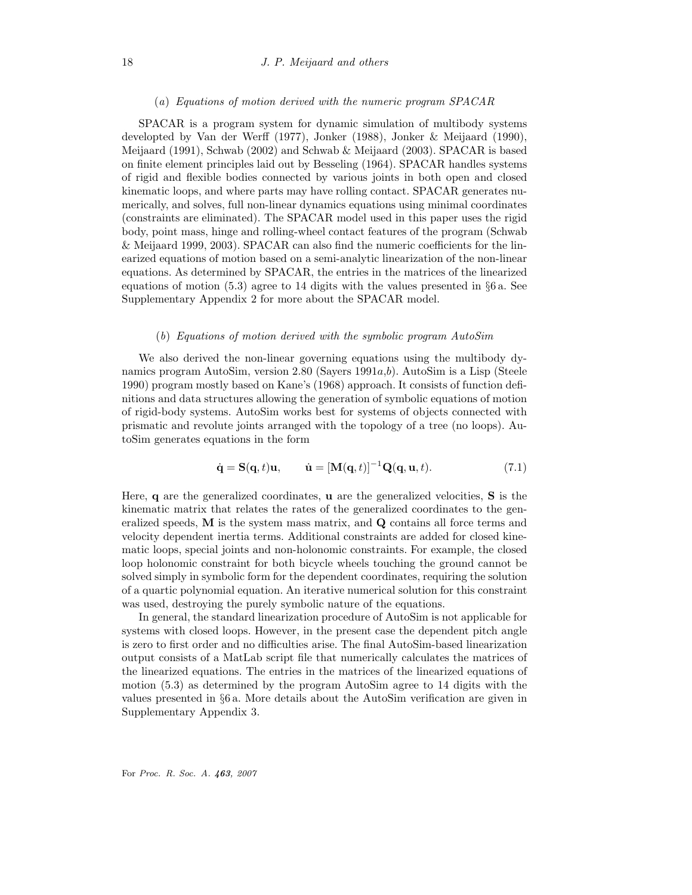### (a) *Equations of motion derived with the numeric program SPACAR*

SPACAR is a program system for dynamic simulation of multibody systems developted by Van der Werff (1977), Jonker (1988), Jonker & Meijaard (1990), Meijaard (1991), Schwab (2002) and Schwab & Meijaard (2003). SPACAR is based on finite element principles laid out by Besseling (1964). SPACAR handles systems of rigid and flexible bodies connected by various joints in both open and closed kinematic loops, and where parts may have rolling contact. SPACAR generates numerically, and solves, full non-linear dynamics equations using minimal coordinates (constraints are eliminated). The SPACAR model used in this paper uses the rigid body, point mass, hinge and rolling-wheel contact features of the program (Schwab & Meijaard 1999, 2003). SPACAR can also find the numeric coefficients for the linearized equations of motion based on a semi-analytic linearization of the non-linear equations. As determined by SPACAR, the entries in the matrices of the linearized equations of motion (5.3) agree to 14 digits with the values presented in §6 a. See Supplementary Appendix 2 for more about the SPACAR model.

### (b) *Equations of motion derived with the symbolic program AutoSim*

We also derived the non-linear governing equations using the multibody dynamics program AutoSim, version 2.80 (Sayers 1991*a*,*b*). AutoSim is a Lisp (Steele 1990) program mostly based on Kane's (1968) approach. It consists of function definitions and data structures allowing the generation of symbolic equations of motion of rigid-body systems. AutoSim works best for systems of objects connected with prismatic and revolute joints arranged with the topology of a tree (no loops). AutoSim generates equations in the form

$$\dot{\mathbf{q}} = \mathbf{S}(\mathbf{q}, t)\mathbf{u}, \qquad \dot{\mathbf{u}} = [\mathbf{M}(\mathbf{q}, t)]^{-1}\mathbf{Q}(\mathbf{q}, \mathbf{u}, t). \tag{7.1}$$

Here, $\mathbf{q}$ are the generalized coordinates, $\mathbf{u}$ are the generalized velocities, $\mathbf{S}$ is the kinematic matrix that relates the rates of the generalized coordinates to the generalized speeds, $\mathbf{M}$ is the system mass matrix, and $\mathbf{Q}$ contains all force terms and velocity dependent inertia terms. Additional constraints are added for closed kinematic loops, special joints and non-holonomic constraints. For example, the closed loop holonomic constraint for both bicycle wheels touching the ground cannot be solved simply in symbolic form for the dependent coordinates, requiring the solution of a quartic polynomial equation. An iterative numerical solution for this constraint was used, destroying the purely symbolic nature of the equations.

In general, the standard linearization procedure of AutoSim is not applicable for systems with closed loops. However, in the present case the dependent pitch angle is zero to first order and no difficulties arise. The final AutoSim-based linearization output consists of a MatLab script file that numerically calculates the matrices of the linearized equations. The entries in the matrices of the linearized equations of motion (5.3) as determined by the program AutoSim agree to 14 digits with the values presented in §6 a. More details about the AutoSim verification are given in Supplementary Appendix 3.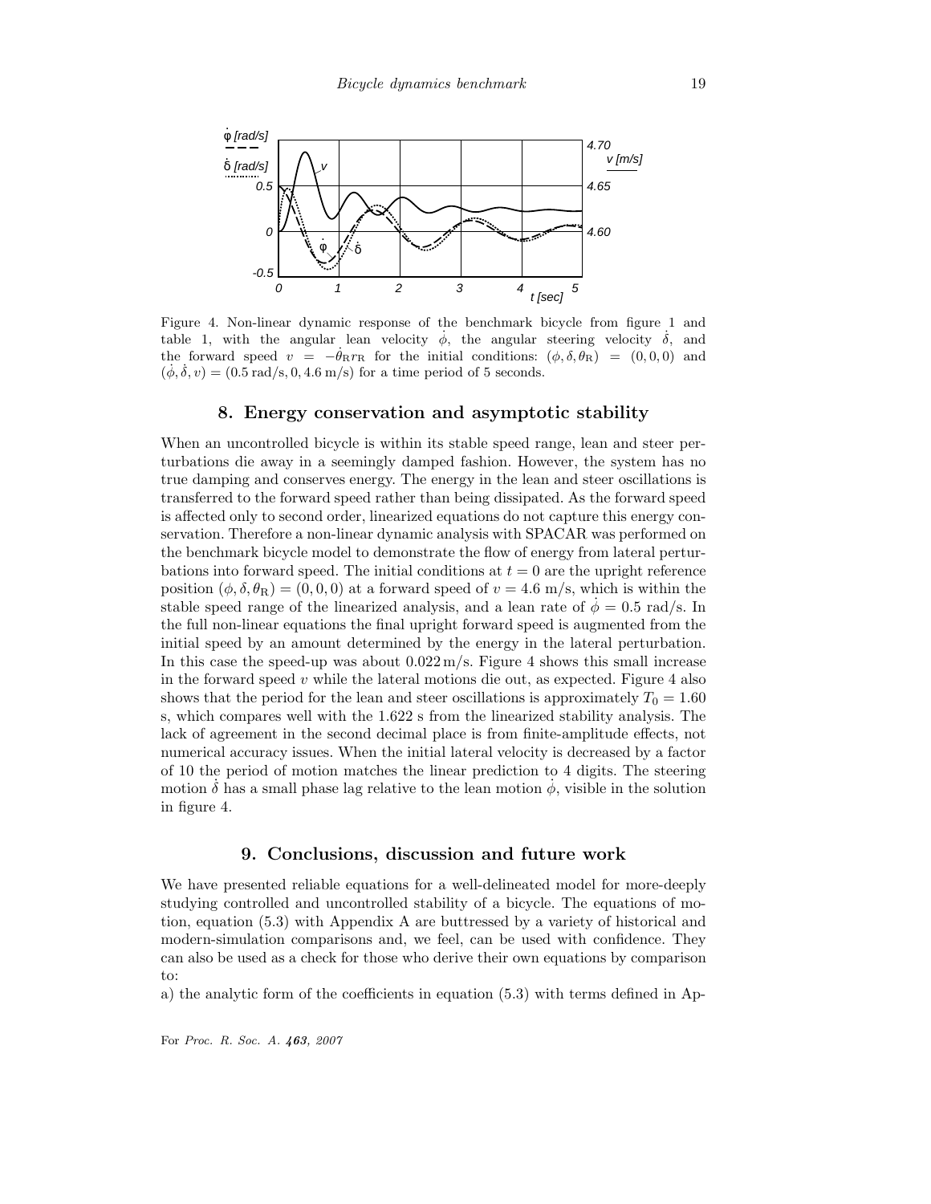Figure 4. Non-linear dynamic response of the benchmark bicycle from figure 1 and table 1, with the angular lean velocity $\dot{\phi}$, the angular steering velocity $\dot{\delta}$, and the forward speed $v = -\dot{\theta}_R r_R$ for the initial conditions: $(\phi, \delta, \theta_R) = (0, 0, 0)$ and $(\dot{\phi}, \dot{\delta}, v) = (0.5\,\text{rad/s}, 0, 4.6\,\text{m/s})$ for a time period of 5 seconds.

## 8. Energy conservation and asymptotic stability

When an uncontrolled bicycle is within its stable speed range, lean and steer perturbations die away in a seemingly damped fashion. However, the system has no true damping and conserves energy. The energy in the lean and steer oscillations is transferred to the forward speed rather than being dissipated. As the forward speed is affected only to second order, linearized equations do not capture this energy conservation. Therefore a non-linear dynamic analysis with SPACAR was performed on the benchmark bicycle model to demonstrate the flow of energy from lateral perturbations into forward speed. The initial conditions at $t = 0$ are the upright reference position $(\phi, \delta, \theta_R) = (0, 0, 0)$ at a forward speed of $v = 4.6$ m/s, which is within the stable speed range of the linearized analysis, and a lean rate of $\dot{\phi} = 0.5$ rad/s. In the full non-linear equations the final upright forward speed is augmented from the initial speed by an amount determined by the energy in the lateral perturbation. In this case the speed-up was about $0.022\,\text{m/s}$. Figure 4 shows this small increase in the forward speed $v$ while the lateral motions die out, as expected. Figure 4 also shows that the period for the lean and steer oscillations is approximately $T_0 = 1.60$ s, which compares well with the 1.622 s from the linearized stability analysis. The lack of agreement in the second decimal place is from finite-amplitude effects, not numerical accuracy issues. When the initial lateral velocity is decreased by a factor of 10 the period of motion matches the linear prediction to 4 digits. The steering motion $\dot{\delta}$ has a small phase lag relative to the lean motion $\dot{\phi}$, visible in the solution in figure 4.

## 9. Conclusions, discussion and future work

We have presented reliable equations for a well-delineated model for more-deeply studying controlled and uncontrolled stability of a bicycle. The equations of motion, equation (5.3) with Appendix A are buttressed by a variety of historical and modern-simulation comparisons and, we feel, can be used with confidence. They can also be used as a check for those who derive their own equations by comparison to:

a) the analytic form of the coefficients in equation (5.3) with terms defined in Ap-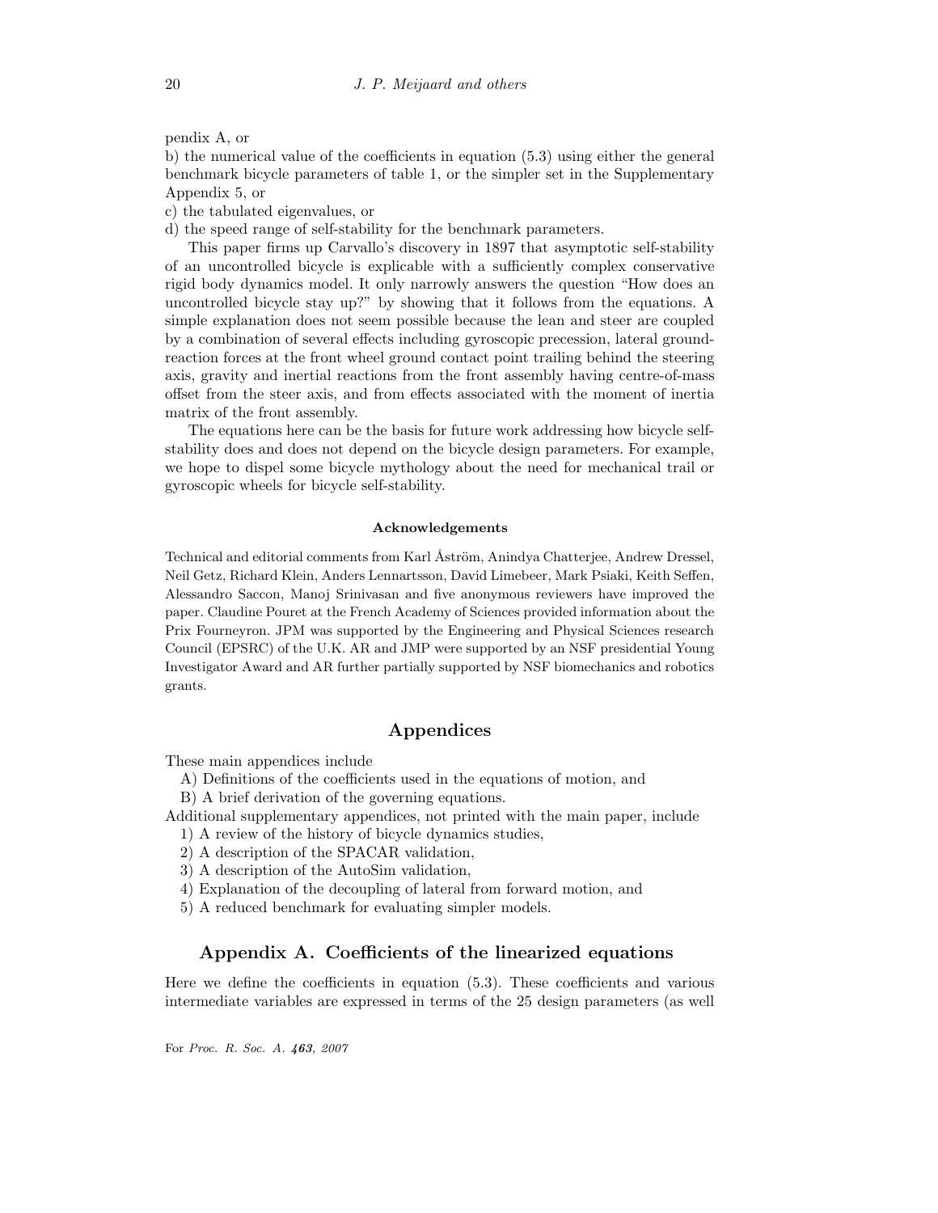pendix A, or

b) the numerical value of the coefficients in equation (5.3) using either the general benchmark bicycle parameters of table 1, or the simpler set in the Supplementary Appendix 5, or

c) the tabulated eigenvalues, or

d) the speed range of self-stability for the benchmark parameters.

This paper firms up Carvallo's discovery in 1897 that asymptotic self-stability of an uncontrolled bicycle is explicable with a sufficiently complex conservative rigid body dynamics model. It only narrowly answers the question "How does an uncontrolled bicycle stay up?" by showing that it follows from the equations. A simple explanation does not seem possible because the lean and steer are coupled by a combination of several effects including gyroscopic precession, lateral ground-reaction forces at the front wheel ground contact point trailing behind the steering axis, gravity and inertial reactions from the front assembly having centre-of-mass offset from the steer axis, and from effects associated with the moment of inertia matrix of the front assembly.

The equations here can be the basis for future work addressing how bicycle self-stability does and does not depend on the bicycle design parameters. For example, we hope to dispel some bicycle mythology about the need for mechanical trail or gyroscopic wheels for bicycle self-stability.

#### Acknowledgements

Technical and editorial comments from Karl Åström, Anindya Chatterjee, Andrew Dressel, Neil Getz, Richard Klein, Anders Lennartsson, David Limebeer, Mark Psiaki, Keith Seffen, Alessandro Saccon, Manoj Srinivasan and five anonymous reviewers have improved the paper. Claudine Pouret at the French Academy of Sciences provided information about the Prix Fourneyron. JPM was supported by the Engineering and Physical Sciences research Council (EPSRC) of the U.K. AR and JMP were supported by an NSF presidential Young Investigator Award and AR further partially supported by NSF biomechanics and robotics grants.

## Appendices

These main appendices include

A) Definitions of the coefficients used in the equations of motion, and

B) A brief derivation of the governing equations.

Additional supplementary appendices, not printed with the main paper, include

1) A review of the history of bicycle dynamics studies,

2) A description of the SPACAR validation,

3) A description of the AutoSim validation,

4) Explanation of the decoupling of lateral from forward motion, and

5) A reduced benchmark for evaluating simpler models.

## Appendix A. Coefficients of the linearized equations

Here we define the coefficients in equation (5.3). These coefficients and various intermediate variables are expressed in terms of the 25 design parameters (as well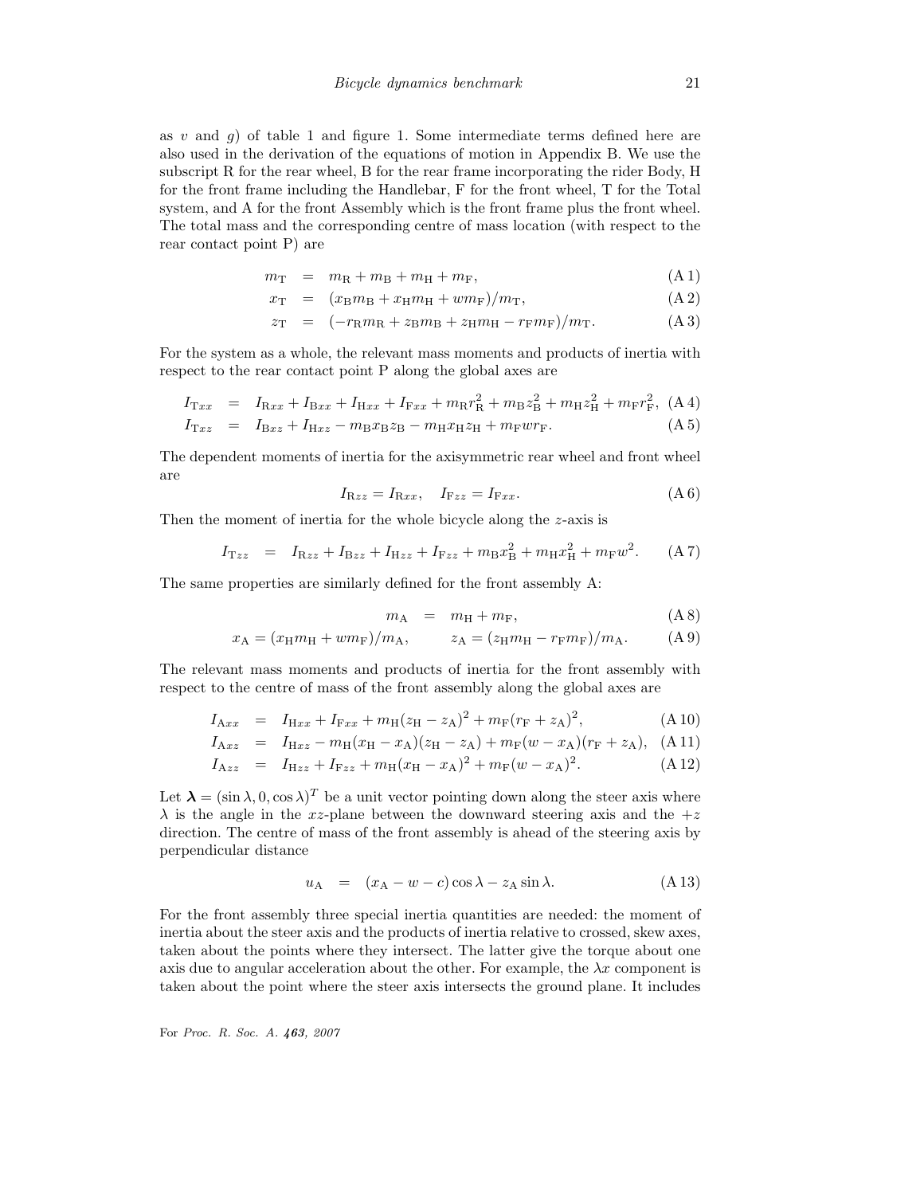as $v$ and $g$) of table 1 and figure 1. Some intermediate terms defined here are also used in the derivation of the equations of motion in Appendix B. We use the subscript R for the rear wheel, B for the rear frame incorporating the rider Body, H for the front frame including the Handlebar, F for the front wheel, T for the Total system, and A for the front Assembly which is the front frame plus the front wheel. The total mass and the corresponding centre of mass location (with respect to the rear contact point P) are

$$m_{\mathrm{T}} = m_{\mathrm{R}} + m_{\mathrm{B}} + m_{\mathrm{H}} + m_{\mathrm{F}}, \tag{A 1}$$

$$x_{\mathrm{T}} = (x_{\mathrm{B}} m_{\mathrm{B}} + x_{\mathrm{H}} m_{\mathrm{H}} + w m_{\mathrm{F}})/m_{\mathrm{T}}, \tag{A 2}$$

$$z_{\mathrm{T}} = (-r_{\mathrm{R}} m_{\mathrm{R}} + z_{\mathrm{B}} m_{\mathrm{B}} + z_{\mathrm{H}} m_{\mathrm{H}} - r_{\mathrm{F}} m_{\mathrm{F}})/m_{\mathrm{T}}. \tag{A 3}$$

For the system as a whole, the relevant mass moments and products of inertia with respect to the rear contact point P along the global axes are

$$I_{\mathrm{T}xx} = I_{\mathrm{R}xx} + I_{\mathrm{B}xx} + I_{\mathrm{H}xx} + I_{\mathrm{F}xx} + m_{\mathrm{R}} r_{\mathrm{R}}^2 + m_{\mathrm{B}} z_{\mathrm{B}}^2 + m_{\mathrm{H}} z_{\mathrm{H}}^2 + m_{\mathrm{F}} r_{\mathrm{F}}^2, \tag{A 4}$$

$$I_{\mathrm{T}xz} = I_{\mathrm{B}xz} + I_{\mathrm{H}xz} - m_{\mathrm{B}} x_{\mathrm{B}} z_{\mathrm{B}} - m_{\mathrm{H}} x_{\mathrm{H}} z_{\mathrm{H}} + m_{\mathrm{F}} w r_{\mathrm{F}}. \tag{A 5}$$

The dependent moments of inertia for the axisymmetric rear wheel and front wheel are

$$I_{\mathrm{R}zz} = I_{\mathrm{R}xx}, \quad I_{\mathrm{F}zz} = I_{\mathrm{F}xx}. \tag{A 6}$$

Then the moment of inertia for the whole bicycle along the $z$-axis is

$$I_{\mathrm{T}zz} = I_{\mathrm{R}zz} + I_{\mathrm{B}zz} + I_{\mathrm{H}zz} + I_{\mathrm{F}zz} + m_{\mathrm{B}} x_{\mathrm{B}}^2 + m_{\mathrm{H}} x_{\mathrm{H}}^2 + m_{\mathrm{F}} w^2. \tag{A 7}$$

The same properties are similarly defined for the front assembly A:

$$m_{\mathrm{A}} = m_{\mathrm{H}} + m_{\mathrm{F}}, \tag{A 8}$$

$$x_{\mathrm{A}} = (x_{\mathrm{H}} m_{\mathrm{H}} + w m_{\mathrm{F}})/m_{\mathrm{A}}, \qquad z_{\mathrm{A}} = (z_{\mathrm{H}} m_{\mathrm{H}} - r_{\mathrm{F}} m_{\mathrm{F}})/m_{\mathrm{A}}. \tag{A 9}$$

The relevant mass moments and products of inertia for the front assembly with respect to the centre of mass of the front assembly along the global axes are

$$I_{\mathrm{A}xx} = I_{\mathrm{H}xx} + I_{\mathrm{F}xx} + m_{\mathrm{H}}(z_{\mathrm{H}} - z_{\mathrm{A}})^2 + m_{\mathrm{F}}(r_{\mathrm{F}} + z_{\mathrm{A}})^2, \tag{A 10}$$

$$I_{\mathrm{A}xz} = I_{\mathrm{H}xz} - m_{\mathrm{H}}(x_{\mathrm{H}} - x_{\mathrm{A}})(z_{\mathrm{H}} - z_{\mathrm{A}}) + m_{\mathrm{F}}(w - x_{\mathrm{A}})(r_{\mathrm{F}} + z_{\mathrm{A}}), \tag{A 11}$$

$$I_{\mathrm{A}zz} = I_{\mathrm{H}zz} + I_{\mathrm{F}zz} + m_{\mathrm{H}}(x_{\mathrm{H}} - x_{\mathrm{A}})^2 + m_{\mathrm{F}}(w - x_{\mathrm{A}})^2. \tag{A 12}$$

Let $\boldsymbol{\lambda} = (\sin\lambda, 0, \cos\lambda)^T$ be a unit vector pointing down along the steer axis where $\lambda$ is the angle in the $xz$-plane between the downward steering axis and the $+z$ direction. The centre of mass of the front assembly is ahead of the steering axis by perpendicular distance

$$u_{\mathrm{A}} = (x_{\mathrm{A}} - w - c)\cos\lambda - z_{\mathrm{A}}\sin\lambda. \tag{A 13}$$

For the front assembly three special inertia quantities are needed: the moment of inertia about the steer axis and the products of inertia relative to crossed, skew axes, taken about the points where they intersect. The latter give the torque about one axis due to angular acceleration about the other. For example, the $\lambda x$ component is taken about the point where the steer axis intersects the ground plane. It includes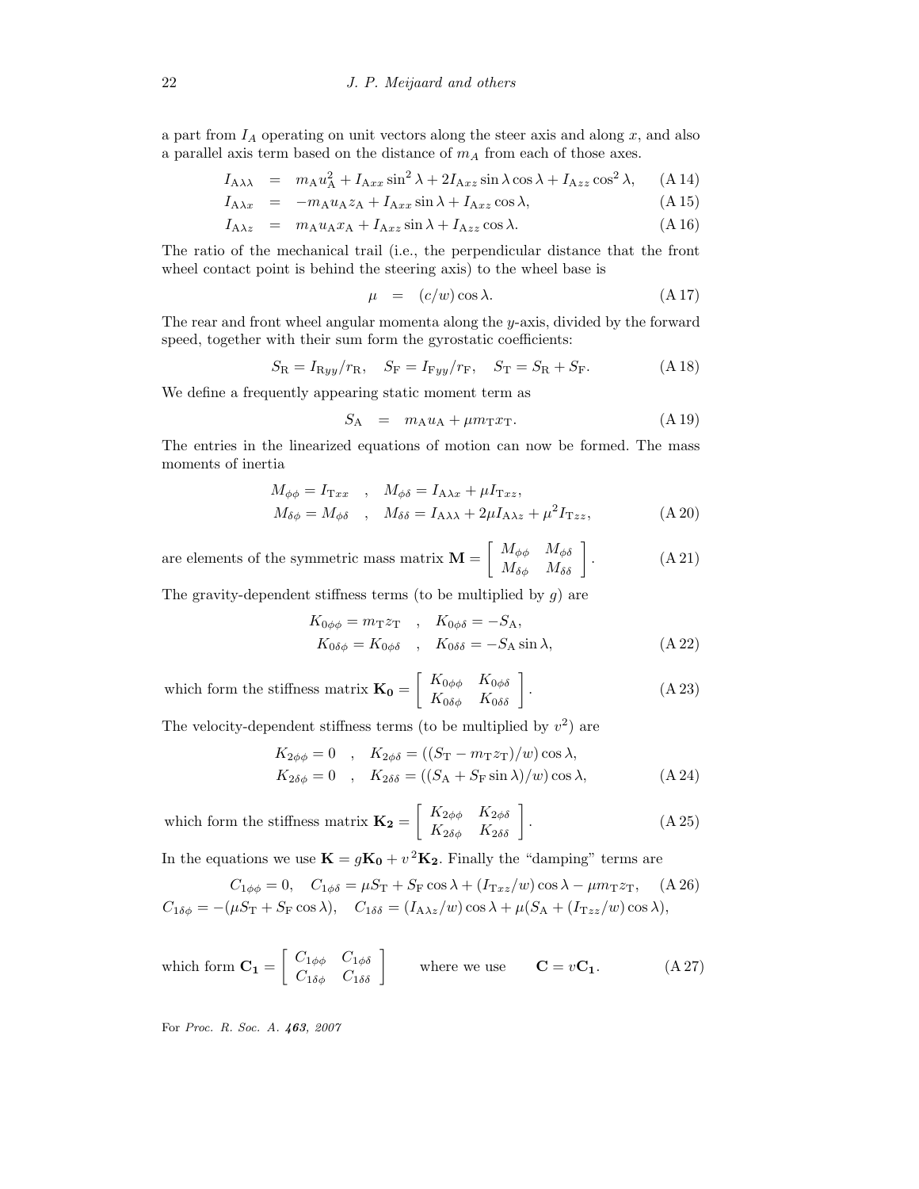a part from $I_A$ operating on unit vectors along the steer axis and along $x$, and also a parallel axis term based on the distance of $m_A$ from each of those axes.

$$I_{\mathrm{A}\lambda\lambda} = m_{\mathrm{A}}u_{\mathrm{A}}^2 + I_{\mathrm{A}xx}\sin^2\lambda + 2I_{\mathrm{A}xz}\sin\lambda\cos\lambda + I_{\mathrm{A}zz}\cos^2\lambda, \quad \text{(A 14)}$$

$$I_{\mathrm{A}\lambda x} = -m_{\mathrm{A}}u_{\mathrm{A}}z_{\mathrm{A}} + I_{\mathrm{A}xx}\sin\lambda + I_{\mathrm{A}xz}\cos\lambda, \quad \text{(A 15)}$$

$$I_{\mathrm{A}\lambda z} = m_{\mathrm{A}}u_{\mathrm{A}}x_{\mathrm{A}} + I_{\mathrm{A}xz}\sin\lambda + I_{\mathrm{A}zz}\cos\lambda. \quad \text{(A 16)}$$

The ratio of the mechanical trail (i.e., the perpendicular distance that the front wheel contact point is behind the steering axis) to the wheel base is

$$\mu = (c/w)\cos\lambda. \quad \text{(A 17)}$$

The rear and front wheel angular momenta along the $y$-axis, divided by the forward speed, together with their sum form the gyrostatic coefficients:

$$S_{\mathrm{R}} = I_{\mathrm{R}yy}/r_{\mathrm{R}}, \quad S_{\mathrm{F}} = I_{\mathrm{F}yy}/r_{\mathrm{F}}, \quad S_{\mathrm{T}} = S_{\mathrm{R}} + S_{\mathrm{F}}. \quad \text{(A 18)}$$

We define a frequently appearing static moment term as

$$S_{\mathrm{A}} = m_{\mathrm{A}}u_{\mathrm{A}} + \mu m_{\mathrm{T}}x_{\mathrm{T}}. \quad \text{(A 19)}$$

The entries in the linearized equations of motion can now be formed. The mass moments of inertia

$$M_{\phi\phi} = I_{\mathrm{T}xx} \quad , \quad M_{\phi\delta} = I_{\mathrm{A}\lambda x} + \mu I_{\mathrm{T}xz},$$
$$M_{\delta\phi} = M_{\phi\delta} \quad , \quad M_{\delta\delta} = I_{\mathrm{A}\lambda\lambda} + 2\mu I_{\mathrm{A}\lambda z} + \mu^2 I_{\mathrm{T}zz}, \quad \text{(A 20)}$$

are elements of the symmetric mass matrix $\mathbf{M} = \begin{bmatrix} M_{\phi\phi} & M_{\phi\delta} \\ M_{\delta\phi} & M_{\delta\delta} \end{bmatrix}$. (A 21)

The gravity-dependent stiffness terms (to be multiplied by $g$) are

$$K_{0\phi\phi} = m_{\mathrm{T}}z_{\mathrm{T}} \quad , \quad K_{0\phi\delta} = -S_{\mathrm{A}},$$
$$K_{0\delta\phi} = K_{0\phi\delta} \quad , \quad K_{0\delta\delta} = -S_{\mathrm{A}}\sin\lambda, \quad \text{(A 22)}$$

which form the stiffness matrix $\mathbf{K_0} = \begin{bmatrix} K_{0\phi\phi} & K_{0\phi\delta} \\ K_{0\delta\phi} & K_{0\delta\delta} \end{bmatrix}$. (A 23)

The velocity-dependent stiffness terms (to be multiplied by $v^2$) are

$$K_{2\phi\phi} = 0 \quad , \quad K_{2\phi\delta} = ((S_{\mathrm{T}} - m_{\mathrm{T}}z_{\mathrm{T}})/w)\cos\lambda,$$
$$K_{2\delta\phi} = 0 \quad , \quad K_{2\delta\delta} = ((S_{\mathrm{A}} + S_{\mathrm{F}}\sin\lambda)/w)\cos\lambda, \quad \text{(A 24)}$$

which form the stiffness matrix $\mathbf{K_2} = \begin{bmatrix} K_{2\phi\phi} & K_{2\phi\delta} \\ K_{2\delta\phi} & K_{2\delta\delta} \end{bmatrix}$. (A 25)

In the equations we use $\mathbf{K} = g\mathbf{K_0} + v^2\mathbf{K_2}$. Finally the "damping" terms are

$$C_{1\phi\phi} = 0, \quad C_{1\phi\delta} = \mu S_{\mathrm{T}} + S_{\mathrm{F}}\cos\lambda + (I_{\mathrm{T}xz}/w)\cos\lambda - \mu m_{\mathrm{T}}z_{\mathrm{T}}, \quad \text{(A 26)}$$
$$C_{1\delta\phi} = -(\mu S_{\mathrm{T}} + S_{\mathrm{F}}\cos\lambda), \quad C_{1\delta\delta} = (I_{\mathrm{A}\lambda z}/w)\cos\lambda + \mu(S_{\mathrm{A}} + (I_{\mathrm{T}zz}/w)\cos\lambda),$$

which form $\mathbf{C_1} = \begin{bmatrix} C_{1\phi\phi} & C_{1\phi\delta} \\ C_{1\delta\phi} & C_{1\delta\delta} \end{bmatrix}$ where we use $\mathbf{C} = v\mathbf{C_1}$. (A 27)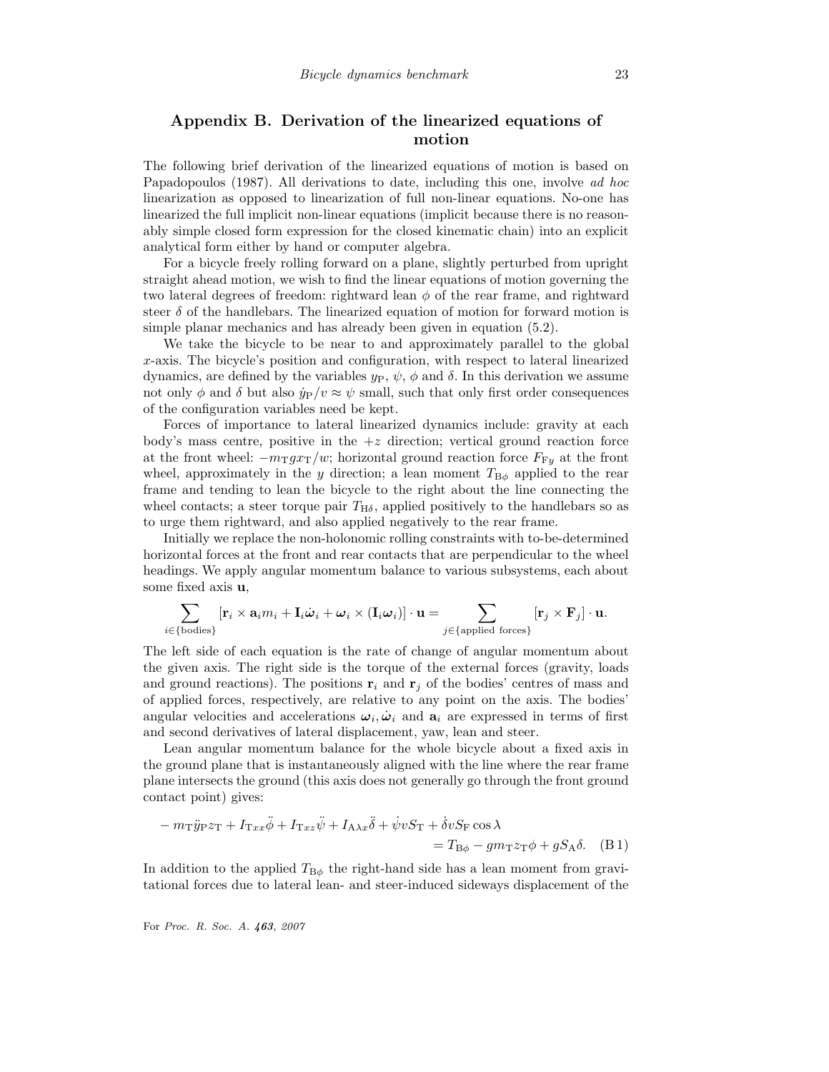## Appendix B. Derivation of the linearized equations of motion

The following brief derivation of the linearized equations of motion is based on Papadopoulos (1987). All derivations to date, including this one, involve *ad hoc* linearization as opposed to linearization of full non-linear equations. No-one has linearized the full implicit non-linear equations (implicit because there is no reasonably simple closed form expression for the closed kinematic chain) into an explicit analytical form either by hand or computer algebra.

For a bicycle freely rolling forward on a plane, slightly perturbed from upright straight ahead motion, we wish to find the linear equations of motion governing the two lateral degrees of freedom: rightward lean $\phi$ of the rear frame, and rightward steer $\delta$ of the handlebars. The linearized equation of motion for forward motion is simple planar mechanics and has already been given in equation (5.2).

We take the bicycle to be near to and approximately parallel to the global $x$-axis. The bicycle's position and configuration, with respect to lateral linearized dynamics, are defined by the variables $y_{\mathrm{P}}$, $\psi$, $\phi$ and $\delta$. In this derivation we assume not only $\phi$ and $\delta$ but also $\dot{y}_{\mathrm{P}}/v \approx \psi$ small, such that only first order consequences of the configuration variables need be kept.

Forces of importance to lateral linearized dynamics include: gravity at each body's mass centre, positive in the $+z$ direction; vertical ground reaction force at the front wheel: $-m_{\mathrm{T}} g x_{\mathrm{T}}/w$; horizontal ground reaction force $F_{\mathrm{F}y}$ at the front wheel, approximately in the $y$ direction; a lean moment $T_{\mathrm{B}\phi}$ applied to the rear frame and tending to lean the bicycle to the right about the line connecting the wheel contacts; a steer torque pair $T_{\mathrm{H}\delta}$, applied positively to the handlebars so as to urge them rightward, and also applied negatively to the rear frame.

Initially we replace the non-holonomic rolling constraints with to-be-determined horizontal forces at the front and rear contacts that are perpendicular to the wheel headings. We apply angular momentum balance to various subsystems, each about some fixed axis $\mathbf{u}$,

$$\sum_{i\in\{\text{bodies}\}} [\mathbf{r}_i \times \mathbf{a}_i m_i + \mathbf{I}_i \dot{\boldsymbol{\omega}}_i + \boldsymbol{\omega}_i \times (\mathbf{I}_i \boldsymbol{\omega}_i)] \cdot \mathbf{u} = \sum_{j\in\{\text{applied forces}\}} [\mathbf{r}_j \times \mathbf{F}_j] \cdot \mathbf{u}.$$

The left side of each equation is the rate of change of angular momentum about the given axis. The right side is the torque of the external forces (gravity, loads and ground reactions). The positions $\mathbf{r}_i$ and $\mathbf{r}_j$ of the bodies' centres of mass and of applied forces, respectively, are relative to any point on the axis. The bodies' angular velocities and accelerations $\boldsymbol{\omega}_i, \dot{\boldsymbol{\omega}}_i$ and $\mathbf{a}_i$ are expressed in terms of first and second derivatives of lateral displacement, yaw, lean and steer.

Lean angular momentum balance for the whole bicycle about a fixed axis in the ground plane that is instantaneously aligned with the line where the rear frame plane intersects the ground (this axis does not generally go through the front ground contact point) gives:

$$\begin{aligned}-m_{\mathrm{T}}\ddot{y}_{\mathrm{P}} z_{\mathrm{T}} + I_{\mathrm{T}xx}\ddot{\phi} + I_{\mathrm{T}xz}\ddot{\psi} + I_{\mathrm{A}\lambda x}\ddot{\delta} + \dot{\psi} v S_{\mathrm{T}} + \dot{\delta} v S_{\mathrm{F}} \cos\lambda \\ = T_{\mathrm{B}\phi} - g m_{\mathrm{T}} z_{\mathrm{T}} \phi + g S_{\mathrm{A}} \delta. \quad \text{(B 1)}\end{aligned}$$

In addition to the applied $T_{\mathrm{B}\phi}$ the right-hand side has a lean moment from gravitational forces due to lateral lean- and steer-induced sideways displacement of the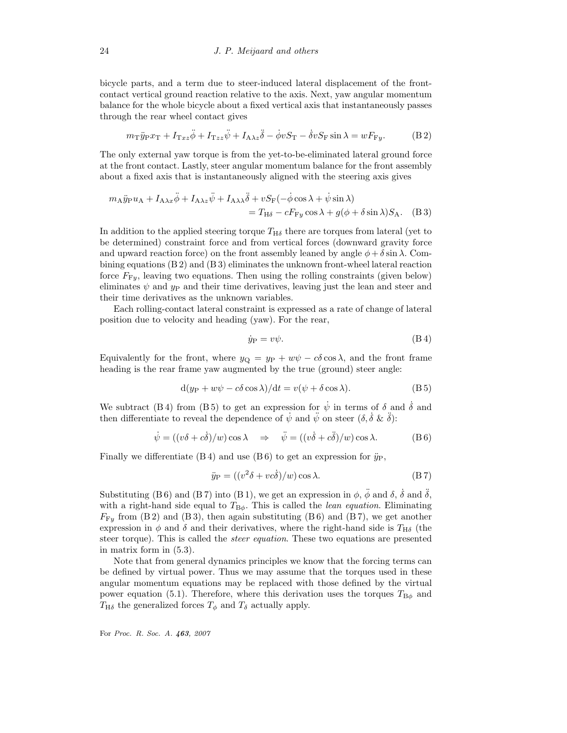bicycle parts, and a term due to steer-induced lateral displacement of the front-contact vertical ground reaction relative to the axis. Next, yaw angular momentum balance for the whole bicycle about a fixed vertical axis that instantaneously passes through the rear wheel contact gives

$$m_{\mathrm{T}}\ddot{y}_{\mathrm{P}}x_{\mathrm{T}} + I_{\mathrm{T}xz}\ddot{\phi} + I_{\mathrm{T}zz}\ddot{\psi} + I_{\mathrm{A}\lambda z}\ddot{\delta} - \dot{\phi}vS_{\mathrm{T}} - \dot{\delta}vS_{\mathrm{F}}\sin\lambda = wF_{\mathrm{F}y}. \tag{B 2}$$

The only external yaw torque is from the yet-to-be-eliminated lateral ground force at the front contact. Lastly, steer angular momentum balance for the front assembly about a fixed axis that is instantaneously aligned with the steering axis gives

$$m_{\mathrm{A}}\ddot{y}_{\mathrm{P}}u_{\mathrm{A}} + I_{\mathrm{A}\lambda x}\ddot{\phi} + I_{\mathrm{A}\lambda z}\ddot{\psi} + I_{\mathrm{A}\lambda\lambda}\ddot{\delta} + vS_{\mathrm{F}}(-\dot{\phi}\cos\lambda + \dot{\psi}\sin\lambda) \\ = T_{\mathrm{H}\delta} - cF_{\mathrm{F}y}\cos\lambda + g(\phi + \delta\sin\lambda)S_{\mathrm{A}}. \tag{B 3}$$

In addition to the applied steering torque $T_{\mathrm{H}\delta}$ there are torques from lateral (yet to be determined) constraint force and from vertical forces (downward gravity force and upward reaction force) on the front assembly leaned by angle $\phi + \delta\sin\lambda$. Combining equations (B 2) and (B 3) eliminates the unknown front-wheel lateral reaction force $F_{\mathrm{F}y}$, leaving two equations. Then using the rolling constraints (given below) eliminates $\psi$ and $y_{\mathrm{P}}$ and their time derivatives, leaving just the lean and steer and their time derivatives as the unknown variables.

Each rolling-contact lateral constraint is expressed as a rate of change of lateral position due to velocity and heading (yaw). For the rear,

$$\dot{y}_{\mathrm{P}} = v\psi. \tag{B 4}$$

Equivalently for the front, where $y_{\mathrm{Q}} = y_{\mathrm{P}} + w\psi - c\delta\cos\lambda$, and the front frame heading is the rear frame yaw augmented by the true (ground) steer angle:

$$\mathrm{d}(y_{\mathrm{P}} + w\psi - c\delta\cos\lambda)/\mathrm{d}t = v(\psi + \delta\cos\lambda). \tag{B 5}$$

We subtract (B 4) from (B 5) to get an expression for $\dot{\psi}$ in terms of $\delta$ and $\dot{\delta}$ and then differentiate to reveal the dependence of $\dot{\psi}$ and $\ddot{\psi}$ on steer ($\delta, \dot{\delta}$ & $\ddot{\delta}$):

$$\dot{\psi} = ((v\delta + c\dot{\delta})/w)\cos\lambda \quad \Rightarrow \quad \ddot{\psi} = ((v\dot{\delta} + c\ddot{\delta})/w)\cos\lambda. \tag{B 6}$$

Finally we differentiate (B 4) and use (B 6) to get an expression for $\ddot{y}_{\mathrm{P}}$,

$$\ddot{y}_{\mathrm{P}} = ((v^2\delta + vc\dot{\delta})/w)\cos\lambda. \tag{B 7}$$

Substituting (B 6) and (B 7) into (B 1), we get an expression in $\phi$, $\ddot{\phi}$ and $\delta$, $\dot{\delta}$ and $\ddot{\delta}$, with a right-hand side equal to $T_{\mathrm{B}\phi}$. This is called the *lean equation*. Eliminating $F_{\mathrm{F}y}$ from (B 2) and (B 3), then again substituting (B 6) and (B 7), we get another expression in $\phi$ and $\delta$ and their derivatives, where the right-hand side is $T_{\mathrm{H}\delta}$ (the steer torque). This is called the *steer equation*. These two equations are presented in matrix form in (5.3).

Note that from general dynamics principles we know that the forcing terms can be defined by virtual power. Thus we may assume that the torques used in these angular momentum equations may be replaced with those defined by the virtual power equation (5.1). Therefore, where this derivation uses the torques $T_{\mathrm{B}\phi}$ and $T_{\mathrm{H}\delta}$ the generalized forces $T_\phi$ and $T_\delta$ actually apply.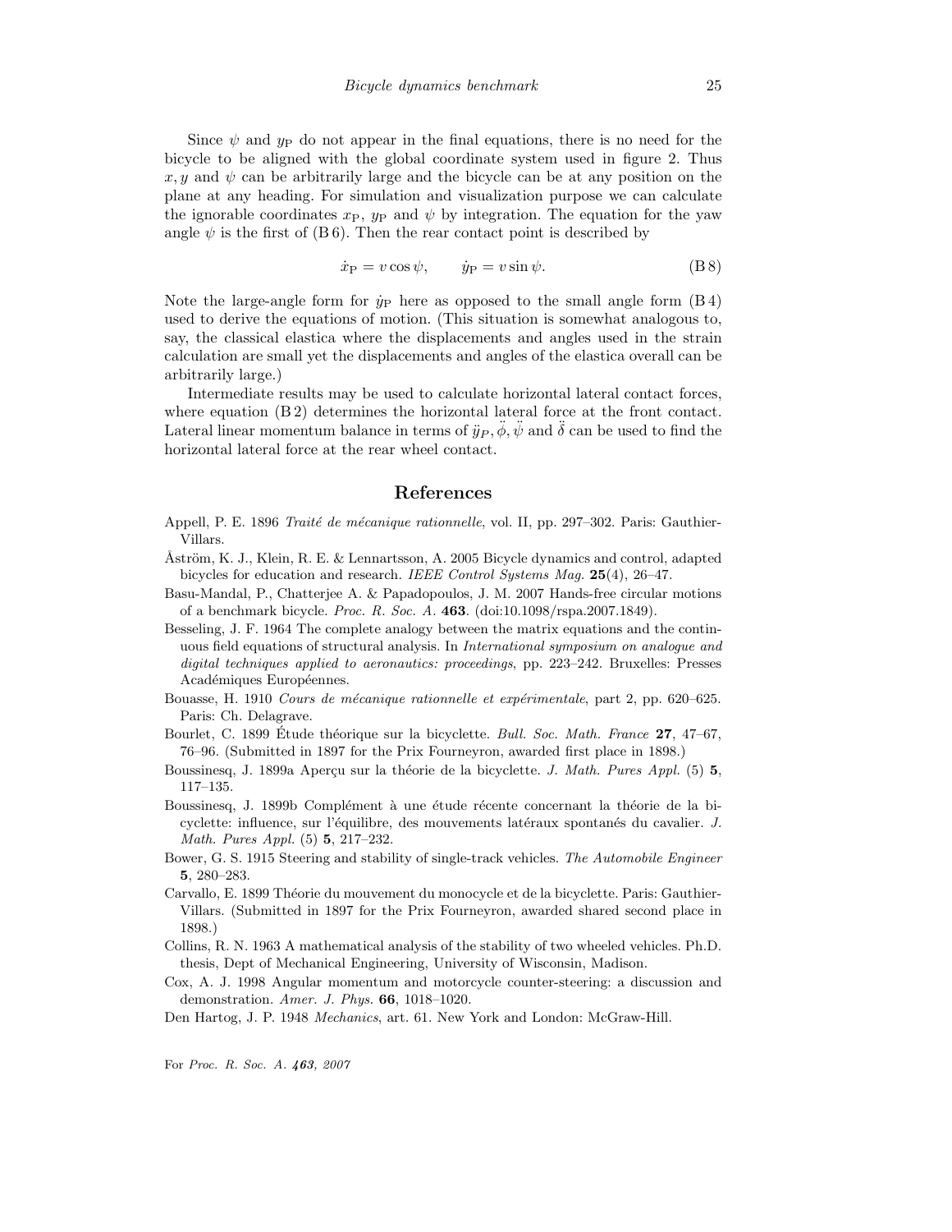Since $\psi$ and $y_{\mathrm{P}}$ do not appear in the final equations, there is no need for the bicycle to be aligned with the global coordinate system used in figure 2. Thus $x, y$ and $\psi$ can be arbitrarily large and the bicycle can be at any position on the plane at any heading. For simulation and visualization purpose we can calculate the ignorable coordinates $x_{\mathrm{P}}$, $y_{\mathrm{P}}$ and $\psi$ by integration. The equation for the yaw angle $\psi$ is the first of (B 6). Then the rear contact point is described by

$$\dot{x}_{\mathrm{P}} = v\cos\psi, \qquad \dot{y}_{\mathrm{P}} = v\sin\psi. \tag{B 8}$$

Note the large-angle form for $\dot{y}_{\mathrm{P}}$ here as opposed to the small angle form (B 4) used to derive the equations of motion. (This situation is somewhat analogous to, say, the classical elastica where the displacements and angles used in the strain calculation are small yet the displacements and angles of the elastica overall can be arbitrarily large.)

Intermediate results may be used to calculate horizontal lateral contact forces, where equation (B 2) determines the horizontal lateral force at the front contact. Lateral linear momentum balance in terms of $\ddot{y}_P, \ddot{\phi}, \ddot{\psi}$ and $\ddot{\delta}$ can be used to find the horizontal lateral force at the rear wheel contact.

## References

Appell, P. E. 1896 *Traité de mécanique rationnelle*, vol. II, pp. 297–302. Paris: Gauthier-Villars.

Åström, K. J., Klein, R. E. & Lennartsson, A. 2005 Bicycle dynamics and control, adapted bicycles for education and research. *IEEE Control Systems Mag.* **25**(4), 26–47.

Basu-Mandal, P., Chatterjee A. & Papadopoulos, J. M. 2007 Hands-free circular motions of a benchmark bicycle. *Proc. R. Soc. A.* **463**. (doi:10.1098/rspa.2007.1849).

Besseling, J. F. 1964 The complete analogy between the matrix equations and the continuous field equations of structural analysis. In *International symposium on analogue and digital techniques applied to aeronautics: proceedings*, pp. 223–242. Bruxelles: Presses Académiques Européennes.

Bouasse, H. 1910 *Cours de mécanique rationnelle et expérimentale*, part 2, pp. 620–625. Paris: Ch. Delagrave.

Bourlet, C. 1899 Étude théorique sur la bicyclette. *Bull. Soc. Math. France* **27**, 47–67, 76–96. (Submitted in 1897 for the Prix Fourneyron, awarded first place in 1898.)

Boussinesq, J. 1899a Aperçu sur la théorie de la bicyclette. *J. Math. Pures Appl.* (5) **5**, 117–135.

Boussinesq, J. 1899b Complément à une étude récente concernant la théorie de la bicyclette: influence, sur l'équilibre, des mouvements latéraux spontanés du cavalier. *J. Math. Pures Appl.* (5) **5**, 217–232.

Bower, G. S. 1915 Steering and stability of single-track vehicles. *The Automobile Engineer* **5**, 280–283.

Carvallo, E. 1899 Théorie du mouvement du monocycle et de la bicyclette. Paris: Gauthier-Villars. (Submitted in 1897 for the Prix Fourneyron, awarded shared second place in 1898.)

Collins, R. N. 1963 A mathematical analysis of the stability of two wheeled vehicles. Ph.D. thesis, Dept of Mechanical Engineering, University of Wisconsin, Madison.

Cox, A. J. 1998 Angular momentum and motorcycle counter-steering: a discussion and demonstration. *Amer. J. Phys.* **66**, 1018–1020.

Den Hartog, J. P. 1948 *Mechanics*, art. 61. New York and London: McGraw-Hill.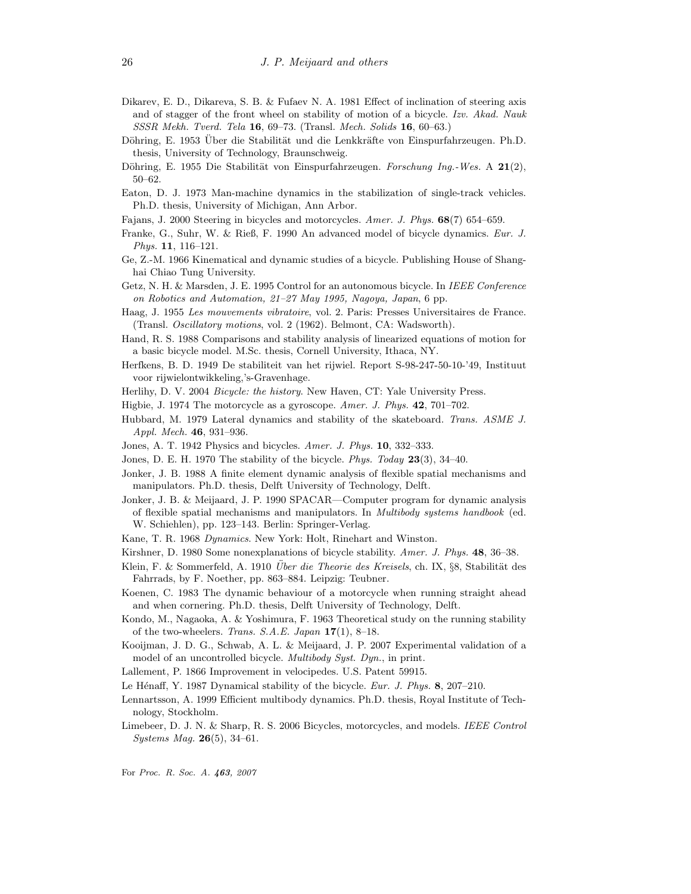Dikarev, E. D., Dikareva, S. B. & Fufaev N. A. 1981 Effect of inclination of steering axis and of stagger of the front wheel on stability of motion of a bicycle. *Izv. Akad. Nauk SSSR Mekh. Tverd. Tela* **16**, 69–73. (Transl. *Mech. Solids* **16**, 60–63.)

Döhring, E. 1953 Über die Stabilität und die Lenkkräfte von Einspurfahrzeugen. Ph.D. thesis, University of Technology, Braunschweig.

Döhring, E. 1955 Die Stabilität von Einspurfahrzeugen. *Forschung Ing.-Wes.* A **21**(2), 50–62.

Eaton, D. J. 1973 Man-machine dynamics in the stabilization of single-track vehicles. Ph.D. thesis, University of Michigan, Ann Arbor.

Fajans, J. 2000 Steering in bicycles and motorcycles. *Amer. J. Phys.* **68**(7) 654–659.

Franke, G., Suhr, W. & Rieß, F. 1990 An advanced model of bicycle dynamics. *Eur. J. Phys.* **11**, 116–121.

Ge, Z.-M. 1966 Kinematical and dynamic studies of a bicycle. Publishing House of Shanghai Chiao Tung University.

Getz, N. H. & Marsden, J. E. 1995 Control for an autonomous bicycle. In *IEEE Conference on Robotics and Automation, 21–27 May 1995, Nagoya, Japan*, 6 pp.

Haag, J. 1955 *Les mouvements vibratoire*, vol. 2. Paris: Presses Universitaires de France. (Transl. *Oscillatory motions*, vol. 2 (1962). Belmont, CA: Wadsworth).

Hand, R. S. 1988 Comparisons and stability analysis of linearized equations of motion for a basic bicycle model. M.Sc. thesis, Cornell University, Ithaca, NY.

Herfkens, B. D. 1949 De stabiliteit van het rijwiel. Report S-98-247-50-10-'49, Instituut voor rijwielontwikkeling,'s-Gravenhage.

Herlihy, D. V. 2004 *Bicycle: the history*. New Haven, CT: Yale University Press.

Higbie, J. 1974 The motorcycle as a gyroscope. *Amer. J. Phys.* **42**, 701–702.

Hubbard, M. 1979 Lateral dynamics and stability of the skateboard. *Trans. ASME J. Appl. Mech.* **46**, 931–936.

Jones, A. T. 1942 Physics and bicycles. *Amer. J. Phys.* **10**, 332–333.

Jones, D. E. H. 1970 The stability of the bicycle. *Phys. Today* **23**(3), 34–40.

Jonker, J. B. 1988 A finite element dynamic analysis of flexible spatial mechanisms and manipulators. Ph.D. thesis, Delft University of Technology, Delft.

Jonker, J. B. & Meijaard, J. P. 1990 SPACAR—Computer program for dynamic analysis of flexible spatial mechanisms and manipulators. In *Multibody systems handbook* (ed. W. Schiehlen), pp. 123–143. Berlin: Springer-Verlag.

Kane, T. R. 1968 *Dynamics*. New York: Holt, Rinehart and Winston.

Kirshner, D. 1980 Some nonexplanations of bicycle stability. *Amer. J. Phys.* **48**, 36–38.

Klein, F. & Sommerfeld, A. 1910 *Über die Theorie des Kreisels*, ch. IX, §8, Stabilität des Fahrrads, by F. Noether, pp. 863–884. Leipzig: Teubner.

Koenen, C. 1983 The dynamic behaviour of a motorcycle when running straight ahead and when cornering. Ph.D. thesis, Delft University of Technology, Delft.

Kondo, M., Nagaoka, A. & Yoshimura, F. 1963 Theoretical study on the running stability of the two-wheelers. *Trans. S.A.E. Japan* **17**(1), 8–18.

Kooijman, J. D. G., Schwab, A. L. & Meijaard, J. P. 2007 Experimental validation of a model of an uncontrolled bicycle. *Multibody Syst. Dyn.*, in print.

Lallement, P. 1866 Improvement in velocipedes. U.S. Patent 59915.

Le Hénaff, Y. 1987 Dynamical stability of the bicycle. *Eur. J. Phys.* **8**, 207–210.

Lennartsson, A. 1999 Efficient multibody dynamics. Ph.D. thesis, Royal Institute of Technology, Stockholm.

Limebeer, D. J. N. & Sharp, R. S. 2006 Bicycles, motorcycles, and models. *IEEE Control Systems Mag.* **26**(5), 34–61.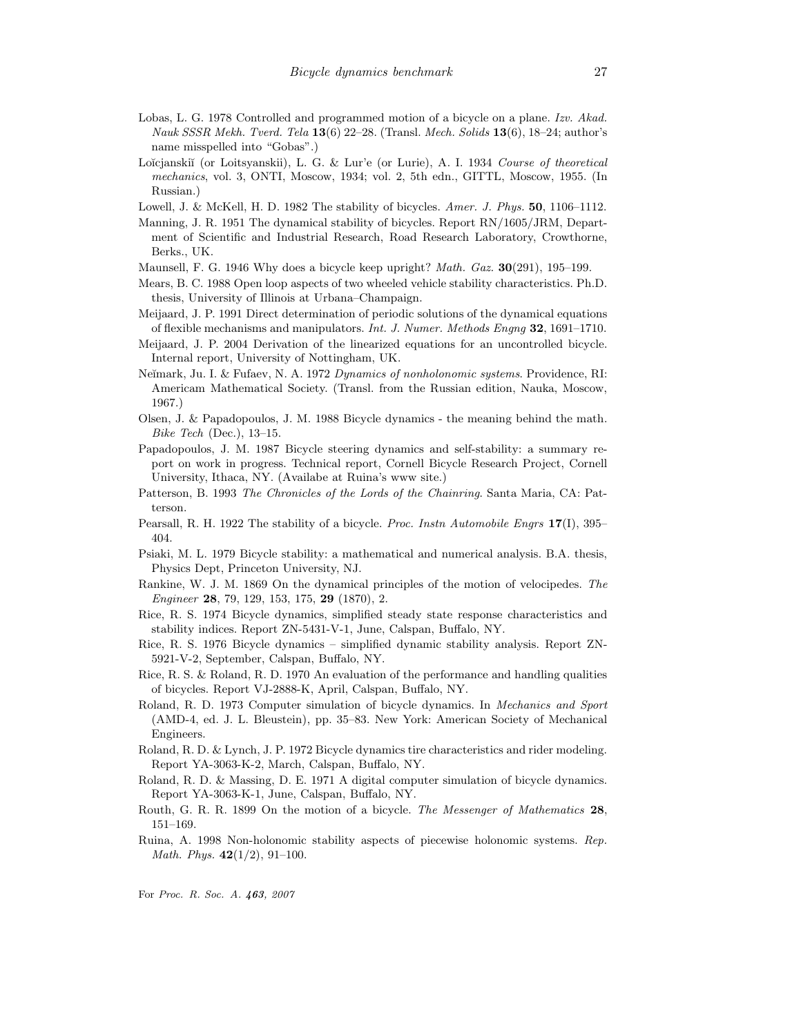Lobas, L. G. 1978 Controlled and programmed motion of a bicycle on a plane. *Izv. Akad. Nauk SSSR Mekh. Tverd. Tela* **13**(6) 22–28. (Transl. *Mech. Solids* **13**(6), 18–24; author's name misspelled into "Gobas".)

Loĭcjanskiĭ (or Loitsyanskii), L. G. & Lur'e (or Lurie), A. I. 1934 *Course of theoretical mechanics*, vol. 3, ONTI, Moscow, 1934; vol. 2, 5th edn., GITTL, Moscow, 1955. (In Russian.)

Lowell, J. & McKell, H. D. 1982 The stability of bicycles. *Amer. J. Phys.* **50**, 1106–1112.

Manning, J. R. 1951 The dynamical stability of bicycles. Report RN/1605/JRM, Department of Scientific and Industrial Research, Road Research Laboratory, Crowthorne, Berks., UK.

Maunsell, F. G. 1946 Why does a bicycle keep upright? *Math. Gaz.* **30**(291), 195–199.

Mears, B. C. 1988 Open loop aspects of two wheeled vehicle stability characteristics. Ph.D. thesis, University of Illinois at Urbana–Champaign.

Meijaard, J. P. 1991 Direct determination of periodic solutions of the dynamical equations of flexible mechanisms and manipulators. *Int. J. Numer. Methods Engng* **32**, 1691–1710.

Meijaard, J. P. 2004 Derivation of the linearized equations for an uncontrolled bicycle. Internal report, University of Nottingham, UK.

Neĭmark, Ju. I. & Fufaev, N. A. 1972 *Dynamics of nonholonomic systems*. Providence, RI: Americam Mathematical Society. (Transl. from the Russian edition, Nauka, Moscow, 1967.)

Olsen, J. & Papadopoulos, J. M. 1988 Bicycle dynamics - the meaning behind the math. *Bike Tech* (Dec.), 13–15.

Papadopoulos, J. M. 1987 Bicycle steering dynamics and self-stability: a summary report on work in progress. Technical report, Cornell Bicycle Research Project, Cornell University, Ithaca, NY. (Availabe at Ruina's www site.)

Patterson, B. 1993 *The Chronicles of the Lords of the Chainring*. Santa Maria, CA: Patterson.

Pearsall, R. H. 1922 The stability of a bicycle. *Proc. Instn Automobile Engrs* **17**(I), 395–404.

Psiaki, M. L. 1979 Bicycle stability: a mathematical and numerical analysis. B.A. thesis, Physics Dept, Princeton University, NJ.

Rankine, W. J. M. 1869 On the dynamical principles of the motion of velocipedes. *The Engineer* **28**, 79, 129, 153, 175, **29** (1870), 2.

Rice, R. S. 1974 Bicycle dynamics, simplified steady state response characteristics and stability indices. Report ZN-5431-V-1, June, Calspan, Buffalo, NY.

Rice, R. S. 1976 Bicycle dynamics – simplified dynamic stability analysis. Report ZN-5921-V-2, September, Calspan, Buffalo, NY.

Rice, R. S. & Roland, R. D. 1970 An evaluation of the performance and handling qualities of bicycles. Report VJ-2888-K, April, Calspan, Buffalo, NY.

Roland, R. D. 1973 Computer simulation of bicycle dynamics. In *Mechanics and Sport* (AMD-4, ed. J. L. Bleustein), pp. 35–83. New York: American Society of Mechanical Engineers.

Roland, R. D. & Lynch, J. P. 1972 Bicycle dynamics tire characteristics and rider modeling. Report YA-3063-K-2, March, Calspan, Buffalo, NY.

Roland, R. D. & Massing, D. E. 1971 A digital computer simulation of bicycle dynamics. Report YA-3063-K-1, June, Calspan, Buffalo, NY.

Routh, G. R. R. 1899 On the motion of a bicycle. *The Messenger of Mathematics* **28**, 151–169.

Ruina, A. 1998 Non-holonomic stability aspects of piecewise holonomic systems. *Rep. Math. Phys.* **42**(1/2), 91–100.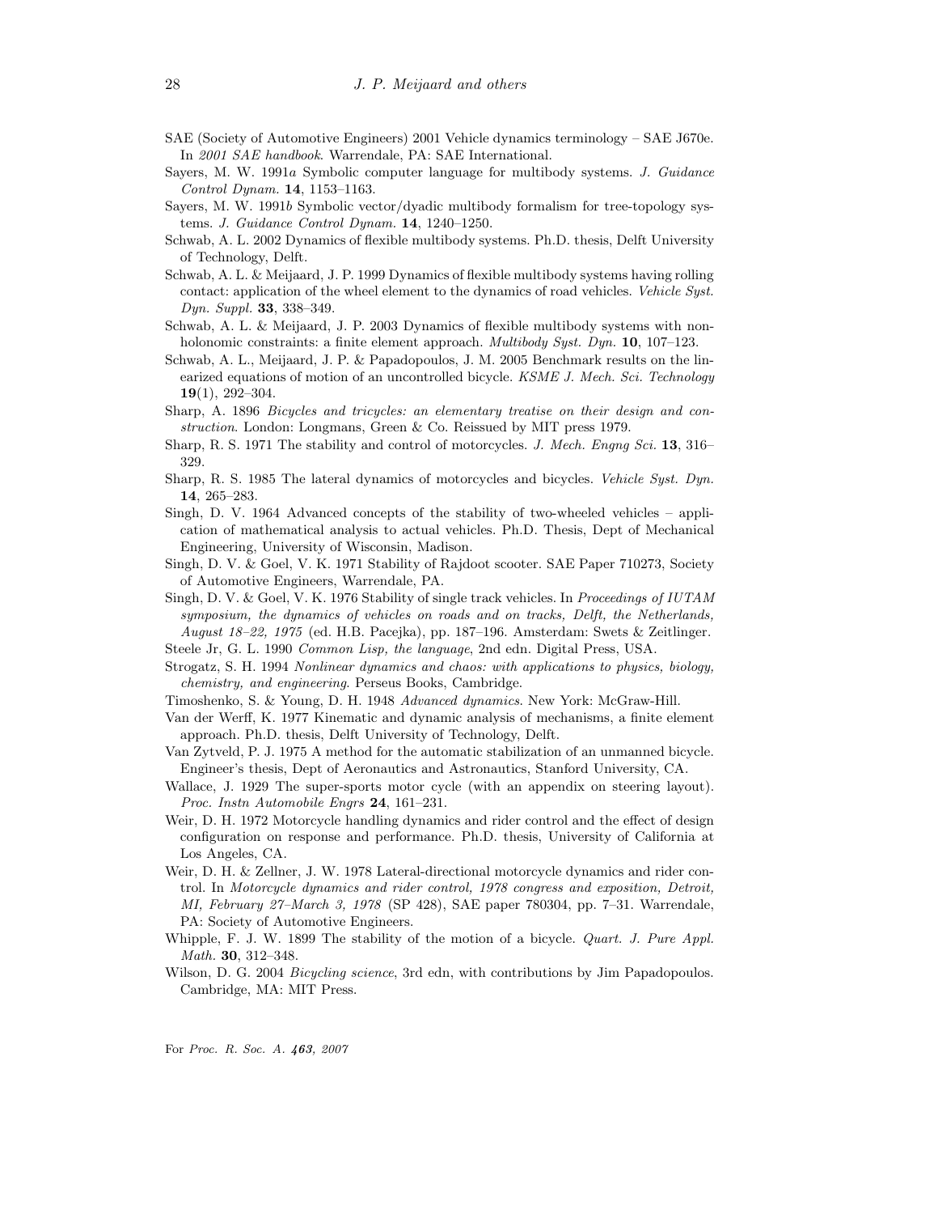SAE (Society of Automotive Engineers) 2001 Vehicle dynamics terminology – SAE J670e. In *2001 SAE handbook*. Warrendale, PA: SAE International.

Sayers, M. W. 1991*a* Symbolic computer language for multibody systems. *J. Guidance Control Dynam.* **14**, 1153–1163.

Sayers, M. W. 1991*b* Symbolic vector/dyadic multibody formalism for tree-topology systems. *J. Guidance Control Dynam.* **14**, 1240–1250.

Schwab, A. L. 2002 Dynamics of flexible multibody systems. Ph.D. thesis, Delft University of Technology, Delft.

Schwab, A. L. & Meijaard, J. P. 1999 Dynamics of flexible multibody systems having rolling contact: application of the wheel element to the dynamics of road vehicles. *Vehicle Syst. Dyn. Suppl.* **33**, 338–349.

Schwab, A. L. & Meijaard, J. P. 2003 Dynamics of flexible multibody systems with non-holonomic constraints: a finite element approach. *Multibody Syst. Dyn.* **10**, 107–123.

Schwab, A. L., Meijaard, J. P. & Papadopoulos, J. M. 2005 Benchmark results on the linearized equations of motion of an uncontrolled bicycle. *KSME J. Mech. Sci. Technology* **19**(1), 292–304.

Sharp, A. 1896 *Bicycles and tricycles: an elementary treatise on their design and construction*. London: Longmans, Green & Co. Reissued by MIT press 1979.

Sharp, R. S. 1971 The stability and control of motorcycles. *J. Mech. Engng Sci.* **13**, 316–329.

Sharp, R. S. 1985 The lateral dynamics of motorcycles and bicycles. *Vehicle Syst. Dyn.* **14**, 265–283.

Singh, D. V. 1964 Advanced concepts of the stability of two-wheeled vehicles – application of mathematical analysis to actual vehicles. Ph.D. Thesis, Dept of Mechanical Engineering, University of Wisconsin, Madison.

Singh, D. V. & Goel, V. K. 1971 Stability of Rajdoot scooter. SAE Paper 710273, Society of Automotive Engineers, Warrendale, PA.

Singh, D. V. & Goel, V. K. 1976 Stability of single track vehicles. In *Proceedings of IUTAM symposium, the dynamics of vehicles on roads and on tracks, Delft, the Netherlands, August 18–22, 1975* (ed. H.B. Pacejka), pp. 187–196. Amsterdam: Swets & Zeitlinger.

Steele Jr, G. L. 1990 *Common Lisp, the language*, 2nd edn. Digital Press, USA.

Strogatz, S. H. 1994 *Nonlinear dynamics and chaos: with applications to physics, biology, chemistry, and engineering*. Perseus Books, Cambridge.

Timoshenko, S. & Young, D. H. 1948 *Advanced dynamics*. New York: McGraw-Hill.

Van der Werff, K. 1977 Kinematic and dynamic analysis of mechanisms, a finite element approach. Ph.D. thesis, Delft University of Technology, Delft.

Van Zytveld, P. J. 1975 A method for the automatic stabilization of an unmanned bicycle. Engineer's thesis, Dept of Aeronautics and Astronautics, Stanford University, CA.

Wallace, J. 1929 The super-sports motor cycle (with an appendix on steering layout). *Proc. Instn Automobile Engrs* **24**, 161–231.

Weir, D. H. 1972 Motorcycle handling dynamics and rider control and the effect of design configuration on response and performance. Ph.D. thesis, University of California at Los Angeles, CA.

Weir, D. H. & Zellner, J. W. 1978 Lateral-directional motorcycle dynamics and rider control. In *Motorcycle dynamics and rider control, 1978 congress and exposition, Detroit, MI, February 27–March 3, 1978* (SP 428), SAE paper 780304, pp. 7–31. Warrendale, PA: Society of Automotive Engineers.

Whipple, F. J. W. 1899 The stability of the motion of a bicycle. *Quart. J. Pure Appl. Math.* **30**, 312–348.

Wilson, D. G. 2004 *Bicycling science*, 3rd edn, with contributions by Jim Papadopoulos. Cambridge, MA: MIT Press.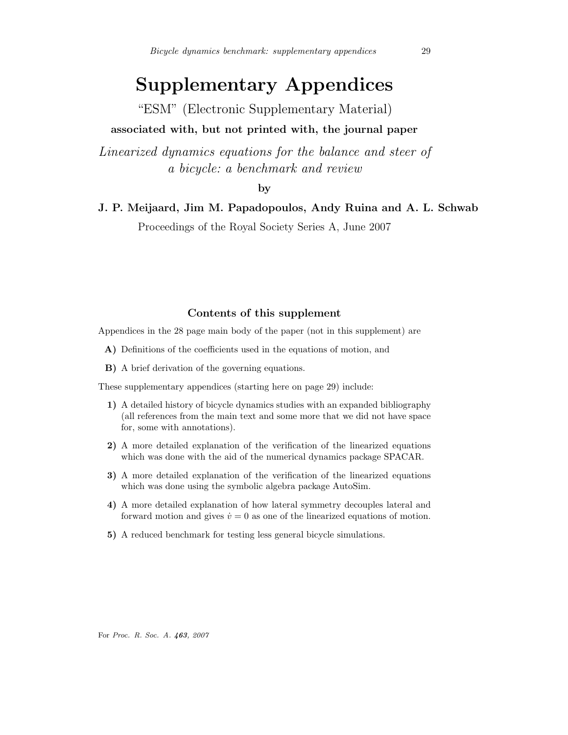# Supplementary Appendices

"ESM" (Electronic Supplementary Material)

**associated with, but not printed with, the journal paper**

*Linearized dynamics equations for the balance and steer of a bicycle: a benchmark and review*

**by**

**J. P. Meijaard, Jim M. Papadopoulos, Andy Ruina and A. L. Schwab**

Proceedings of the Royal Society Series A, June 2007

## Contents of this supplement

Appendices in the 28 page main body of the paper (not in this supplement) are

- **A)** Definitions of the coefficients used in the equations of motion, and
- **B)** A brief derivation of the governing equations.

These supplementary appendices (starting here on page 29) include:

- **1)** A detailed history of bicycle dynamics studies with an expanded bibliography (all references from the main text and some more that we did not have space for, some with annotations).
- **2)** A more detailed explanation of the verification of the linearized equations which was done with the aid of the numerical dynamics package SPACAR.
- **3)** A more detailed explanation of the verification of the linearized equations which was done using the symbolic algebra package AutoSim.
- **4)** A more detailed explanation of how lateral symmetry decouples lateral and forward motion and gives $\dot{v} = 0$ as one of the linearized equations of motion.
- **5)** A reduced benchmark for testing less general bicycle simulations.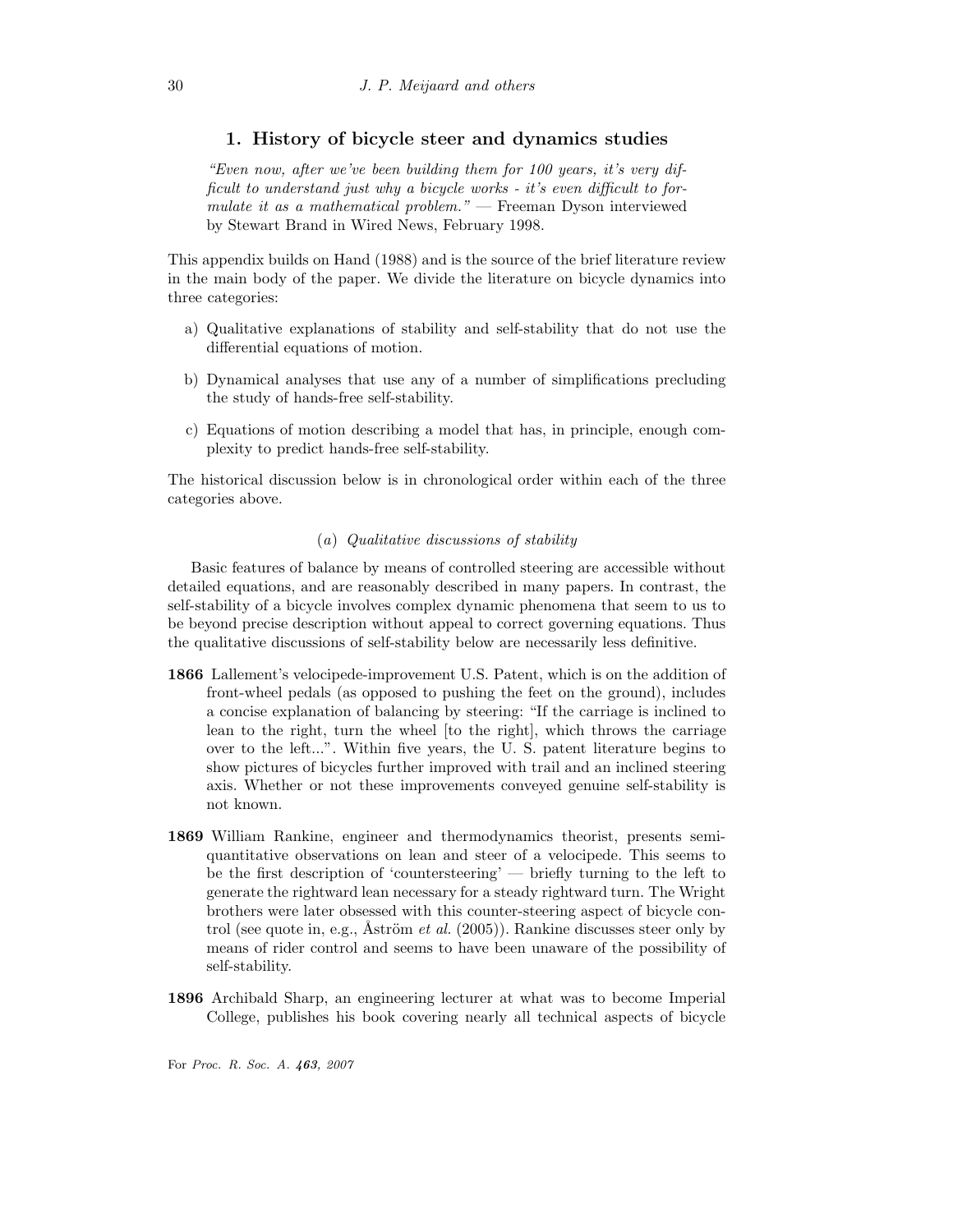## 1. History of bicycle steer and dynamics studies

*"Even now, after we've been building them for 100 years, it's very difficult to understand just why a bicycle works - it's even difficult to formulate it as a mathematical problem."* — Freeman Dyson interviewed by Stewart Brand in Wired News, February 1998.

This appendix builds on Hand (1988) and is the source of the brief literature review in the main body of the paper. We divide the literature on bicycle dynamics into three categories:

a) Qualitative explanations of stability and self-stability that do not use the differential equations of motion.

b) Dynamical analyses that use any of a number of simplifications precluding the study of hands-free self-stability.

c) Equations of motion describing a model that has, in principle, enough complexity to predict hands-free self-stability.

The historical discussion below is in chronological order within each of the three categories above.

### (*a*) *Qualitative discussions of stability*

Basic features of balance by means of controlled steering are accessible without detailed equations, and are reasonably described in many papers. In contrast, the self-stability of a bicycle involves complex dynamic phenomena that seem to us to be beyond precise description without appeal to correct governing equations. Thus the qualitative discussions of self-stability below are necessarily less definitive.

**1866** Lallement's velocipede-improvement U.S. Patent, which is on the addition of front-wheel pedals (as opposed to pushing the feet on the ground), includes a concise explanation of balancing by steering: "If the carriage is inclined to lean to the right, turn the wheel [to the right], which throws the carriage over to the left...". Within five years, the U. S. patent literature begins to show pictures of bicycles further improved with trail and an inclined steering axis. Whether or not these improvements conveyed genuine self-stability is not known.

**1869** William Rankine, engineer and thermodynamics theorist, presents semi-quantitative observations on lean and steer of a velocipede. This seems to be the first description of 'countersteering' — briefly turning to the left to generate the rightward lean necessary for a steady rightward turn. The Wright brothers were later obsessed with this counter-steering aspect of bicycle control (see quote in, e.g., Åström *et al.* (2005)). Rankine discusses steer only by means of rider control and seems to have been unaware of the possibility of self-stability.

**1896** Archibald Sharp, an engineering lecturer at what was to become Imperial College, publishes his book covering nearly all technical aspects of bicycle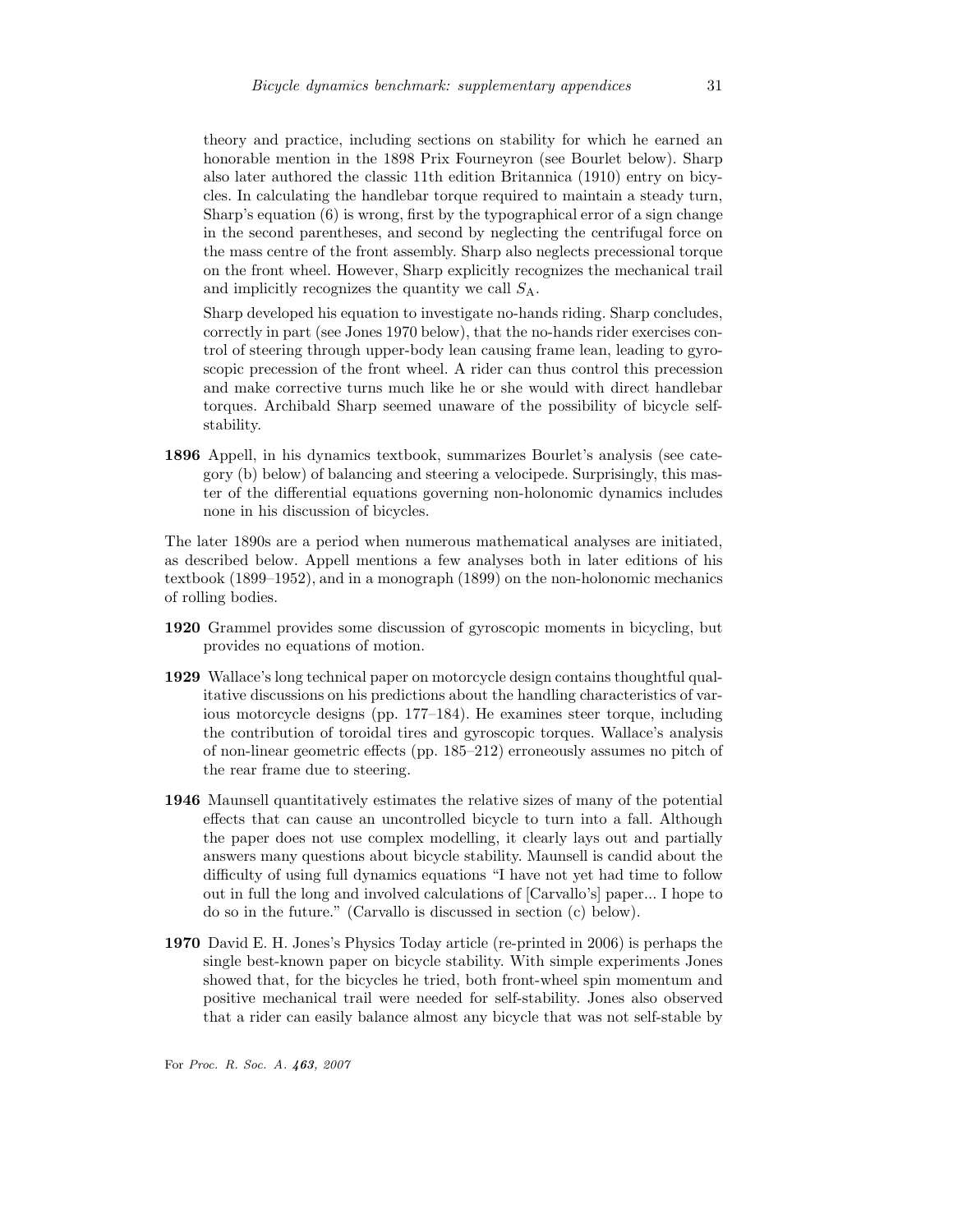theory and practice, including sections on stability for which he earned an honorable mention in the 1898 Prix Fourneyron (see Bourlet below). Sharp also later authored the classic 11th edition Britannica (1910) entry on bicycles. In calculating the handlebar torque required to maintain a steady turn, Sharp's equation (6) is wrong, first by the typographical error of a sign change in the second parentheses, and second by neglecting the centrifugal force on the mass centre of the front assembly. Sharp also neglects precessional torque on the front wheel. However, Sharp explicitly recognizes the mechanical trail and implicitly recognizes the quantity we call $S_A$.

Sharp developed his equation to investigate no-hands riding. Sharp concludes, correctly in part (see Jones 1970 below), that the no-hands rider exercises control of steering through upper-body lean causing frame lean, leading to gyroscopic precession of the front wheel. A rider can thus control this precession and make corrective turns much like he or she would with direct handlebar torques. Archibald Sharp seemed unaware of the possibility of bicycle self-stability.

**1896** Appell, in his dynamics textbook, summarizes Bourlet's analysis (see category (b) below) of balancing and steering a velocipede. Surprisingly, this master of the differential equations governing non-holonomic dynamics includes none in his discussion of bicycles.

The later 1890s are a period when numerous mathematical analyses are initiated, as described below. Appell mentions a few analyses both in later editions of his textbook (1899–1952), and in a monograph (1899) on the non-holonomic mechanics of rolling bodies.

**1920** Grammel provides some discussion of gyroscopic moments in bicycling, but provides no equations of motion.

**1929** Wallace's long technical paper on motorcycle design contains thoughtful qualitative discussions on his predictions about the handling characteristics of various motorcycle designs (pp. 177–184). He examines steer torque, including the contribution of toroidal tires and gyroscopic torques. Wallace's analysis of non-linear geometric effects (pp. 185–212) erroneously assumes no pitch of the rear frame due to steering.

**1946** Maunsell quantitatively estimates the relative sizes of many of the potential effects that can cause an uncontrolled bicycle to turn into a fall. Although the paper does not use complex modelling, it clearly lays out and partially answers many questions about bicycle stability. Maunsell is candid about the difficulty of using full dynamics equations "I have not yet had time to follow out in full the long and involved calculations of [Carvallo's] paper... I hope to do so in the future." (Carvallo is discussed in section (c) below).

**1970** David E. H. Jones's Physics Today article (re-printed in 2006) is perhaps the single best-known paper on bicycle stability. With simple experiments Jones showed that, for the bicycles he tried, both front-wheel spin momentum and positive mechanical trail were needed for self-stability. Jones also observed that a rider can easily balance almost any bicycle that was not self-stable by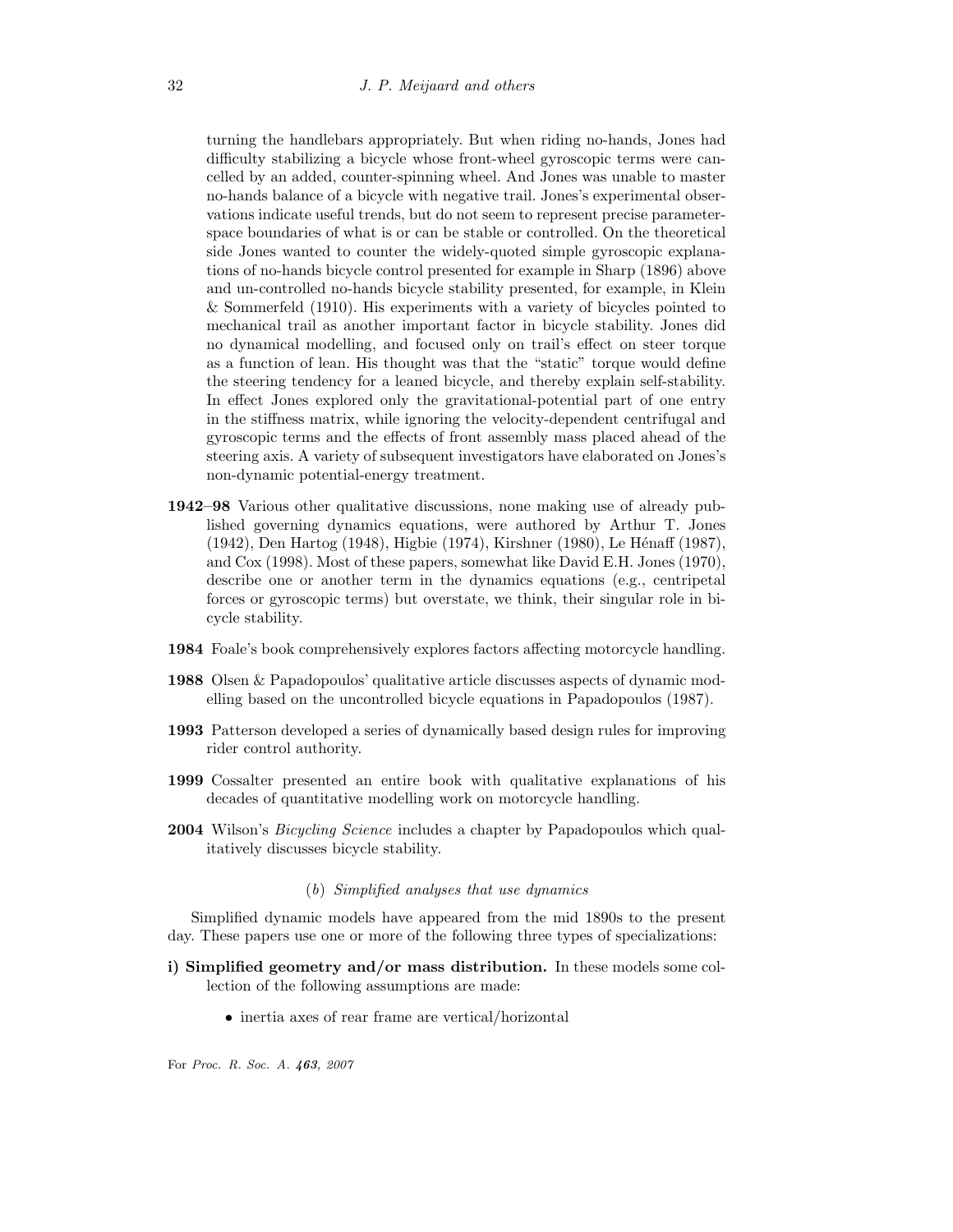turning the handlebars appropriately. But when riding no-hands, Jones had difficulty stabilizing a bicycle whose front-wheel gyroscopic terms were cancelled by an added, counter-spinning wheel. And Jones was unable to master no-hands balance of a bicycle with negative trail. Jones's experimental observations indicate useful trends, but do not seem to represent precise parameter-space boundaries of what is or can be stable or controlled. On the theoretical side Jones wanted to counter the widely-quoted simple gyroscopic explanations of no-hands bicycle control presented for example in Sharp (1896) above and un-controlled no-hands bicycle stability presented, for example, in Klein & Sommerfeld (1910). His experiments with a variety of bicycles pointed to mechanical trail as another important factor in bicycle stability. Jones did no dynamical modelling, and focused only on trail's effect on steer torque as a function of lean. His thought was that the "static" torque would define the steering tendency for a leaned bicycle, and thereby explain self-stability. In effect Jones explored only the gravitational-potential part of one entry in the stiffness matrix, while ignoring the velocity-dependent centrifugal and gyroscopic terms and the effects of front assembly mass placed ahead of the steering axis. A variety of subsequent investigators have elaborated on Jones's non-dynamic potential-energy treatment.

**1942–98** Various other qualitative discussions, none making use of already published governing dynamics equations, were authored by Arthur T. Jones (1942), Den Hartog (1948), Higbie (1974), Kirshner (1980), Le Hénaff (1987), and Cox (1998). Most of these papers, somewhat like David E.H. Jones (1970), describe one or another term in the dynamics equations (e.g., centripetal forces or gyroscopic terms) but overstate, we think, their singular role in bicycle stability.

**1984** Foale's book comprehensively explores factors affecting motorcycle handling.

**1988** Olsen & Papadopoulos' qualitative article discusses aspects of dynamic modelling based on the uncontrolled bicycle equations in Papadopoulos (1987).

**1993** Patterson developed a series of dynamically based design rules for improving rider control authority.

**1999** Cossalter presented an entire book with qualitative explanations of his decades of quantitative modelling work on motorcycle handling.

**2004** Wilson's *Bicycling Science* includes a chapter by Papadopoulos which qualitatively discusses bicycle stability.

### (*b*) *Simplified analyses that use dynamics*

Simplified dynamic models have appeared from the mid 1890s to the present day. These papers use one or more of the following three types of specializations:

**i) Simplified geometry and/or mass distribution.** In these models some collection of the following assumptions are made:

- inertia axes of rear frame are vertical/horizontal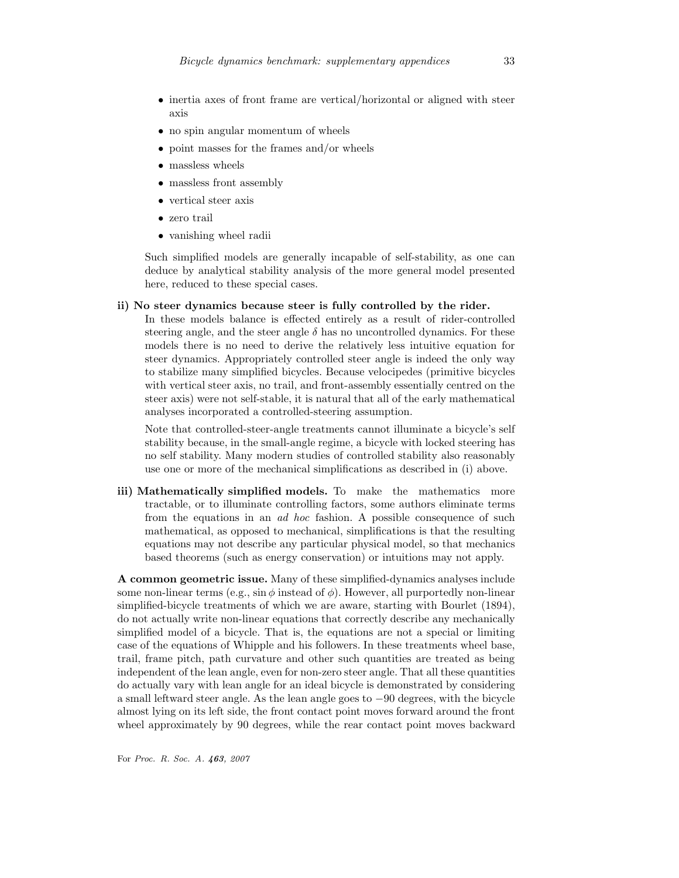- inertia axes of front frame are vertical/horizontal or aligned with steer axis
- no spin angular momentum of wheels
- point masses for the frames and/or wheels
- massless wheels
- massless front assembly
- vertical steer axis
- zero trail
- vanishing wheel radii

Such simplified models are generally incapable of self-stability, as one can deduce by analytical stability analysis of the more general model presented here, reduced to these special cases.

**ii) No steer dynamics because steer is fully controlled by the rider.** In these models balance is effected entirely as a result of rider-controlled steering angle, and the steer angle $\delta$ has no uncontrolled dynamics. For these models there is no need to derive the relatively less intuitive equation for steer dynamics. Appropriately controlled steer angle is indeed the only way to stabilize many simplified bicycles. Because velocipedes (primitive bicycles with vertical steer axis, no trail, and front-assembly essentially centred on the steer axis) were not self-stable, it is natural that all of the early mathematical analyses incorporated a controlled-steering assumption.

Note that controlled-steer-angle treatments cannot illuminate a bicycle's self stability because, in the small-angle regime, a bicycle with locked steering has no self stability. Many modern studies of controlled stability also reasonably use one or more of the mechanical simplifications as described in (i) above.

**iii) Mathematically simplified models.** To make the mathematics more tractable, or to illuminate controlling factors, some authors eliminate terms from the equations in an *ad hoc* fashion. A possible consequence of such mathematical, as opposed to mechanical, simplifications is that the resulting equations may not describe any particular physical model, so that mechanics based theorems (such as energy conservation) or intuitions may not apply.

**A common geometric issue.** Many of these simplified-dynamics analyses include some non-linear terms (e.g., $\sin\phi$ instead of $\phi$). However, all purportedly non-linear simplified-bicycle treatments of which we are aware, starting with Bourlet (1894), do not actually write non-linear equations that correctly describe any mechanically simplified model of a bicycle. That is, the equations are not a special or limiting case of the equations of Whipple and his followers. In these treatments wheel base, trail, frame pitch, path curvature and other such quantities are treated as being independent of the lean angle, even for non-zero steer angle. That all these quantities do actually vary with lean angle for an ideal bicycle is demonstrated by considering a small leftward steer angle. As the lean angle goes to $-90$ degrees, with the bicycle almost lying on its left side, the front contact point moves forward around the front wheel approximately by 90 degrees, while the rear contact point moves backward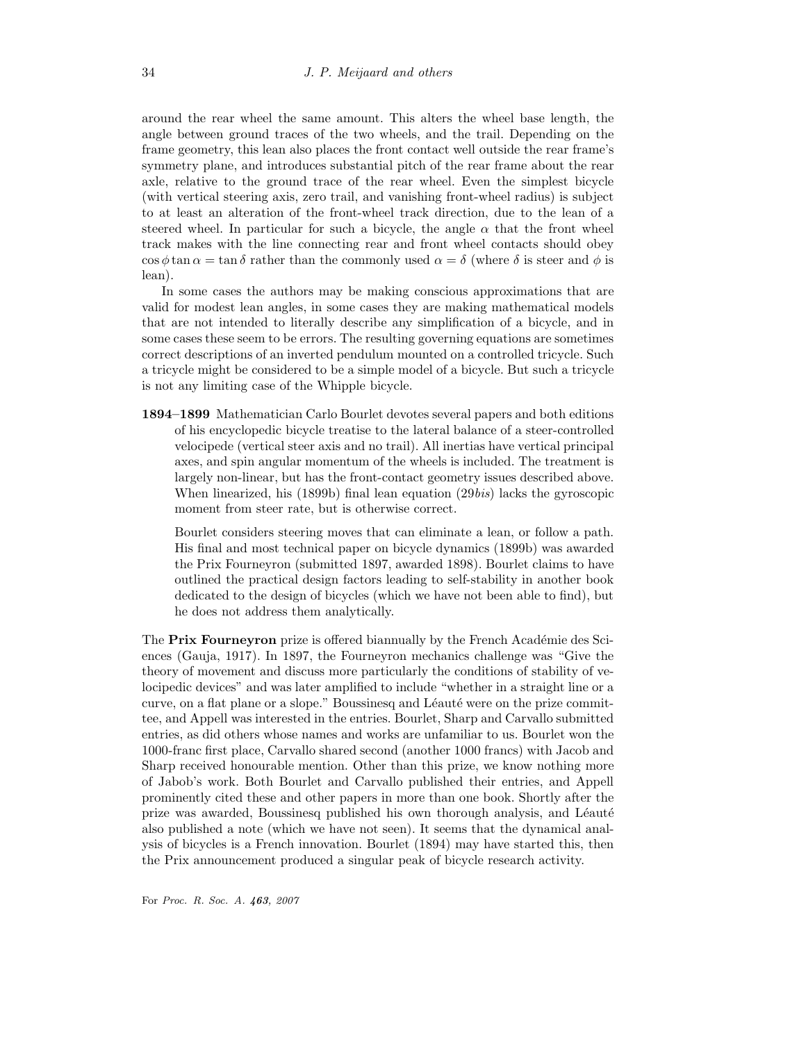around the rear wheel the same amount. This alters the wheel base length, the angle between ground traces of the two wheels, and the trail. Depending on the frame geometry, this lean also places the front contact well outside the rear frame's symmetry plane, and introduces substantial pitch of the rear frame about the rear axle, relative to the ground trace of the rear wheel. Even the simplest bicycle (with vertical steering axis, zero trail, and vanishing front-wheel radius) is subject to at least an alteration of the front-wheel track direction, due to the lean of a steered wheel. In particular for such a bicycle, the angle $\alpha$ that the front wheel track makes with the line connecting rear and front wheel contacts should obey $\cos\phi \tan\alpha = \tan\delta$ rather than the commonly used $\alpha = \delta$ (where $\delta$ is steer and $\phi$ is lean).

In some cases the authors may be making conscious approximations that are valid for modest lean angles, in some cases they are making mathematical models that are not intended to literally describe any simplification of a bicycle, and in some cases these seem to be errors. The resulting governing equations are sometimes correct descriptions of an inverted pendulum mounted on a controlled tricycle. Such a tricycle might be considered to be a simple model of a bicycle. But such a tricycle is not any limiting case of the Whipple bicycle.

**1894–1899** Mathematician Carlo Bourlet devotes several papers and both editions of his encyclopedic bicycle treatise to the lateral balance of a steer-controlled velocipede (vertical steer axis and no trail). All inertias have vertical principal axes, and spin angular momentum of the wheels is included. The treatment is largely non-linear, but has the front-contact geometry issues described above. When linearized, his (1899b) final lean equation (29*bis*) lacks the gyroscopic moment from steer rate, but is otherwise correct.

Bourlet considers steering moves that can eliminate a lean, or follow a path. His final and most technical paper on bicycle dynamics (1899b) was awarded the Prix Fourneyron (submitted 1897, awarded 1898). Bourlet claims to have outlined the practical design factors leading to self-stability in another book dedicated to the design of bicycles (which we have not been able to find), but he does not address them analytically.

The **Prix Fourneyron** prize is offered biannually by the French Académie des Sciences (Gauja, 1917). In 1897, the Fourneyron mechanics challenge was "Give the theory of movement and discuss more particularly the conditions of stability of velocipedic devices" and was later amplified to include "whether in a straight line or a curve, on a flat plane or a slope." Boussinesq and Léauté were on the prize committee, and Appell was interested in the entries. Bourlet, Sharp and Carvallo submitted entries, as did others whose names and works are unfamiliar to us. Bourlet won the 1000-franc first place, Carvallo shared second (another 1000 francs) with Jacob and Sharp received honourable mention. Other than this prize, we know nothing more of Jabob's work. Both Bourlet and Carvallo published their entries, and Appell prominently cited these and other papers in more than one book. Shortly after the prize was awarded, Boussinesq published his own thorough analysis, and Léauté also published a note (which we have not seen). It seems that the dynamical analysis of bicycles is a French innovation. Bourlet (1894) may have started this, then the Prix announcement produced a singular peak of bicycle research activity.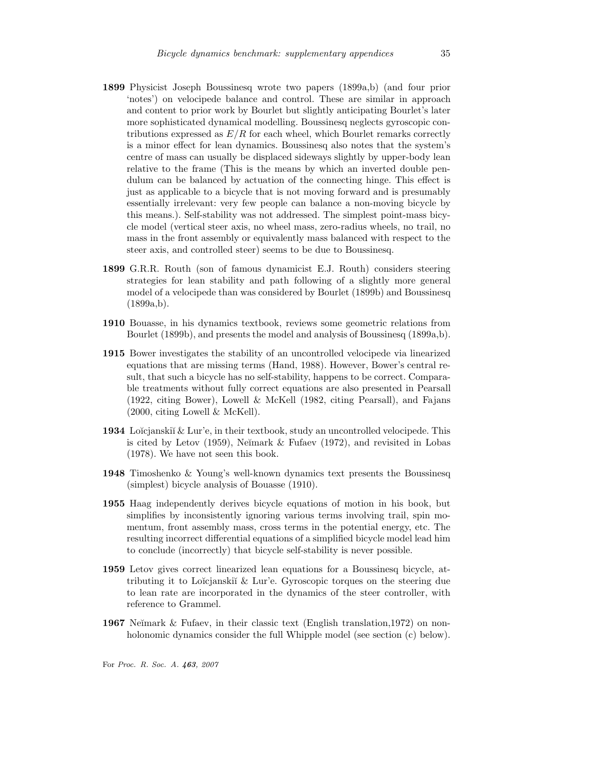**1899** Physicist Joseph Boussinesq wrote two papers (1899a,b) (and four prior 'notes') on velocipede balance and control. These are similar in approach and content to prior work by Bourlet but slightly anticipating Bourlet's later more sophisticated dynamical modelling. Boussinesq neglects gyroscopic contributions expressed as $E/R$ for each wheel, which Bourlet remarks correctly is a minor effect for lean dynamics. Boussinesq also notes that the system's centre of mass can usually be displaced sideways slightly by upper-body lean relative to the frame (This is the means by which an inverted double pendulum can be balanced by actuation of the connecting hinge. This effect is just as applicable to a bicycle that is not moving forward and is presumably essentially irrelevant: very few people can balance a non-moving bicycle by this means.). Self-stability was not addressed. The simplest point-mass bicycle model (vertical steer axis, no wheel mass, zero-radius wheels, no trail, no mass in the front assembly or equivalently mass balanced with respect to the steer axis, and controlled steer) seems to be due to Boussinesq.

**1899** G.R.R. Routh (son of famous dynamicist E.J. Routh) considers steering strategies for lean stability and path following of a slightly more general model of a velocipede than was considered by Bourlet (1899b) and Boussinesq (1899a,b).

**1910** Bouasse, in his dynamics textbook, reviews some geometric relations from Bourlet (1899b), and presents the model and analysis of Boussinesq (1899a,b).

**1915** Bower investigates the stability of an uncontrolled velocipede via linearized equations that are missing terms (Hand, 1988). However, Bower's central result, that such a bicycle has no self-stability, happens to be correct. Comparable treatments without fully correct equations are also presented in Pearsall (1922, citing Bower), Lowell & McKell (1982, citing Pearsall), and Fajans (2000, citing Lowell & McKell).

**1934** Loĭcjanskiĭ & Lur'e, in their textbook, study an uncontrolled velocipede. This is cited by Letov (1959), Neĭmark & Fufaev (1972), and revisited in Lobas (1978). We have not seen this book.

**1948** Timoshenko & Young's well-known dynamics text presents the Boussinesq (simplest) bicycle analysis of Bouasse (1910).

**1955** Haag independently derives bicycle equations of motion in his book, but simplifies by inconsistently ignoring various terms involving trail, spin momentum, front assembly mass, cross terms in the potential energy, etc. The resulting incorrect differential equations of a simplified bicycle model lead him to conclude (incorrectly) that bicycle self-stability is never possible.

**1959** Letov gives correct linearized lean equations for a Boussinesq bicycle, attributing it to Loĭcjanskiĭ & Lur'e. Gyroscopic torques on the steering due to lean rate are incorporated in the dynamics of the steer controller, with reference to Grammel.

**1967** Neĭmark & Fufaev, in their classic text (English translation,1972) on nonholonomic dynamics consider the full Whipple model (see section (c) below).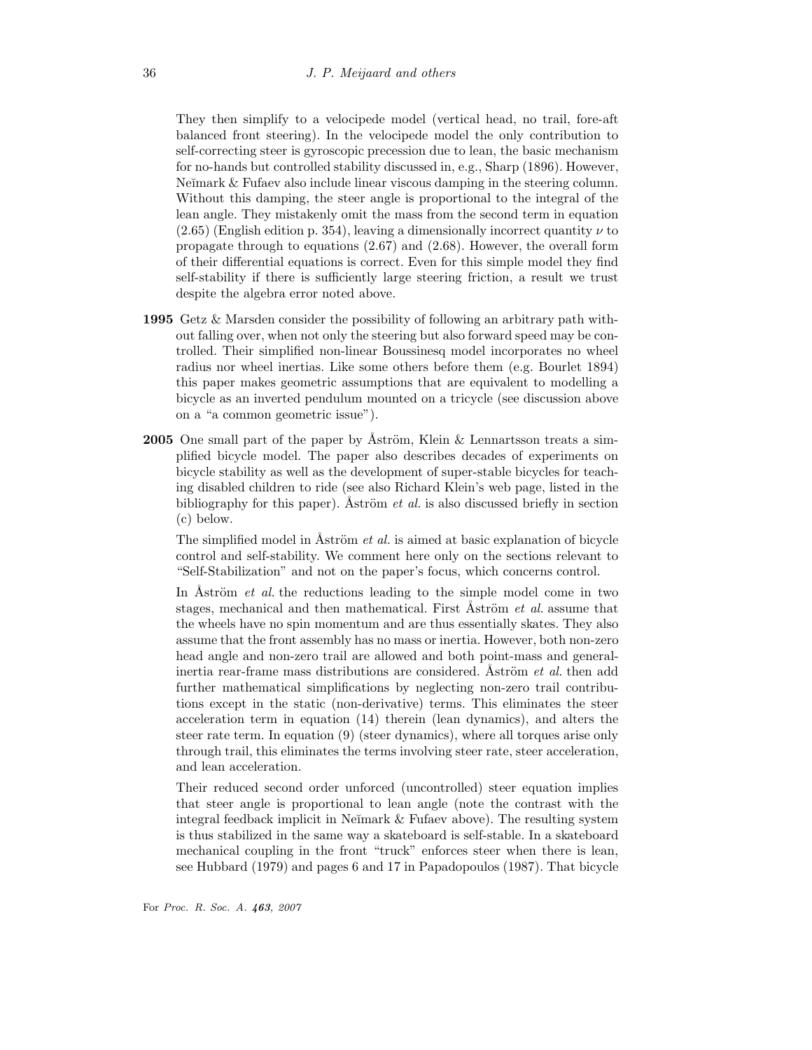They then simplify to a velocipede model (vertical head, no trail, fore-aft balanced front steering). In the velocipede model the only contribution to self-correcting steer is gyroscopic precession due to lean, the basic mechanism for no-hands but controlled stability discussed in, e.g., Sharp (1896). However, Neĭmark & Fufaev also include linear viscous damping in the steering column. Without this damping, the steer angle is proportional to the integral of the lean angle. They mistakenly omit the mass from the second term in equation (2.65) (English edition p. 354), leaving a dimensionally incorrect quantity $\nu$ to propagate through to equations (2.67) and (2.68). However, the overall form of their differential equations is correct. Even for this simple model they find self-stability if there is sufficiently large steering friction, a result we trust despite the algebra error noted above.

**1995** Getz & Marsden consider the possibility of following an arbitrary path without falling over, when not only the steering but also forward speed may be controlled. Their simplified non-linear Boussinesq model incorporates no wheel radius nor wheel inertias. Like some others before them (e.g. Bourlet 1894) this paper makes geometric assumptions that are equivalent to modelling a bicycle as an inverted pendulum mounted on a tricycle (see discussion above on a "a common geometric issue").

**2005** One small part of the paper by Åström, Klein & Lennartsson treats a simplified bicycle model. The paper also describes decades of experiments on bicycle stability as well as the development of super-stable bicycles for teaching disabled children to ride (see also Richard Klein's web page, listed in the bibliography for this paper). Åström *et al.* is also discussed briefly in section (c) below.

The simplified model in Åström *et al.* is aimed at basic explanation of bicycle control and self-stability. We comment here only on the sections relevant to "Self-Stabilization" and not on the paper's focus, which concerns control.

In Åström *et al.* the reductions leading to the simple model come in two stages, mechanical and then mathematical. First Åström *et al.* assume that the wheels have no spin momentum and are thus essentially skates. They also assume that the front assembly has no mass or inertia. However, both non-zero head angle and non-zero trail are allowed and both point-mass and general-inertia rear-frame mass distributions are considered. Åström *et al.* then add further mathematical simplifications by neglecting non-zero trail contributions except in the static (non-derivative) terms. This eliminates the steer acceleration term in equation (14) therein (lean dynamics), and alters the steer rate term. In equation (9) (steer dynamics), where all torques arise only through trail, this eliminates the terms involving steer rate, steer acceleration, and lean acceleration.

Their reduced second order unforced (uncontrolled) steer equation implies that steer angle is proportional to lean angle (note the contrast with the integral feedback implicit in Neĭmark & Fufaev above). The resulting system is thus stabilized in the same way a skateboard is self-stable. In a skateboard mechanical coupling in the front "truck" enforces steer when there is lean, see Hubbard (1979) and pages 6 and 17 in Papadopoulos (1987). That bicycle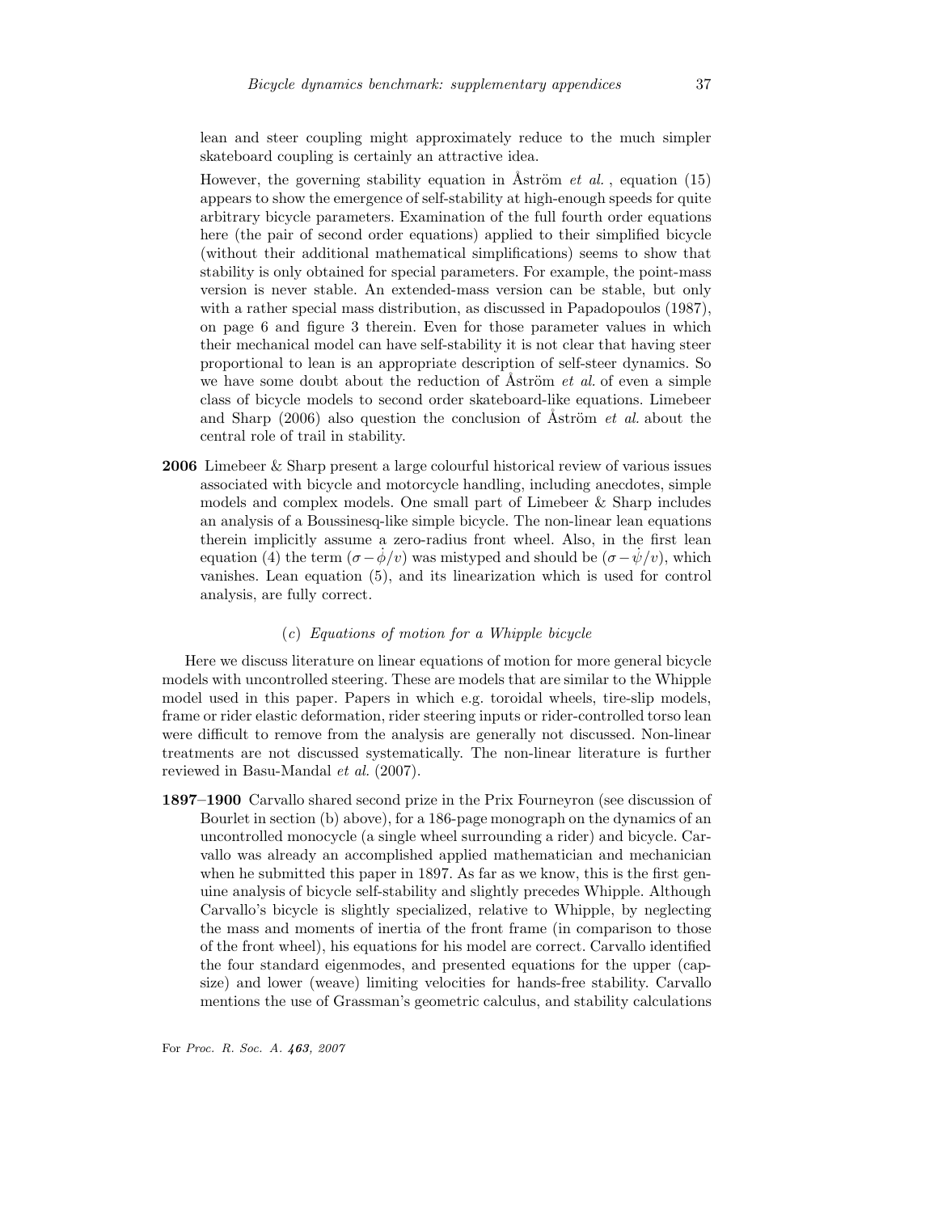lean and steer coupling might approximately reduce to the much simpler skateboard coupling is certainly an attractive idea.

However, the governing stability equation in Åström *et al.*, equation (15) appears to show the emergence of self-stability at high-enough speeds for quite arbitrary bicycle parameters. Examination of the full fourth order equations here (the pair of second order equations) applied to their simplified bicycle (without their additional mathematical simplifications) seems to show that stability is only obtained for special parameters. For example, the point-mass version is never stable. An extended-mass version can be stable, but only with a rather special mass distribution, as discussed in Papadopoulos (1987), on page 6 and figure 3 therein. Even for those parameter values in which their mechanical model can have self-stability it is not clear that having steer proportional to lean is an appropriate description of self-steer dynamics. So we have some doubt about the reduction of Åström *et al.* of even a simple class of bicycle models to second order skateboard-like equations. Limebeer and Sharp (2006) also question the conclusion of Åström *et al.* about the central role of trail in stability.

**2006** Limebeer & Sharp present a large colourful historical review of various issues associated with bicycle and motorcycle handling, including anecdotes, simple models and complex models. One small part of Limebeer & Sharp includes an analysis of a Boussinesq-like simple bicycle. The non-linear lean equations therein implicitly assume a zero-radius front wheel. Also, in the first lean equation (4) the term $(\sigma - \dot{\phi}/v)$ was mistyped and should be $(\sigma - \dot{\psi}/v)$, which vanishes. Lean equation (5), and its linearization which is used for control analysis, are fully correct.

### (*c*) *Equations of motion for a Whipple bicycle*

Here we discuss literature on linear equations of motion for more general bicycle models with uncontrolled steering. These are models that are similar to the Whipple model used in this paper. Papers in which e.g. toroidal wheels, tire-slip models, frame or rider elastic deformation, rider steering inputs or rider-controlled torso lean were difficult to remove from the analysis are generally not discussed. Non-linear treatments are not discussed systematically. The non-linear literature is further reviewed in Basu-Mandal *et al.* (2007).

**1897–1900** Carvallo shared second prize in the Prix Fourneyron (see discussion of Bourlet in section (b) above), for a 186-page monograph on the dynamics of an uncontrolled monocycle (a single wheel surrounding a rider) and bicycle. Carvallo was already an accomplished applied mathematician and mechanician when he submitted this paper in 1897. As far as we know, this is the first genuine analysis of bicycle self-stability and slightly precedes Whipple. Although Carvallo's bicycle is slightly specialized, relative to Whipple, by neglecting the mass and moments of inertia of the front frame (in comparison to those of the front wheel), his equations for his model are correct. Carvallo identified the four standard eigenmodes, and presented equations for the upper (capsize) and lower (weave) limiting velocities for hands-free stability. Carvallo mentions the use of Grassman's geometric calculus, and stability calculations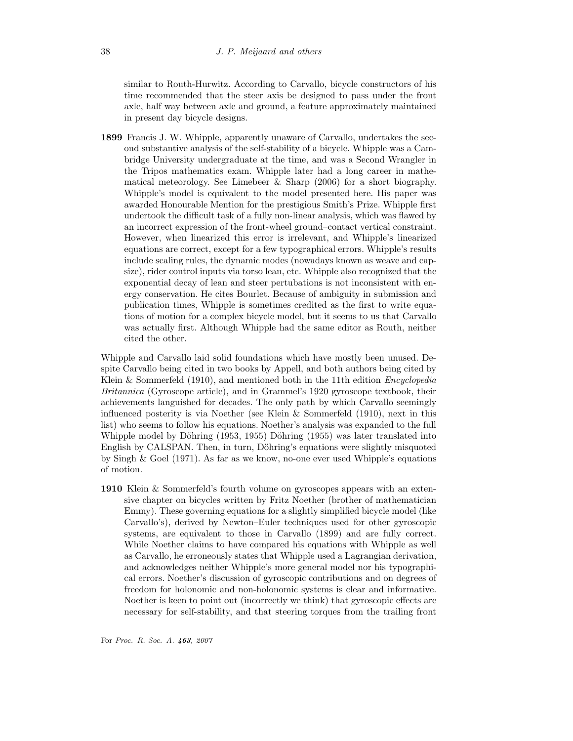similar to Routh-Hurwitz. According to Carvallo, bicycle constructors of his time recommended that the steer axis be designed to pass under the front axle, half way between axle and ground, a feature approximately maintained in present day bicycle designs.

**1899** Francis J. W. Whipple, apparently unaware of Carvallo, undertakes the second substantive analysis of the self-stability of a bicycle. Whipple was a Cambridge University undergraduate at the time, and was a Second Wrangler in the Tripos mathematics exam. Whipple later had a long career in mathematical meteorology. See Limebeer & Sharp (2006) for a short biography. Whipple's model is equivalent to the model presented here. His paper was awarded Honourable Mention for the prestigious Smith's Prize. Whipple first undertook the difficult task of a fully non-linear analysis, which was flawed by an incorrect expression of the front-wheel ground–contact vertical constraint. However, when linearized this error is irrelevant, and Whipple's linearized equations are correct, except for a few typographical errors. Whipple's results include scaling rules, the dynamic modes (nowadays known as weave and capsize), rider control inputs via torso lean, etc. Whipple also recognized that the exponential decay of lean and steer pertubations is not inconsistent with energy conservation. He cites Bourlet. Because of ambiguity in submission and publication times, Whipple is sometimes credited as the first to write equations of motion for a complex bicycle model, but it seems to us that Carvallo was actually first. Although Whipple had the same editor as Routh, neither cited the other.

Whipple and Carvallo laid solid foundations which have mostly been unused. Despite Carvallo being cited in two books by Appell, and both authors being cited by Klein & Sommerfeld (1910), and mentioned both in the 11th edition *Encyclopedia Britannica* (Gyroscope article), and in Grammel's 1920 gyroscope textbook, their achievements languished for decades. The only path by which Carvallo seemingly influenced posterity is via Noether (see Klein & Sommerfeld (1910), next in this list) who seems to follow his equations. Noether's analysis was expanded to the full Whipple model by Döhring (1953, 1955) Döhring (1955) was later translated into English by CALSPAN. Then, in turn, Döhring's equations were slightly misquoted by Singh & Goel (1971). As far as we know, no-one ever used Whipple's equations of motion.

**1910** Klein & Sommerfeld's fourth volume on gyroscopes appears with an extensive chapter on bicycles written by Fritz Noether (brother of mathematician Emmy). These governing equations for a slightly simplified bicycle model (like Carvallo's), derived by Newton–Euler techniques used for other gyroscopic systems, are equivalent to those in Carvallo (1899) and are fully correct. While Noether claims to have compared his equations with Whipple as well as Carvallo, he erroneously states that Whipple used a Lagrangian derivation, and acknowledges neither Whipple's more general model nor his typographical errors. Noether's discussion of gyroscopic contributions and on degrees of freedom for holonomic and non-holonomic systems is clear and informative. Noether is keen to point out (incorrectly we think) that gyroscopic effects are necessary for self-stability, and that steering torques from the trailing front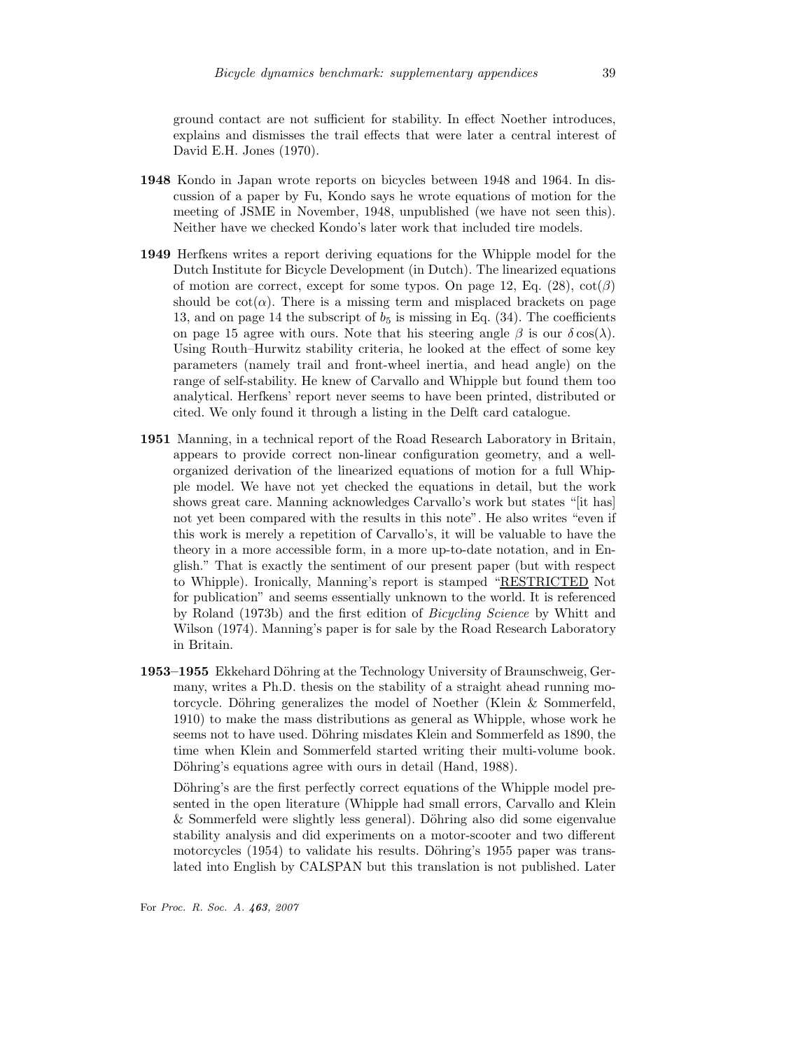ground contact are not sufficient for stability. In effect Noether introduces, explains and dismisses the trail effects that were later a central interest of David E.H. Jones (1970).

**1948** Kondo in Japan wrote reports on bicycles between 1948 and 1964. In discussion of a paper by Fu, Kondo says he wrote equations of motion for the meeting of JSME in November, 1948, unpublished (we have not seen this). Neither have we checked Kondo's later work that included tire models.

**1949** Herfkens writes a report deriving equations for the Whipple model for the Dutch Institute for Bicycle Development (in Dutch). The linearized equations of motion are correct, except for some typos. On page 12, Eq. (28), $\cot(\beta)$ should be $\cot(\alpha)$. There is a missing term and misplaced brackets on page 13, and on page 14 the subscript of $b_5$ is missing in Eq. (34). The coefficients on page 15 agree with ours. Note that his steering angle $\beta$ is our $\delta\cos(\lambda)$. Using Routh–Hurwitz stability criteria, he looked at the effect of some key parameters (namely trail and front-wheel inertia, and head angle) on the range of self-stability. He knew of Carvallo and Whipple but found them too analytical. Herfkens' report never seems to have been printed, distributed or cited. We only found it through a listing in the Delft card catalogue.

**1951** Manning, in a technical report of the Road Research Laboratory in Britain, appears to provide correct non-linear configuration geometry, and a well-organized derivation of the linearized equations of motion for a full Whipple model. We have not yet checked the equations in detail, but the work shows great care. Manning acknowledges Carvallo's work but states "[it has] not yet been compared with the results in this note". He also writes "even if this work is merely a repetition of Carvallo's, it will be valuable to have the theory in a more accessible form, in a more up-to-date notation, and in English." That is exactly the sentiment of our present paper (but with respect to Whipple). Ironically, Manning's report is stamped "RESTRICTED Not for publication" and seems essentially unknown to the world. It is referenced by Roland (1973b) and the first edition of *Bicycling Science* by Whitt and Wilson (1974). Manning's paper is for sale by the Road Research Laboratory in Britain.

**1953–1955** Ekkehard Döhring at the Technology University of Braunschweig, Germany, writes a Ph.D. thesis on the stability of a straight ahead running motorcycle. Döhring generalizes the model of Noether (Klein & Sommerfeld, 1910) to make the mass distributions as general as Whipple, whose work he seems not to have used. Döhring misdates Klein and Sommerfeld as 1890, the time when Klein and Sommerfeld started writing their multi-volume book. Döhring's equations agree with ours in detail (Hand, 1988).

Döhring's are the first perfectly correct equations of the Whipple model presented in the open literature (Whipple had small errors, Carvallo and Klein & Sommerfeld were slightly less general). Döhring also did some eigenvalue stability analysis and did experiments on a motor-scooter and two different motorcycles (1954) to validate his results. Döhring's 1955 paper was translated into English by CALSPAN but this translation is not published. Later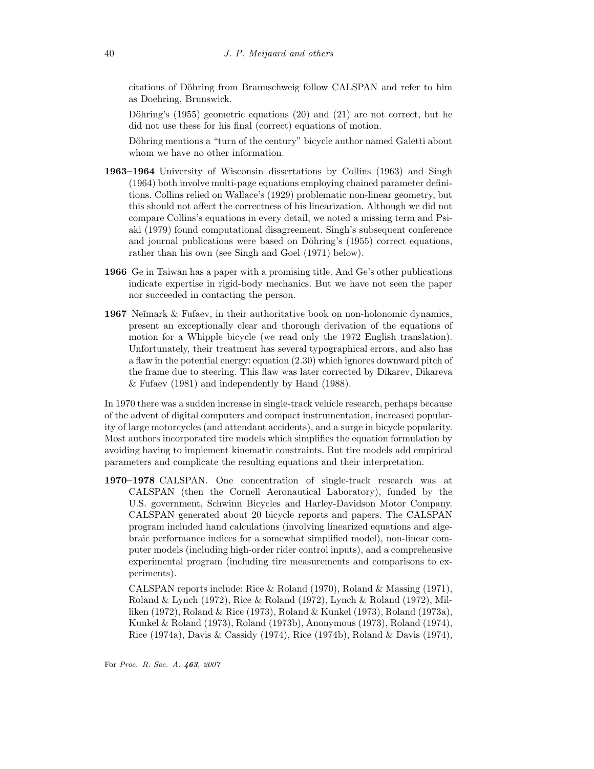citations of Döhring from Braunschweig follow CALSPAN and refer to him as Doehring, Brunswick.

Döhring's (1955) geometric equations (20) and (21) are not correct, but he did not use these for his final (correct) equations of motion.

Döhring mentions a "turn of the century" bicycle author named Galetti about whom we have no other information.

**1963–1964** University of Wisconsin dissertations by Collins (1963) and Singh (1964) both involve multi-page equations employing chained parameter definitions. Collins relied on Wallace's (1929) problematic non-linear geometry, but this should not affect the correctness of his linearization. Although we did not compare Collins's equations in every detail, we noted a missing term and Psiaki (1979) found computational disagreement. Singh's subsequent conference and journal publications were based on Döhring's (1955) correct equations, rather than his own (see Singh and Goel (1971) below).

**1966** Ge in Taiwan has a paper with a promising title. And Ge's other publications indicate expertise in rigid-body mechanics. But we have not seen the paper nor succeeded in contacting the person.

**1967** Neĭmark & Fufaev, in their authoritative book on non-holonomic dynamics, present an exceptionally clear and thorough derivation of the equations of motion for a Whipple bicycle (we read only the 1972 English translation). Unfortunately, their treatment has several typographical errors, and also has a flaw in the potential energy: equation (2.30) which ignores downward pitch of the frame due to steering. This flaw was later corrected by Dikarev, Dikareva & Fufaev (1981) and independently by Hand (1988).

In 1970 there was a sudden increase in single-track vehicle research, perhaps because of the advent of digital computers and compact instrumentation, increased popularity of large motorcycles (and attendant accidents), and a surge in bicycle popularity. Most authors incorporated tire models which simplifies the equation formulation by avoiding having to implement kinematic constraints. But tire models add empirical parameters and complicate the resulting equations and their interpretation.

**1970–1978** CALSPAN. One concentration of single-track research was at CALSPAN (then the Cornell Aeronautical Laboratory), funded by the U.S. government, Schwinn Bicycles and Harley-Davidson Motor Company. CALSPAN generated about 20 bicycle reports and papers. The CALSPAN program included hand calculations (involving linearized equations and algebraic performance indices for a somewhat simplified model), non-linear computer models (including high-order rider control inputs), and a comprehensive experimental program (including tire measurements and comparisons to experiments).

CALSPAN reports include: Rice & Roland (1970), Roland & Massing (1971), Roland & Lynch (1972), Rice & Roland (1972), Lynch & Roland (1972), Milliken (1972), Roland & Rice (1973), Roland & Kunkel (1973), Roland (1973a), Kunkel & Roland (1973), Roland (1973b), Anonymous (1973), Roland (1974), Rice (1974a), Davis & Cassidy (1974), Rice (1974b), Roland & Davis (1974),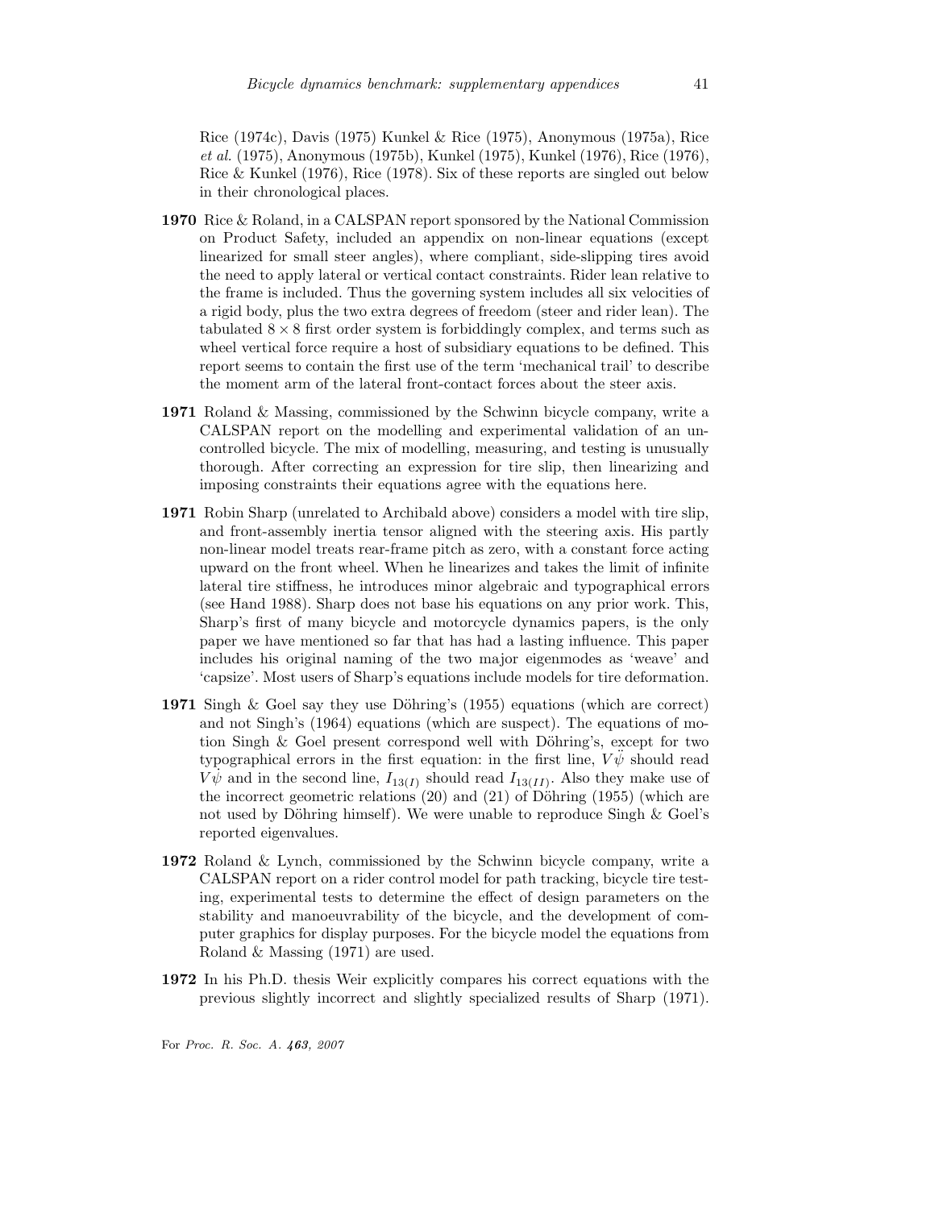Rice (1974c), Davis (1975) Kunkel & Rice (1975), Anonymous (1975a), Rice *et al.* (1975), Anonymous (1975b), Kunkel (1975), Kunkel (1976), Rice (1976), Rice & Kunkel (1976), Rice (1978). Six of these reports are singled out below in their chronological places.

**1970** Rice & Roland, in a CALSPAN report sponsored by the National Commission on Product Safety, included an appendix on non-linear equations (except linearized for small steer angles), where compliant, side-slipping tires avoid the need to apply lateral or vertical contact constraints. Rider lean relative to the frame is included. Thus the governing system includes all six velocities of a rigid body, plus the two extra degrees of freedom (steer and rider lean). The tabulated $8 \times 8$ first order system is forbiddingly complex, and terms such as wheel vertical force require a host of subsidiary equations to be defined. This report seems to contain the first use of the term 'mechanical trail' to describe the moment arm of the lateral front-contact forces about the steer axis.

**1971** Roland & Massing, commissioned by the Schwinn bicycle company, write a CALSPAN report on the modelling and experimental validation of an uncontrolled bicycle. The mix of modelling, measuring, and testing is unusually thorough. After correcting an expression for tire slip, then linearizing and imposing constraints their equations agree with the equations here.

**1971** Robin Sharp (unrelated to Archibald above) considers a model with tire slip, and front-assembly inertia tensor aligned with the steering axis. His partly non-linear model treats rear-frame pitch as zero, with a constant force acting upward on the front wheel. When he linearizes and takes the limit of infinite lateral tire stiffness, he introduces minor algebraic and typographical errors (see Hand 1988). Sharp does not base his equations on any prior work. This, Sharp's first of many bicycle and motorcycle dynamics papers, is the only paper we have mentioned so far that has had a lasting influence. This paper includes his original naming of the two major eigenmodes as 'weave' and 'capsize'. Most users of Sharp's equations include models for tire deformation.

**1971** Singh & Goel say they use Döhring's (1955) equations (which are correct) and not Singh's (1964) equations (which are suspect). The equations of motion Singh & Goel present correspond well with Döhring's, except for two typographical errors in the first equation: in the first line, $V\ddot{\psi}$ should read $V\dot{\psi}$ and in the second line, $I_{13(I)}$ should read $I_{13(II)}$. Also they make use of the incorrect geometric relations (20) and (21) of Döhring (1955) (which are not used by Döhring himself). We were unable to reproduce Singh & Goel's reported eigenvalues.

**1972** Roland & Lynch, commissioned by the Schwinn bicycle company, write a CALSPAN report on a rider control model for path tracking, bicycle tire testing, experimental tests to determine the effect of design parameters on the stability and manoeuvrability of the bicycle, and the development of computer graphics for display purposes. For the bicycle model the equations from Roland & Massing (1971) are used.

**1972** In his Ph.D. thesis Weir explicitly compares his correct equations with the previous slightly incorrect and slightly specialized results of Sharp (1971).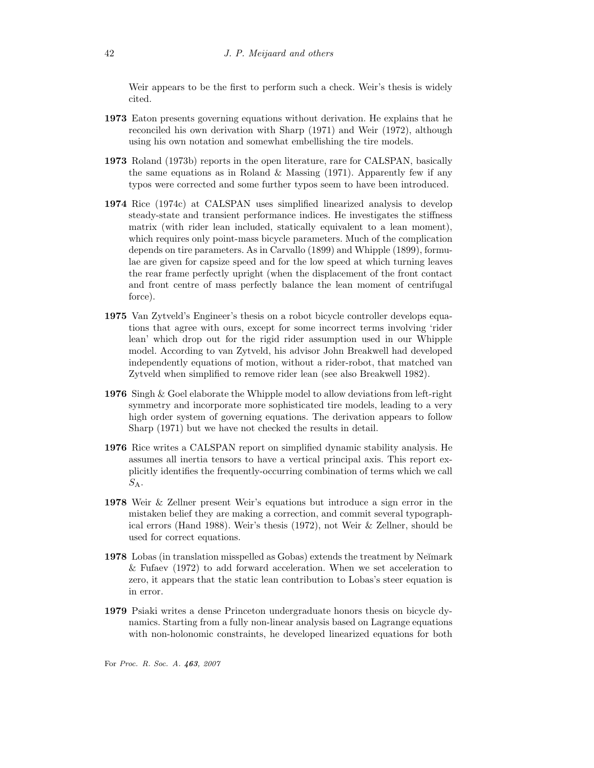Weir appears to be the first to perform such a check. Weir's thesis is widely cited.

**1973** Eaton presents governing equations without derivation. He explains that he reconciled his own derivation with Sharp (1971) and Weir (1972), although using his own notation and somewhat embellishing the tire models.

**1973** Roland (1973b) reports in the open literature, rare for CALSPAN, basically the same equations as in Roland & Massing (1971). Apparently few if any typos were corrected and some further typos seem to have been introduced.

**1974** Rice (1974c) at CALSPAN uses simplified linearized analysis to develop steady-state and transient performance indices. He investigates the stiffness matrix (with rider lean included, statically equivalent to a lean moment), which requires only point-mass bicycle parameters. Much of the complication depends on tire parameters. As in Carvallo (1899) and Whipple (1899), formulae are given for capsize speed and for the low speed at which turning leaves the rear frame perfectly upright (when the displacement of the front contact and front centre of mass perfectly balance the lean moment of centrifugal force).

**1975** Van Zytveld's Engineer's thesis on a robot bicycle controller develops equations that agree with ours, except for some incorrect terms involving 'rider lean' which drop out for the rigid rider assumption used in our Whipple model. According to van Zytveld, his advisor John Breakwell had developed independently equations of motion, without a rider-robot, that matched van Zytveld when simplified to remove rider lean (see also Breakwell 1982).

**1976** Singh & Goel elaborate the Whipple model to allow deviations from left-right symmetry and incorporate more sophisticated tire models, leading to a very high order system of governing equations. The derivation appears to follow Sharp (1971) but we have not checked the results in detail.

**1976** Rice writes a CALSPAN report on simplified dynamic stability analysis. He assumes all inertia tensors to have a vertical principal axis. This report explicitly identifies the frequently-occurring combination of terms which we call $S_{\mathrm{A}}$.

**1978** Weir & Zellner present Weir's equations but introduce a sign error in the mistaken belief they are making a correction, and commit several typographical errors (Hand 1988). Weir's thesis (1972), not Weir & Zellner, should be used for correct equations.

**1978** Lobas (in translation misspelled as Gobas) extends the treatment by Neĭmark & Fufaev (1972) to add forward acceleration. When we set acceleration to zero, it appears that the static lean contribution to Lobas's steer equation is in error.

**1979** Psiaki writes a dense Princeton undergraduate honors thesis on bicycle dynamics. Starting from a fully non-linear analysis based on Lagrange equations with non-holonomic constraints, he developed linearized equations for both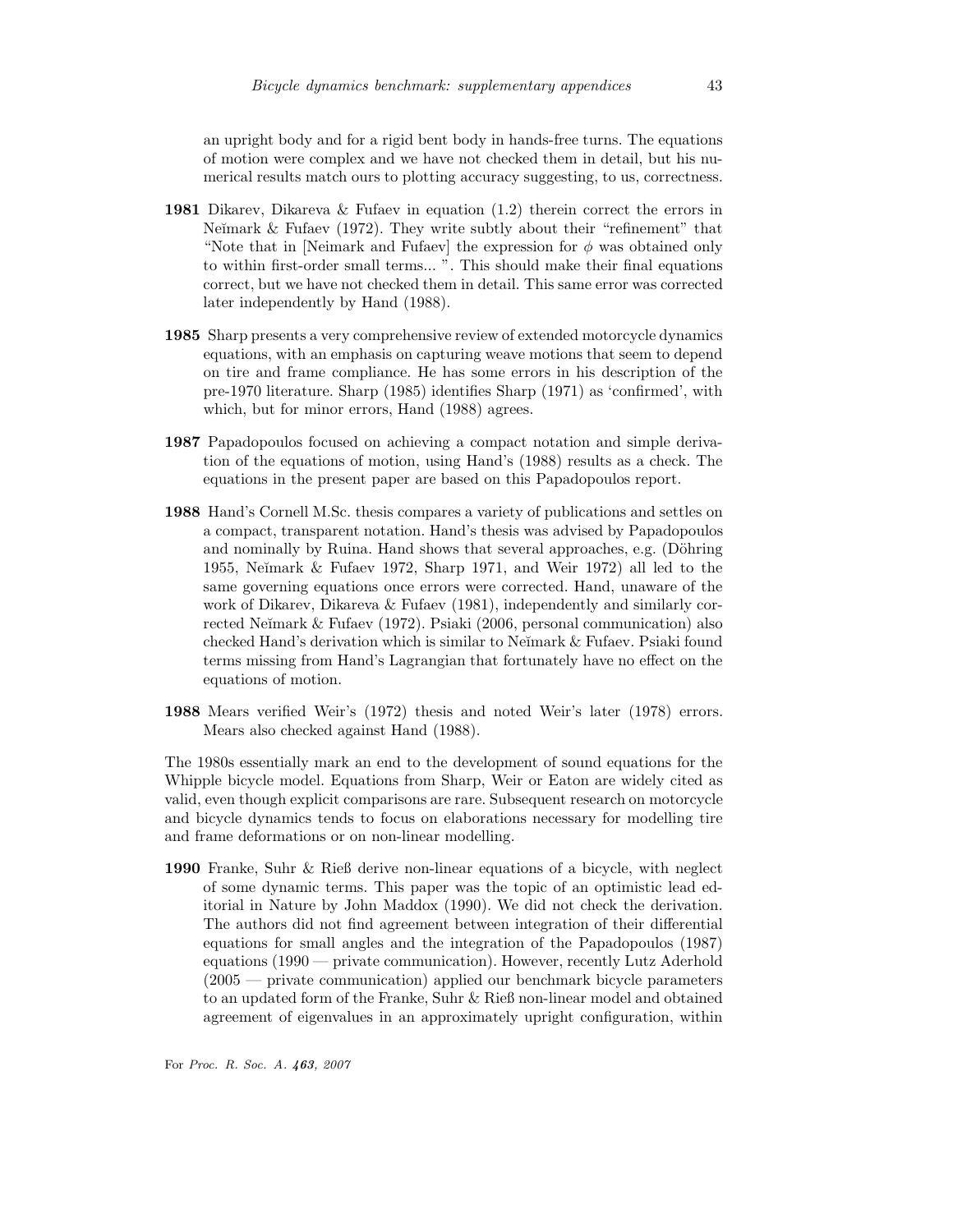an upright body and for a rigid bent body in hands-free turns. The equations of motion were complex and we have not checked them in detail, but his numerical results match ours to plotting accuracy suggesting, to us, correctness.

**1981** Dikarev, Dikareva & Fufaev in equation (1.2) therein correct the errors in Neĭmark & Fufaev (1972). They write subtly about their "refinement" that "Note that in [Neimark and Fufaev] the expression for $\phi$ was obtained only to within first-order small terms... ". This should make their final equations correct, but we have not checked them in detail. This same error was corrected later independently by Hand (1988).

**1985** Sharp presents a very comprehensive review of extended motorcycle dynamics equations, with an emphasis on capturing weave motions that seem to depend on tire and frame compliance. He has some errors in his description of the pre-1970 literature. Sharp (1985) identifies Sharp (1971) as 'confirmed', with which, but for minor errors, Hand (1988) agrees.

**1987** Papadopoulos focused on achieving a compact notation and simple derivation of the equations of motion, using Hand's (1988) results as a check. The equations in the present paper are based on this Papadopoulos report.

**1988** Hand's Cornell M.Sc. thesis compares a variety of publications and settles on a compact, transparent notation. Hand's thesis was advised by Papadopoulos and nominally by Ruina. Hand shows that several approaches, e.g. (Döhring 1955, Neĭmark & Fufaev 1972, Sharp 1971, and Weir 1972) all led to the same governing equations once errors were corrected. Hand, unaware of the work of Dikarev, Dikareva & Fufaev (1981), independently and similarly corrected Neĭmark & Fufaev (1972). Psiaki (2006, personal communication) also checked Hand's derivation which is similar to Neĭmark & Fufaev. Psiaki found terms missing from Hand's Lagrangian that fortunately have no effect on the equations of motion.

**1988** Mears verified Weir's (1972) thesis and noted Weir's later (1978) errors. Mears also checked against Hand (1988).

The 1980s essentially mark an end to the development of sound equations for the Whipple bicycle model. Equations from Sharp, Weir or Eaton are widely cited as valid, even though explicit comparisons are rare. Subsequent research on motorcycle and bicycle dynamics tends to focus on elaborations necessary for modelling tire and frame deformations or on non-linear modelling.

**1990** Franke, Suhr & Rieß derive non-linear equations of a bicycle, with neglect of some dynamic terms. This paper was the topic of an optimistic lead editorial in Nature by John Maddox (1990). We did not check the derivation. The authors did not find agreement between integration of their differential equations for small angles and the integration of the Papadopoulos (1987) equations (1990 — private communication). However, recently Lutz Aderhold (2005 — private communication) applied our benchmark bicycle parameters to an updated form of the Franke, Suhr & Rieß non-linear model and obtained agreement of eigenvalues in an approximately upright configuration, within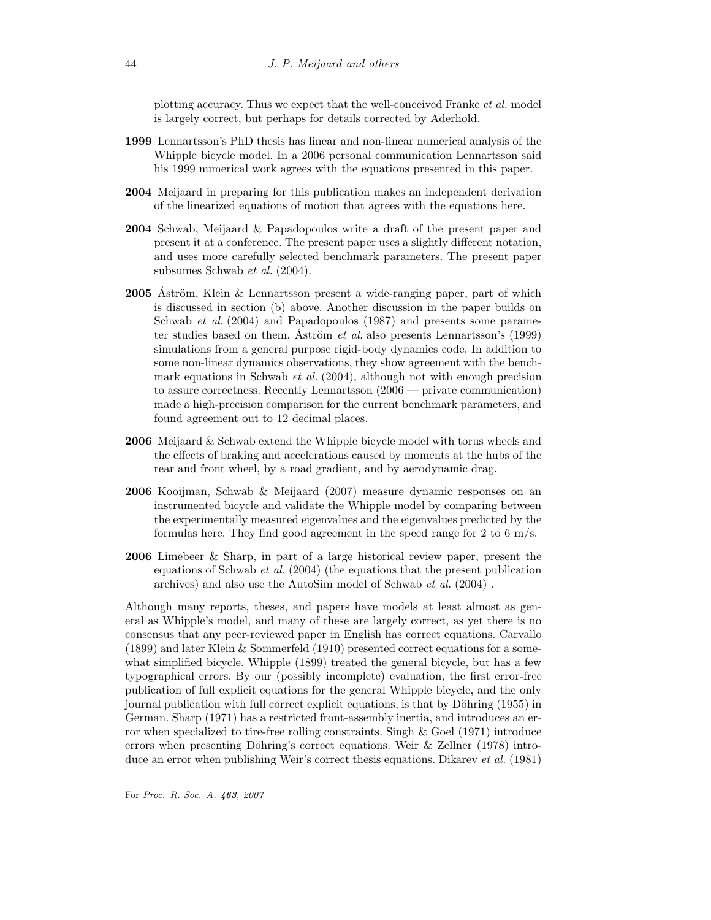plotting accuracy. Thus we expect that the well-conceived Franke *et al.* model is largely correct, but perhaps for details corrected by Aderhold.

**1999** Lennartsson's PhD thesis has linear and non-linear numerical analysis of the Whipple bicycle model. In a 2006 personal communication Lennartsson said his 1999 numerical work agrees with the equations presented in this paper.

**2004** Meijaard in preparing for this publication makes an independent derivation of the linearized equations of motion that agrees with the equations here.

**2004** Schwab, Meijaard & Papadopoulos write a draft of the present paper and present it at a conference. The present paper uses a slightly different notation, and uses more carefully selected benchmark parameters. The present paper subsumes Schwab *et al.* (2004).

**2005** Åström, Klein & Lennartsson present a wide-ranging paper, part of which is discussed in section (b) above. Another discussion in the paper builds on Schwab *et al.* (2004) and Papadopoulos (1987) and presents some parameter studies based on them. Åström *et al.* also presents Lennartsson's (1999) simulations from a general purpose rigid-body dynamics code. In addition to some non-linear dynamics observations, they show agreement with the benchmark equations in Schwab *et al.* (2004), although not with enough precision to assure correctness. Recently Lennartsson (2006 — private communication) made a high-precision comparison for the current benchmark parameters, and found agreement out to 12 decimal places.

**2006** Meijaard & Schwab extend the Whipple bicycle model with torus wheels and the effects of braking and accelerations caused by moments at the hubs of the rear and front wheel, by a road gradient, and by aerodynamic drag.

**2006** Kooijman, Schwab & Meijaard (2007) measure dynamic responses on an instrumented bicycle and validate the Whipple model by comparing between the experimentally measured eigenvalues and the eigenvalues predicted by the formulas here. They find good agreement in the speed range for 2 to 6 m/s.

**2006** Limebeer & Sharp, in part of a large historical review paper, present the equations of Schwab *et al.* (2004) (the equations that the present publication archives) and also use the AutoSim model of Schwab *et al.* (2004) .

Although many reports, theses, and papers have models at least almost as general as Whipple's model, and many of these are largely correct, as yet there is no consensus that any peer-reviewed paper in English has correct equations. Carvallo (1899) and later Klein & Sommerfeld (1910) presented correct equations for a somewhat simplified bicycle. Whipple (1899) treated the general bicycle, but has a few typographical errors. By our (possibly incomplete) evaluation, the first error-free publication of full explicit equations for the general Whipple bicycle, and the only journal publication with full correct explicit equations, is that by Döhring (1955) in German. Sharp (1971) has a restricted front-assembly inertia, and introduces an error when specialized to tire-free rolling constraints. Singh & Goel (1971) introduce errors when presenting Döhring's correct equations. Weir & Zellner (1978) introduce an error when publishing Weir's correct thesis equations. Dikarev *et al.* (1981)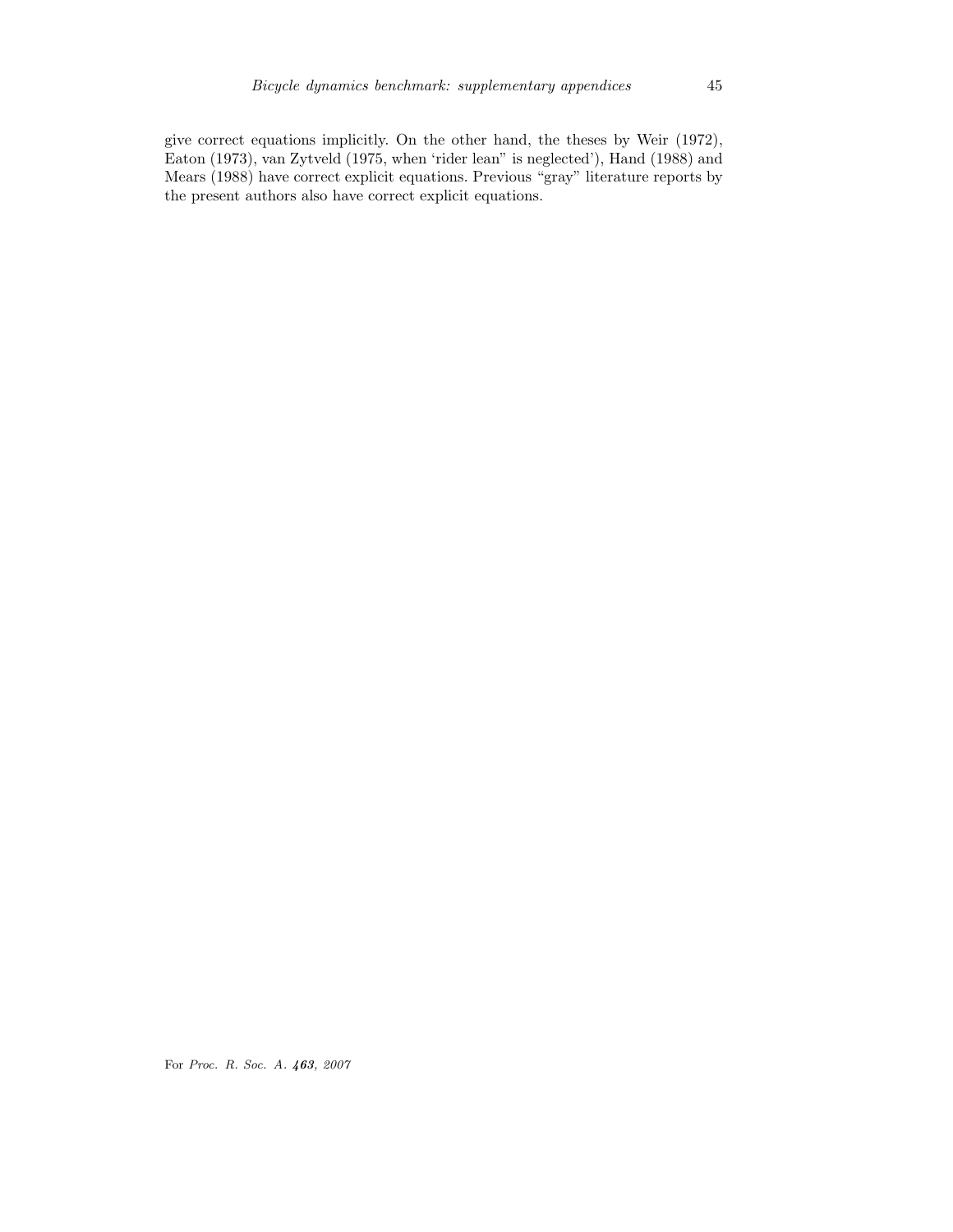give correct equations implicitly. On the other hand, the theses by Weir (1972), Eaton (1973), van Zytveld (1975, when 'rider lean" is neglected'), Hand (1988) and Mears (1988) have correct explicit equations. Previous "gray" literature reports by the present authors also have correct explicit equations.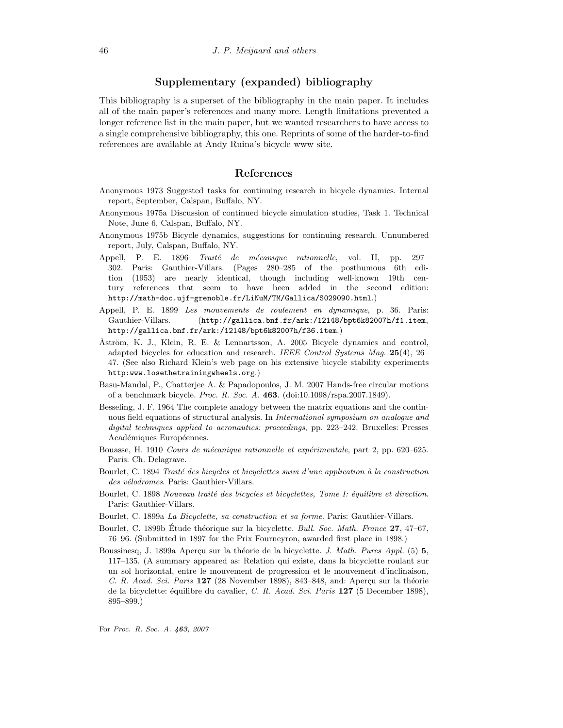## Supplementary (expanded) bibliography

This bibliography is a superset of the bibliography in the main paper. It includes all of the main paper's references and many more. Length limitations prevented a longer reference list in the main paper, but we wanted researchers to have access to a single comprehensive bibliography, this one. Reprints of some of the harder-to-find references are available at Andy Ruina's bicycle www site.

## References

Anonymous 1973 Suggested tasks for continuing research in bicycle dynamics. Internal report, September, Calspan, Buffalo, NY.

Anonymous 1975a Discussion of continued bicycle simulation studies, Task 1. Technical Note, June 6, Calspan, Buffalo, NY.

Anonymous 1975b Bicycle dynamics, suggestions for continuing research. Unnumbered report, July, Calspan, Buffalo, NY.

Appell, P. E. 1896 *Traité de mécanique rationnelle*, vol. II, pp. 297–302. Paris: Gauthier-Villars. (Pages 280–285 of the posthumous 6th edition (1953) are nearly identical, though including well-known 19th century references that seem to have been added in the second edition: `http://math-doc.ujf-grenoble.fr/LiNuM/TM/Gallica/S029090.html`.)

Appell, P. E. 1899 *Les mouvements de roulement en dynamique*, p. 36. Paris: Gauthier-Villars. (`http://gallica.bnf.fr/ark:/12148/bpt6k82007h/f1.item`, `http://gallica.bnf.fr/ark:/12148/bpt6k82007h/f36.item`.)

Åström, K. J., Klein, R. E. & Lennartsson, A. 2005 Bicycle dynamics and control, adapted bicycles for education and research. *IEEE Control Systems Mag.* **25**(4), 26–47. (See also Richard Klein's web page on his extensive bicycle stability experiments `http:www.losethetrainingwheels.org`.)

Basu-Mandal, P., Chatterjee A. & Papadopoulos, J. M. 2007 Hands-free circular motions of a benchmark bicycle. *Proc. R. Soc. A.* **463**. (doi:10.1098/rspa.2007.1849).

Besseling, J. F. 1964 The complete analogy between the matrix equations and the continuous field equations of structural analysis. In *International symposium on analogue and digital techniques applied to aeronautics: proceedings*, pp. 223–242. Bruxelles: Presses Académiques Européennes.

Bouasse, H. 1910 *Cours de mécanique rationnelle et expérimentale*, part 2, pp. 620–625. Paris: Ch. Delagrave.

Bourlet, C. 1894 *Traité des bicycles et bicyclettes suivi d'une application à la construction des vélodromes*. Paris: Gauthier-Villars.

Bourlet, C. 1898 *Nouveau traité des bicycles et bicyclettes, Tome I: équilibre et direction*. Paris: Gauthier-Villars.

Bourlet, C. 1899a *La Bicyclette, sa construction et sa forme*. Paris: Gauthier-Villars.

Bourlet, C. 1899b Étude théorique sur la bicyclette. *Bull. Soc. Math. France* **27**, 47–67, 76–96. (Submitted in 1897 for the Prix Fourneyron, awarded first place in 1898.)

Boussinesq, J. 1899a Aperçu sur la théorie de la bicyclette. *J. Math. Pures Appl.* (5) **5**, 117–135. (A summary appeared as: Relation qui existe, dans la bicyclette roulant sur un sol horizontal, entre le mouvement de progression et le mouvement d'inclinaison, *C. R. Acad. Sci. Paris* **127** (28 November 1898), 843–848, and: Aperçu sur la théorie de la bicyclette: équilibre du cavalier, *C. R. Acad. Sci. Paris* **127** (5 December 1898), 895–899.)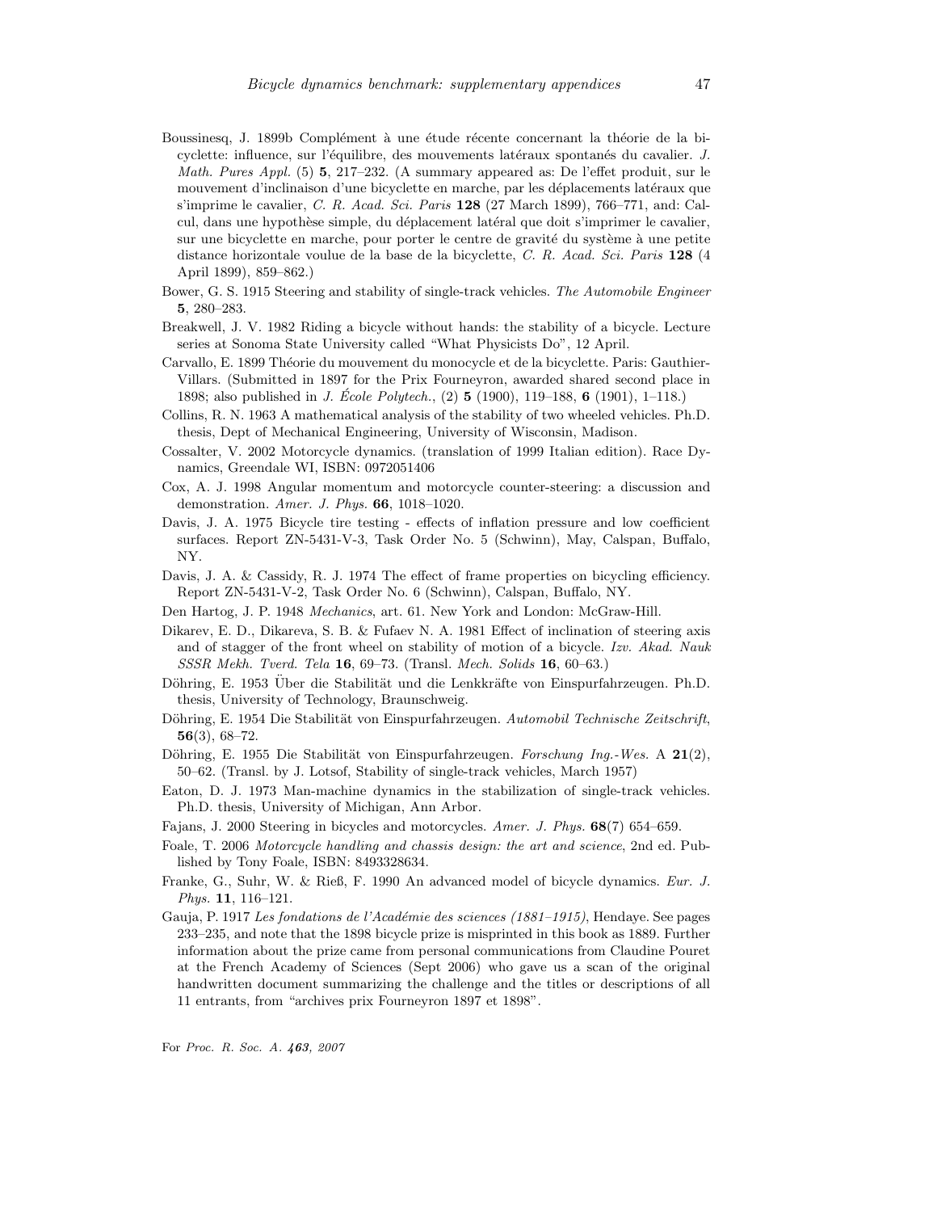Boussinesq, J. 1899b Complément à une étude récente concernant la théorie de la bicyclette: influence, sur l'équilibre, des mouvements latéraux spontanés du cavalier. *J. Math. Pures Appl.* (5) **5**, 217–232. (A summary appeared as: De l'effet produit, sur le mouvement d'inclinaison d'une bicyclette en marche, par les déplacements latéraux que s'imprime le cavalier, *C. R. Acad. Sci. Paris* **128** (27 March 1899), 766–771, and: Calcul, dans une hypothèse simple, du déplacement latéral que doit s'imprimer le cavalier, sur une bicyclette en marche, pour porter le centre de gravité du système à une petite distance horizontale voulue de la base de la bicyclette, *C. R. Acad. Sci. Paris* **128** (4 April 1899), 859–862.)

Bower, G. S. 1915 Steering and stability of single-track vehicles. *The Automobile Engineer* **5**, 280–283.

Breakwell, J. V. 1982 Riding a bicycle without hands: the stability of a bicycle. Lecture series at Sonoma State University called "What Physicists Do", 12 April.

Carvallo, E. 1899 Théorie du mouvement du monocycle et de la bicyclette. Paris: Gauthier-Villars. (Submitted in 1897 for the Prix Fourneyron, awarded shared second place in 1898; also published in *J. École Polytech.*, (2) **5** (1900), 119–188, **6** (1901), 1–118.)

Collins, R. N. 1963 A mathematical analysis of the stability of two wheeled vehicles. Ph.D. thesis, Dept of Mechanical Engineering, University of Wisconsin, Madison.

Cossalter, V. 2002 Motorcycle dynamics. (translation of 1999 Italian edition). Race Dynamics, Greendale WI, ISBN: 0972051406

Cox, A. J. 1998 Angular momentum and motorcycle counter-steering: a discussion and demonstration. *Amer. J. Phys.* **66**, 1018–1020.

Davis, J. A. 1975 Bicycle tire testing - effects of inflation pressure and low coefficient surfaces. Report ZN-5431-V-3, Task Order No. 5 (Schwinn), May, Calspan, Buffalo, NY.

Davis, J. A. & Cassidy, R. J. 1974 The effect of frame properties on bicycling efficiency. Report ZN-5431-V-2, Task Order No. 6 (Schwinn), Calspan, Buffalo, NY.

Den Hartog, J. P. 1948 *Mechanics*, art. 61. New York and London: McGraw-Hill.

Dikarev, E. D., Dikareva, S. B. & Fufaev N. A. 1981 Effect of inclination of steering axis and of stagger of the front wheel on stability of motion of a bicycle. *Izv. Akad. Nauk SSSR Mekh. Tverd. Tela* **16**, 69–73. (Transl. *Mech. Solids* **16**, 60–63.)

Döhring, E. 1953 Über die Stabilität und die Lenkkräfte von Einspurfahrzeugen. Ph.D. thesis, University of Technology, Braunschweig.

Döhring, E. 1954 Die Stabilität von Einspurfahrzeugen. *Automobil Technische Zeitschrift*, **56**(3), 68–72.

Döhring, E. 1955 Die Stabilität von Einspurfahrzeugen. *Forschung Ing.-Wes.* A **21**(2), 50–62. (Transl. by J. Lotsof, Stability of single-track vehicles, March 1957)

Eaton, D. J. 1973 Man-machine dynamics in the stabilization of single-track vehicles. Ph.D. thesis, University of Michigan, Ann Arbor.

Fajans, J. 2000 Steering in bicycles and motorcycles. *Amer. J. Phys.* **68**(7) 654–659.

Foale, T. 2006 *Motorcycle handling and chassis design: the art and science*, 2nd ed. Published by Tony Foale, ISBN: 8493328634.

Franke, G., Suhr, W. & Rieß, F. 1990 An advanced model of bicycle dynamics. *Eur. J. Phys.* **11**, 116–121.

Gauja, P. 1917 *Les fondations de l'Académie des sciences (1881–1915)*, Hendaye. See pages 233–235, and note that the 1898 bicycle prize is misprinted in this book as 1889. Further information about the prize came from personal communications from Claudine Pouret at the French Academy of Sciences (Sept 2006) who gave us a scan of the original handwritten document summarizing the challenge and the titles or descriptions of all 11 entrants, from "archives prix Fourneyron 1897 et 1898".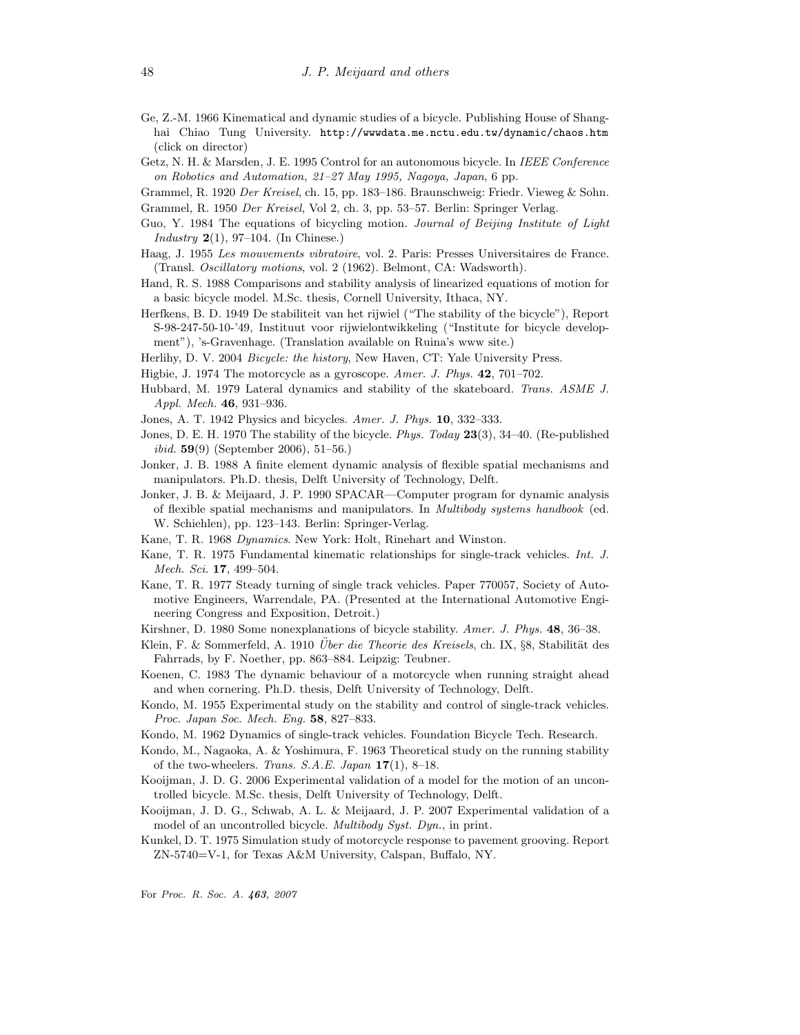Ge, Z.-M. 1966 Kinematical and dynamic studies of a bicycle. Publishing House of Shanghai Chiao Tung University. http://wwwdata.me.nctu.edu.tw/dynamic/chaos.htm (click on director)

Getz, N. H. & Marsden, J. E. 1995 Control for an autonomous bicycle. In *IEEE Conference on Robotics and Automation, 21–27 May 1995, Nagoya, Japan*, 6 pp.

Grammel, R. 1920 *Der Kreisel*, ch. 15, pp. 183–186. Braunschweig: Friedr. Vieweg & Sohn.

Grammel, R. 1950 *Der Kreisel*, Vol 2, ch. 3, pp. 53–57. Berlin: Springer Verlag.

Guo, Y. 1984 The equations of bicycling motion. *Journal of Beijing Institute of Light Industry* **2**(1), 97–104. (In Chinese.)

Haag, J. 1955 *Les mouvements vibratoire*, vol. 2. Paris: Presses Universitaires de France. (Transl. *Oscillatory motions*, vol. 2 (1962). Belmont, CA: Wadsworth).

Hand, R. S. 1988 Comparisons and stability analysis of linearized equations of motion for a basic bicycle model. M.Sc. thesis, Cornell University, Ithaca, NY.

Herfkens, B. D. 1949 De stabiliteit van het rijwiel ("The stability of the bicycle"), Report S-98-247-50-10-'49, Instituut voor rijwielontwikkeling ("Institute for bicycle development"), 's-Gravenhage. (Translation available on Ruina's www site.)

Herlihy, D. V. 2004 *Bicycle: the history*, New Haven, CT: Yale University Press.

Higbie, J. 1974 The motorcycle as a gyroscope. *Amer. J. Phys.* **42**, 701–702.

Hubbard, M. 1979 Lateral dynamics and stability of the skateboard. *Trans. ASME J. Appl. Mech.* **46**, 931–936.

Jones, A. T. 1942 Physics and bicycles. *Amer. J. Phys.* **10**, 332–333.

Jones, D. E. H. 1970 The stability of the bicycle. *Phys. Today* **23**(3), 34–40. (Re-published *ibid.* **59**(9) (September 2006), 51–56.)

Jonker, J. B. 1988 A finite element dynamic analysis of flexible spatial mechanisms and manipulators. Ph.D. thesis, Delft University of Technology, Delft.

Jonker, J. B. & Meijaard, J. P. 1990 SPACAR—Computer program for dynamic analysis of flexible spatial mechanisms and manipulators. In *Multibody systems handbook* (ed. W. Schiehlen), pp. 123–143. Berlin: Springer-Verlag.

Kane, T. R. 1968 *Dynamics*. New York: Holt, Rinehart and Winston.

Kane, T. R. 1975 Fundamental kinematic relationships for single-track vehicles. *Int. J. Mech. Sci.* **17**, 499–504.

Kane, T. R. 1977 Steady turning of single track vehicles. Paper 770057, Society of Automotive Engineers, Warrendale, PA. (Presented at the International Automotive Engineering Congress and Exposition, Detroit.)

Kirshner, D. 1980 Some nonexplanations of bicycle stability. *Amer. J. Phys.* **48**, 36–38.

Klein, F. & Sommerfeld, A. 1910 *Über die Theorie des Kreisels*, ch. IX, §8, Stabilität des Fahrrads, by F. Noether, pp. 863–884. Leipzig: Teubner.

Koenen, C. 1983 The dynamic behaviour of a motorcycle when running straight ahead and when cornering. Ph.D. thesis, Delft University of Technology, Delft.

Kondo, M. 1955 Experimental study on the stability and control of single-track vehicles. *Proc. Japan Soc. Mech. Eng.* **58**, 827–833.

Kondo, M. 1962 Dynamics of single-track vehicles. Foundation Bicycle Tech. Research.

Kondo, M., Nagaoka, A. & Yoshimura, F. 1963 Theoretical study on the running stability of the two-wheelers. *Trans. S.A.E. Japan* **17**(1), 8–18.

Kooijman, J. D. G. 2006 Experimental validation of a model for the motion of an uncontrolled bicycle. M.Sc. thesis, Delft University of Technology, Delft.

Kooijman, J. D. G., Schwab, A. L. & Meijaard, J. P. 2007 Experimental validation of a model of an uncontrolled bicycle. *Multibody Syst. Dyn.*, in print.

Kunkel, D. T. 1975 Simulation study of motorcycle response to pavement grooving. Report ZN-5740=V-1, for Texas A&M University, Calspan, Buffalo, NY.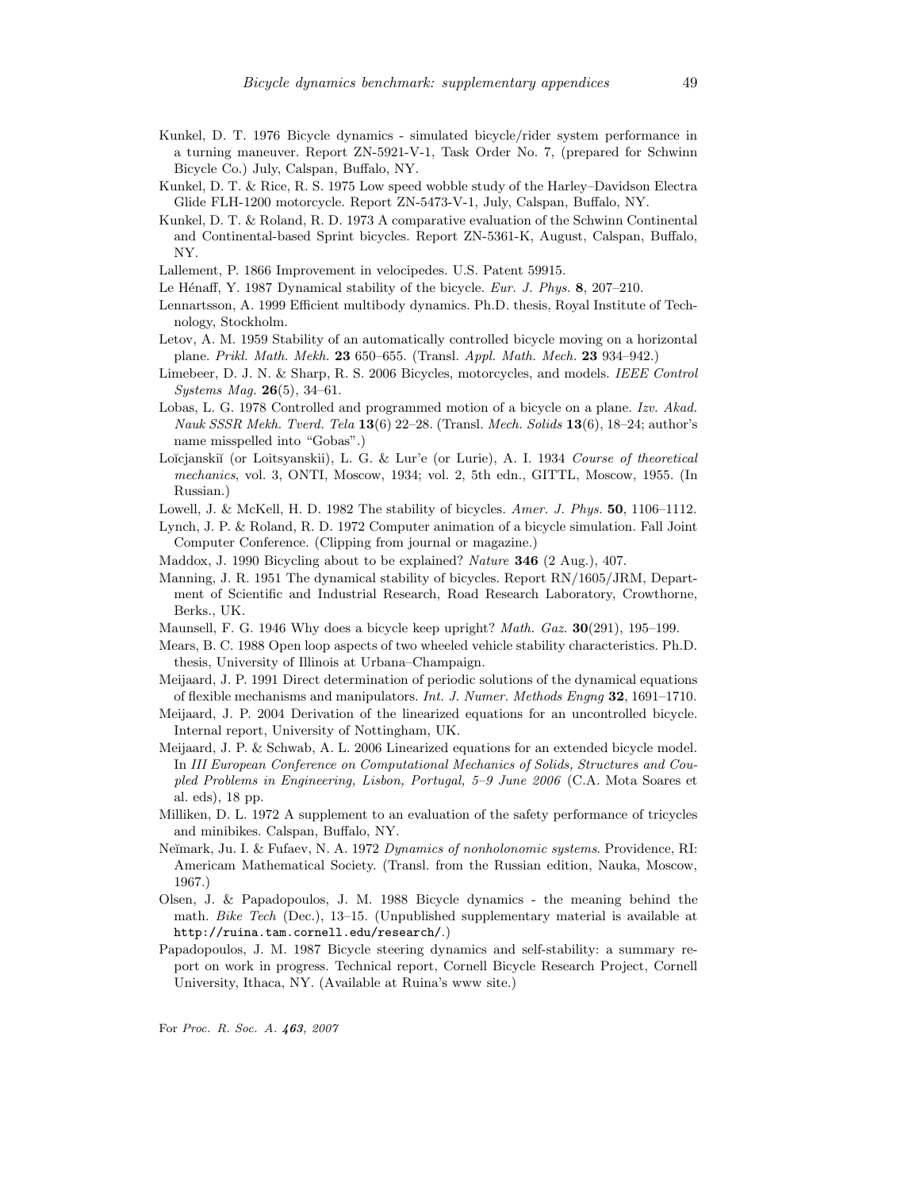Kunkel, D. T. 1976 Bicycle dynamics - simulated bicycle/rider system performance in a turning maneuver. Report ZN-5921-V-1, Task Order No. 7, (prepared for Schwinn Bicycle Co.) July, Calspan, Buffalo, NY.

Kunkel, D. T. & Rice, R. S. 1975 Low speed wobble study of the Harley–Davidson Electra Glide FLH-1200 motorcycle. Report ZN-5473-V-1, July, Calspan, Buffalo, NY.

Kunkel, D. T. & Roland, R. D. 1973 A comparative evaluation of the Schwinn Continental and Continental-based Sprint bicycles. Report ZN-5361-K, August, Calspan, Buffalo, NY.

Lallement, P. 1866 Improvement in velocipedes. U.S. Patent 59915.

Le Hénaff, Y. 1987 Dynamical stability of the bicycle. *Eur. J. Phys.* **8**, 207–210.

Lennartsson, A. 1999 Efficient multibody dynamics. Ph.D. thesis, Royal Institute of Technology, Stockholm.

Letov, A. M. 1959 Stability of an automatically controlled bicycle moving on a horizontal plane. *Prikl. Math. Mekh.* **23** 650–655. (Transl. *Appl. Math. Mech.* **23** 934–942.)

Limebeer, D. J. N. & Sharp, R. S. 2006 Bicycles, motorcycles, and models. *IEEE Control Systems Mag.* **26**(5), 34–61.

Lobas, L. G. 1978 Controlled and programmed motion of a bicycle on a plane. *Izv. Akad. Nauk SSSR Mekh. Tverd. Tela* **13**(6) 22–28. (Transl. *Mech. Solids* **13**(6), 18–24; author's name misspelled into "Gobas".)

Loĭcjanskiĭ (or Loitsyanskii), L. G. & Lur'e (or Lurie), A. I. 1934 *Course of theoretical mechanics*, vol. 3, ONTI, Moscow, 1934; vol. 2, 5th edn., GITTL, Moscow, 1955. (In Russian.)

Lowell, J. & McKell, H. D. 1982 The stability of bicycles. *Amer. J. Phys.* **50**, 1106–1112.

Lynch, J. P. & Roland, R. D. 1972 Computer animation of a bicycle simulation. Fall Joint Computer Conference. (Clipping from journal or magazine.)

Maddox, J. 1990 Bicycling about to be explained? *Nature* **346** (2 Aug.), 407.

Manning, J. R. 1951 The dynamical stability of bicycles. Report RN/1605/JRM, Department of Scientific and Industrial Research, Road Research Laboratory, Crowthorne, Berks., UK.

Maunsell, F. G. 1946 Why does a bicycle keep upright? *Math. Gaz.* **30**(291), 195–199.

Mears, B. C. 1988 Open loop aspects of two wheeled vehicle stability characteristics. Ph.D. thesis, University of Illinois at Urbana–Champaign.

Meijaard, J. P. 1991 Direct determination of periodic solutions of the dynamical equations of flexible mechanisms and manipulators. *Int. J. Numer. Methods Engng* **32**, 1691–1710.

Meijaard, J. P. 2004 Derivation of the linearized equations for an uncontrolled bicycle. Internal report, University of Nottingham, UK.

Meijaard, J. P. & Schwab, A. L. 2006 Linearized equations for an extended bicycle model. In *III European Conference on Computational Mechanics of Solids, Structures and Coupled Problems in Engineering, Lisbon, Portugal, 5–9 June 2006* (C.A. Mota Soares et al. eds), 18 pp.

Milliken, D. L. 1972 A supplement to an evaluation of the safety performance of tricycles and minibikes. Calspan, Buffalo, NY.

Neĭmark, Ju. I. & Fufaev, N. A. 1972 *Dynamics of nonholonomic systems*. Providence, RI: Americam Mathematical Society. (Transl. from the Russian edition, Nauka, Moscow, 1967.)

Olsen, J. & Papadopoulos, J. M. 1988 Bicycle dynamics - the meaning behind the math. *Bike Tech* (Dec.), 13–15. (Unpublished supplementary material is available at `http://ruina.tam.cornell.edu/research/`.)

Papadopoulos, J. M. 1987 Bicycle steering dynamics and self-stability: a summary report on work in progress. Technical report, Cornell Bicycle Research Project, Cornell University, Ithaca, NY. (Available at Ruina's www site.)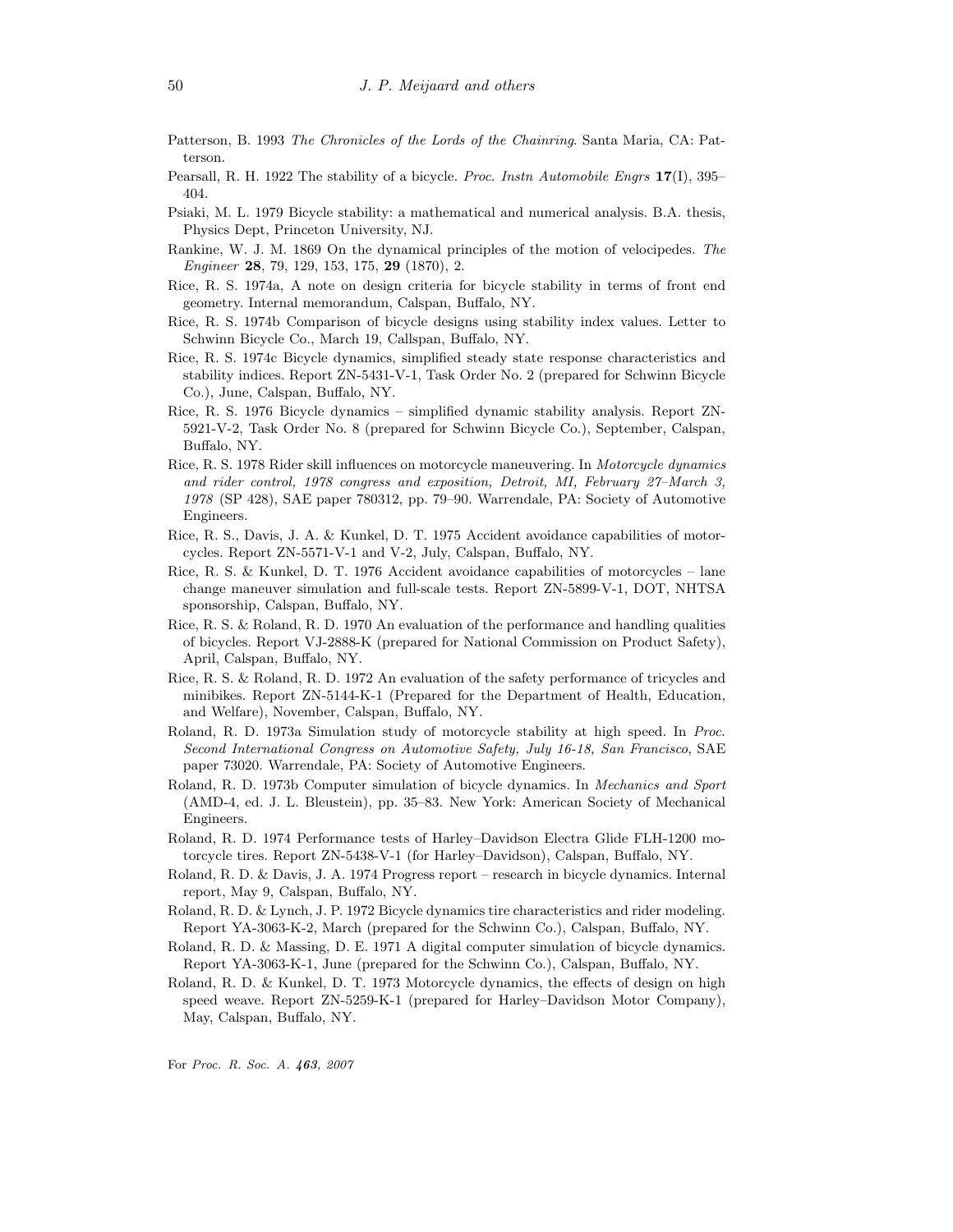Patterson, B. 1993 *The Chronicles of the Lords of the Chainring*. Santa Maria, CA: Patterson.

Pearsall, R. H. 1922 The stability of a bicycle. *Proc. Instn Automobile Engrs* **17**(I), 395–404.

Psiaki, M. L. 1979 Bicycle stability: a mathematical and numerical analysis. B.A. thesis, Physics Dept, Princeton University, NJ.

Rankine, W. J. M. 1869 On the dynamical principles of the motion of velocipedes. *The Engineer* **28**, 79, 129, 153, 175, **29** (1870), 2.

Rice, R. S. 1974a, A note on design criteria for bicycle stability in terms of front end geometry. Internal memorandum, Calspan, Buffalo, NY.

Rice, R. S. 1974b Comparison of bicycle designs using stability index values. Letter to Schwinn Bicycle Co., March 19, Callspan, Buffalo, NY.

Rice, R. S. 1974c Bicycle dynamics, simplified steady state response characteristics and stability indices. Report ZN-5431-V-1, Task Order No. 2 (prepared for Schwinn Bicycle Co.), June, Calspan, Buffalo, NY.

Rice, R. S. 1976 Bicycle dynamics – simplified dynamic stability analysis. Report ZN-5921-V-2, Task Order No. 8 (prepared for Schwinn Bicycle Co.), September, Calspan, Buffalo, NY.

Rice, R. S. 1978 Rider skill influences on motorcycle maneuvering. In *Motorcycle dynamics and rider control, 1978 congress and exposition, Detroit, MI, February 27–March 3, 1978* (SP 428), SAE paper 780312, pp. 79–90. Warrendale, PA: Society of Automotive Engineers.

Rice, R. S., Davis, J. A. & Kunkel, D. T. 1975 Accident avoidance capabilities of motorcycles. Report ZN-5571-V-1 and V-2, July, Calspan, Buffalo, NY.

Rice, R. S. & Kunkel, D. T. 1976 Accident avoidance capabilities of motorcycles – lane change maneuver simulation and full-scale tests. Report ZN-5899-V-1, DOT, NHTSA sponsorship, Calspan, Buffalo, NY.

Rice, R. S. & Roland, R. D. 1970 An evaluation of the performance and handling qualities of bicycles. Report VJ-2888-K (prepared for National Commission on Product Safety), April, Calspan, Buffalo, NY.

Rice, R. S. & Roland, R. D. 1972 An evaluation of the safety performance of tricycles and minibikes. Report ZN-5144-K-1 (Prepared for the Department of Health, Education, and Welfare), November, Calspan, Buffalo, NY.

Roland, R. D. 1973a Simulation study of motorcycle stability at high speed. In *Proc. Second International Congress on Automotive Safety, July 16-18, San Francisco*, SAE paper 73020. Warrendale, PA: Society of Automotive Engineers.

Roland, R. D. 1973b Computer simulation of bicycle dynamics. In *Mechanics and Sport* (AMD-4, ed. J. L. Bleustein), pp. 35–83. New York: American Society of Mechanical Engineers.

Roland, R. D. 1974 Performance tests of Harley–Davidson Electra Glide FLH-1200 motorcycle tires. Report ZN-5438-V-1 (for Harley–Davidson), Calspan, Buffalo, NY.

Roland, R. D. & Davis, J. A. 1974 Progress report – research in bicycle dynamics. Internal report, May 9, Calspan, Buffalo, NY.

Roland, R. D. & Lynch, J. P. 1972 Bicycle dynamics tire characteristics and rider modeling. Report YA-3063-K-2, March (prepared for the Schwinn Co.), Calspan, Buffalo, NY.

Roland, R. D. & Massing, D. E. 1971 A digital computer simulation of bicycle dynamics. Report YA-3063-K-1, June (prepared for the Schwinn Co.), Calspan, Buffalo, NY.

Roland, R. D. & Kunkel, D. T. 1973 Motorcycle dynamics, the effects of design on high speed weave. Report ZN-5259-K-1 (prepared for Harley–Davidson Motor Company), May, Calspan, Buffalo, NY.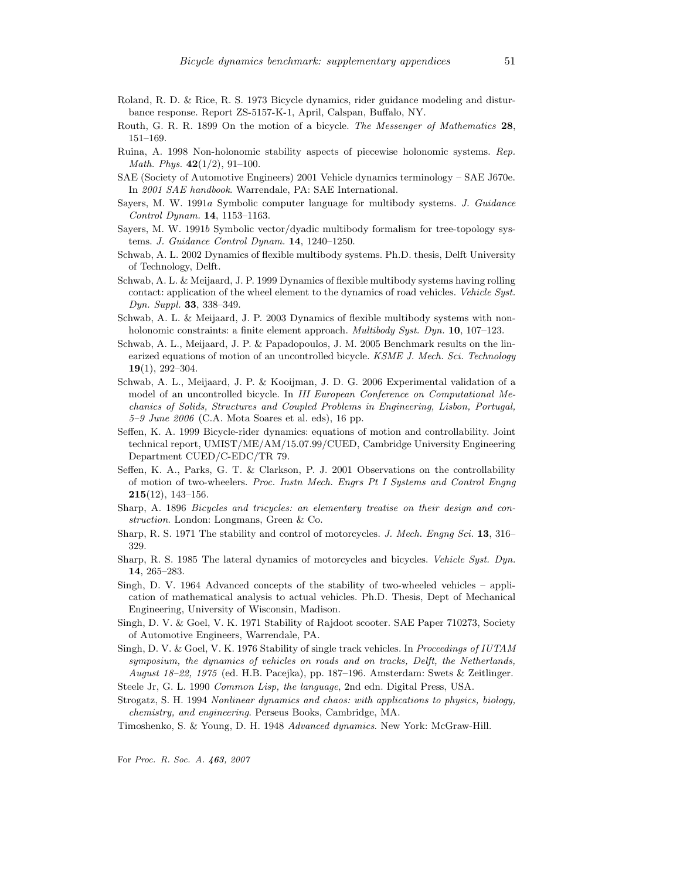Roland, R. D. & Rice, R. S. 1973 Bicycle dynamics, rider guidance modeling and disturbance response. Report ZS-5157-K-1, April, Calspan, Buffalo, NY.

Routh, G. R. R. 1899 On the motion of a bicycle. *The Messenger of Mathematics* **28**, 151–169.

Ruina, A. 1998 Non-holonomic stability aspects of piecewise holonomic systems. *Rep. Math. Phys.* **42**(1/2), 91–100.

SAE (Society of Automotive Engineers) 2001 Vehicle dynamics terminology – SAE J670e. In *2001 SAE handbook*. Warrendale, PA: SAE International.

Sayers, M. W. 1991*a* Symbolic computer language for multibody systems. *J. Guidance Control Dynam.* **14**, 1153–1163.

Sayers, M. W. 1991*b* Symbolic vector/dyadic multibody formalism for tree-topology systems. *J. Guidance Control Dynam.* **14**, 1240–1250.

Schwab, A. L. 2002 Dynamics of flexible multibody systems. Ph.D. thesis, Delft University of Technology, Delft.

Schwab, A. L. & Meijaard, J. P. 1999 Dynamics of flexible multibody systems having rolling contact: application of the wheel element to the dynamics of road vehicles. *Vehicle Syst. Dyn. Suppl.* **33**, 338–349.

Schwab, A. L. & Meijaard, J. P. 2003 Dynamics of flexible multibody systems with nonholonomic constraints: a finite element approach. *Multibody Syst. Dyn.* **10**, 107–123.

Schwab, A. L., Meijaard, J. P. & Papadopoulos, J. M. 2005 Benchmark results on the linearized equations of motion of an uncontrolled bicycle. *KSME J. Mech. Sci. Technology* **19**(1), 292–304.

Schwab, A. L., Meijaard, J. P. & Kooijman, J. D. G. 2006 Experimental validation of a model of an uncontrolled bicycle. In *III European Conference on Computational Mechanics of Solids, Structures and Coupled Problems in Engineering, Lisbon, Portugal, 5–9 June 2006* (C.A. Mota Soares et al. eds), 16 pp.

Seffen, K. A. 1999 Bicycle-rider dynamics: equations of motion and controllability. Joint technical report, UMIST/ME/AM/15.07.99/CUED, Cambridge University Engineering Department CUED/C-EDC/TR 79.

Seffen, K. A., Parks, G. T. & Clarkson, P. J. 2001 Observations on the controllability of motion of two-wheelers. *Proc. Instn Mech. Engrs Pt I Systems and Control Engng* **215**(12), 143–156.

Sharp, A. 1896 *Bicycles and tricycles: an elementary treatise on their design and construction*. London: Longmans, Green & Co.

Sharp, R. S. 1971 The stability and control of motorcycles. *J. Mech. Engng Sci.* **13**, 316–329.

Sharp, R. S. 1985 The lateral dynamics of motorcycles and bicycles. *Vehicle Syst. Dyn.* **14**, 265–283.

Singh, D. V. 1964 Advanced concepts of the stability of two-wheeled vehicles – application of mathematical analysis to actual vehicles. Ph.D. Thesis, Dept of Mechanical Engineering, University of Wisconsin, Madison.

Singh, D. V. & Goel, V. K. 1971 Stability of Rajdoot scooter. SAE Paper 710273, Society of Automotive Engineers, Warrendale, PA.

Singh, D. V. & Goel, V. K. 1976 Stability of single track vehicles. In *Proceedings of IUTAM symposium, the dynamics of vehicles on roads and on tracks, Delft, the Netherlands, August 18–22, 1975* (ed. H.B. Pacejka), pp. 187–196. Amsterdam: Swets & Zeitlinger.

Steele Jr, G. L. 1990 *Common Lisp, the language*, 2nd edn. Digital Press, USA.

Strogatz, S. H. 1994 *Nonlinear dynamics and chaos: with applications to physics, biology, chemistry, and engineering*. Perseus Books, Cambridge, MA.

Timoshenko, S. & Young, D. H. 1948 *Advanced dynamics*. New York: McGraw-Hill.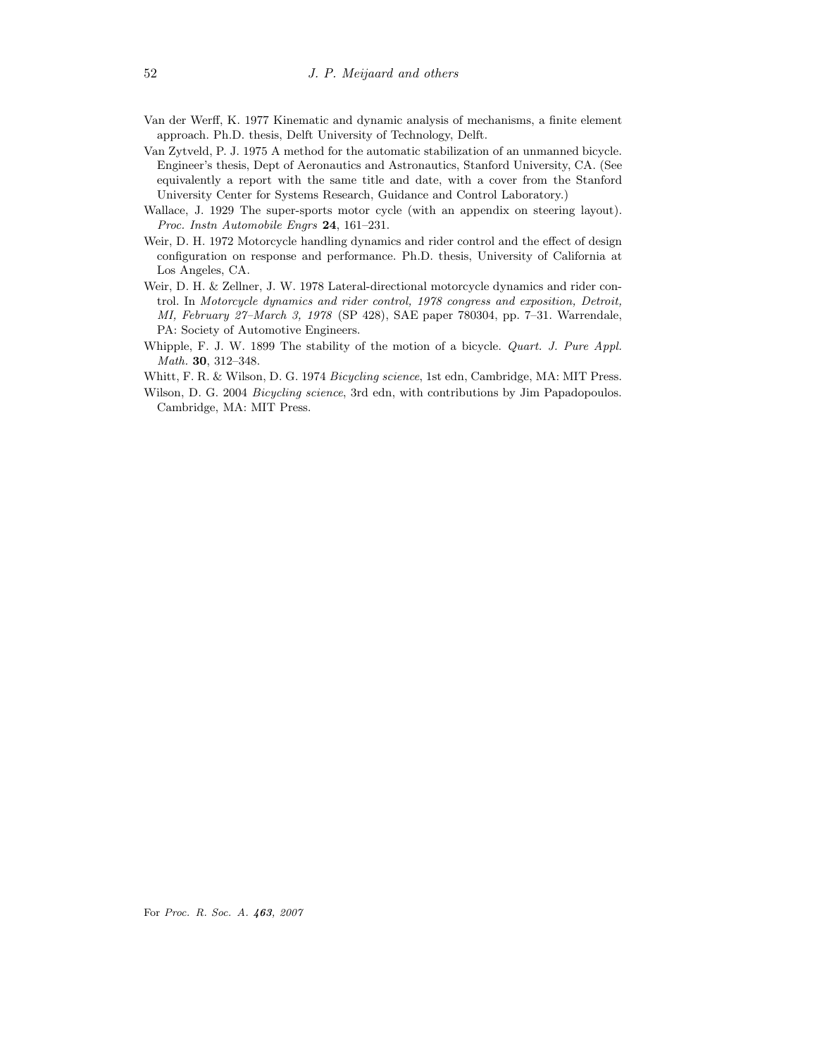Van der Werff, K. 1977 Kinematic and dynamic analysis of mechanisms, a finite element approach. Ph.D. thesis, Delft University of Technology, Delft.

Van Zytveld, P. J. 1975 A method for the automatic stabilization of an unmanned bicycle. Engineer's thesis, Dept of Aeronautics and Astronautics, Stanford University, CA. (See equivalently a report with the same title and date, with a cover from the Stanford University Center for Systems Research, Guidance and Control Laboratory.)

Wallace, J. 1929 The super-sports motor cycle (with an appendix on steering layout). *Proc. Instn Automobile Engrs* **24**, 161–231.

Weir, D. H. 1972 Motorcycle handling dynamics and rider control and the effect of design configuration on response and performance. Ph.D. thesis, University of California at Los Angeles, CA.

Weir, D. H. & Zellner, J. W. 1978 Lateral-directional motorcycle dynamics and rider control. In *Motorcycle dynamics and rider control, 1978 congress and exposition, Detroit, MI, February 27–March 3, 1978* (SP 428), SAE paper 780304, pp. 7–31. Warrendale, PA: Society of Automotive Engineers.

Whipple, F. J. W. 1899 The stability of the motion of a bicycle. *Quart. J. Pure Appl. Math.* **30**, 312–348.

Whitt, F. R. & Wilson, D. G. 1974 *Bicycling science*, 1st edn, Cambridge, MA: MIT Press.

Wilson, D. G. 2004 *Bicycling science*, 3rd edn, with contributions by Jim Papadopoulos. Cambridge, MA: MIT Press.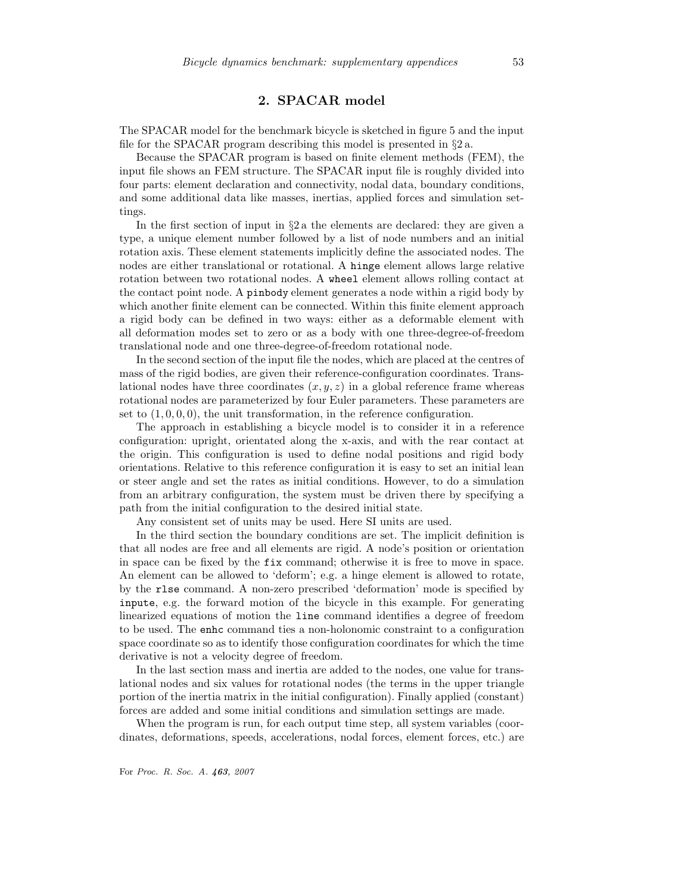# 2. SPACAR model

The SPACAR model for the benchmark bicycle is sketched in figure 5 and the input file for the SPACAR program describing this model is presented in §2 a.

Because the SPACAR program is based on finite element methods (FEM), the input file shows an FEM structure. The SPACAR input file is roughly divided into four parts: element declaration and connectivity, nodal data, boundary conditions, and some additional data like masses, inertias, applied forces and simulation settings.

In the first section of input in §2 a the elements are declared: they are given a type, a unique element number followed by a list of node numbers and an initial rotation axis. These element statements implicitly define the associated nodes. The nodes are either translational or rotational. A `hinge` element allows large relative rotation between two rotational nodes. A `wheel` element allows rolling contact at the contact point node. A `pinbody` element generates a node within a rigid body by which another finite element can be connected. Within this finite element approach a rigid body can be defined in two ways: either as a deformable element with all deformation modes set to zero or as a body with one three-degree-of-freedom translational node and one three-degree-of-freedom rotational node.

In the second section of the input file the nodes, which are placed at the centres of mass of the rigid bodies, are given their reference-configuration coordinates. Translational nodes have three coordinates $(x, y, z)$ in a global reference frame whereas rotational nodes are parameterized by four Euler parameters. These parameters are set to $(1, 0, 0, 0)$, the unit transformation, in the reference configuration.

The approach in establishing a bicycle model is to consider it in a reference configuration: upright, orientated along the x-axis, and with the rear contact at the origin. This configuration is used to define nodal positions and rigid body orientations. Relative to this reference configuration it is easy to set an initial lean or steer angle and set the rates as initial conditions. However, to do a simulation from an arbitrary configuration, the system must be driven there by specifying a path from the initial configuration to the desired initial state.

Any consistent set of units may be used. Here SI units are used.

In the third section the boundary conditions are set. The implicit definition is that all nodes are free and all elements are rigid. A node's position or orientation in space can be fixed by the `fix` command; otherwise it is free to move in space. An element can be allowed to 'deform'; e.g. a hinge element is allowed to rotate, by the `rlse` command. A non-zero prescribed 'deformation' mode is specified by `inpute`, e.g. the forward motion of the bicycle in this example. For generating linearized equations of motion the `line` command identifies a degree of freedom to be used. The `enhc` command ties a non-holonomic constraint to a configuration space coordinate so as to identify those configuration coordinates for which the time derivative is not a velocity degree of freedom.

In the last section mass and inertia are added to the nodes, one value for translational nodes and six values for rotational nodes (the terms in the upper triangle portion of the inertia matrix in the initial configuration). Finally applied (constant) forces are added and some initial conditions and simulation settings are made.

When the program is run, for each output time step, all system variables (coordinates, deformations, speeds, accelerations, nodal forces, element forces, etc.) are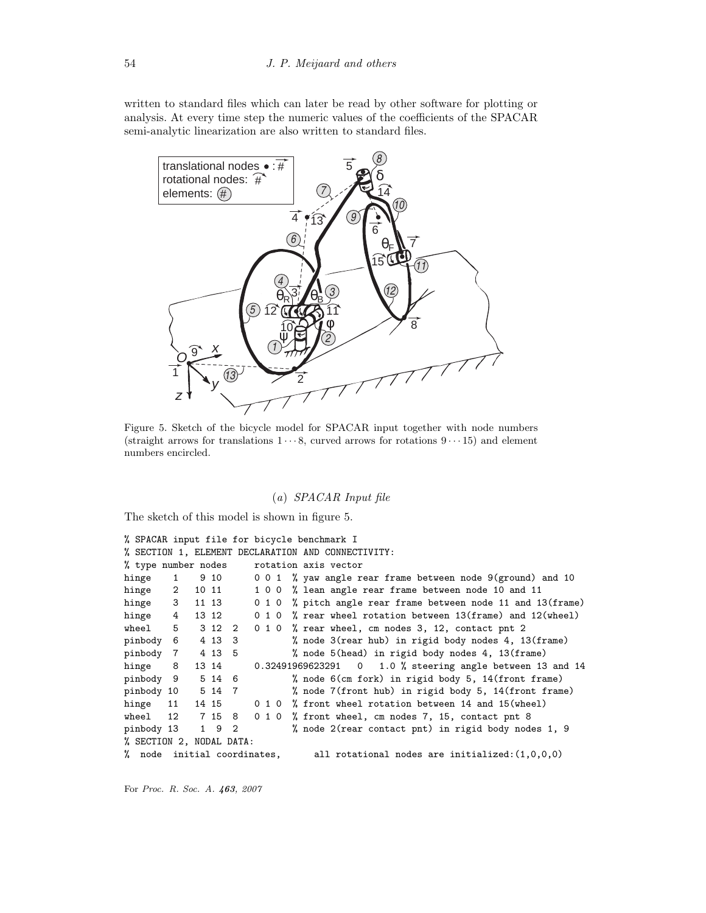written to standard files which can later be read by other software for plotting or analysis. At every time step the numeric values of the coefficients of the SPACAR semi-analytic linearization are also written to standard files.

Figure 5. Sketch of the bicycle model for SPACAR input together with node numbers (straight arrows for translations $1 \cdots 8$, curved arrows for rotations $9 \cdots 15$) and element numbers encircled.

### (a) *SPACAR Input file*

The sketch of this model is shown in figure 5.

```
% SPACAR input file for bicycle benchmark I
% SECTION 1, ELEMENT DECLARATION AND CONNECTIVITY:
% type number nodes     rotation axis vector
hinge    1    9 10      0 0 1  % yaw angle rear frame between node 9(ground) and 10
hinge    2   10 11      1 0 0  % lean angle rear frame between node 10 and 11
hinge    3   11 13      0 1 0  % pitch angle rear frame between node 11 and 13(frame)
hinge    4   13 12      0 1 0  % rear wheel rotation between 13(frame) and 12(wheel)
wheel    5    3 12  2   0 1 0  % rear wheel, cm nodes 3, 12, contact pnt 2
pinbody  6    4 13  3          % node 3(rear hub) in rigid body nodes 4, 13(frame)
pinbody  7    4 13  5          % node 5(head) in rigid body nodes 4, 13(frame)
hinge    8   13 14      0.32491969623291   0   1.0 % steering angle between 13 and 14
pinbody  9    5 14  6          % node 6(cm fork) in rigid body 5, 14(front frame)
pinbody 10    5 14  7          % node 7(front hub) in rigid body 5, 14(front frame)
hinge   11   14 15      0 1 0  % front wheel rotation between 14 and 15(wheel)
wheel   12    7 15  8   0 1 0  % front wheel, cm nodes 7, 15, contact pnt 8
pinbody 13    1  9  2          % node 2(rear contact pnt) in rigid body nodes 1, 9
% SECTION 2, NODAL DATA:
%  node  initial coordinates,      all rotational nodes are initialized:(1,0,0,0)
```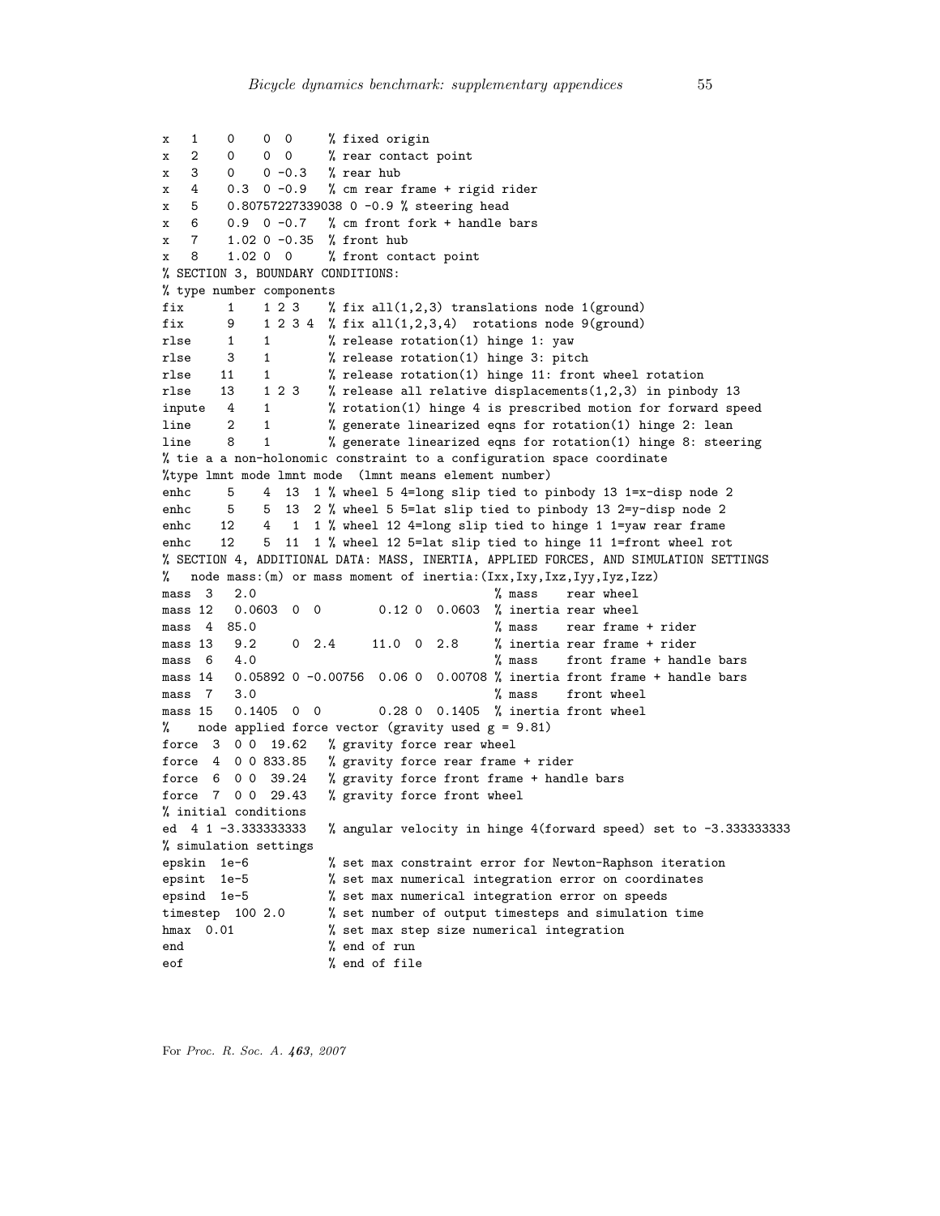```
x   1    0    0  0    % fixed origin
x   2    0    0  0    % rear contact point
x   3    0    0 -0.3  % rear hub
x   4    0.3  0 -0.9  % cm rear frame + rigid rider
x   5    0.80757227339038 0 -0.9 % steering head
x   6    0.9  0 -0.7  % cm front fork + handle bars
x   7    1.02 0 -0.35 % front hub
x   8    1.02 0  0    % front contact point
% SECTION 3, BOUNDARY CONDITIONS:
% type number components
fix      1    1 2 3    % fix all(1,2,3) translations node 1(ground)
fix      9    1 2 3 4  % fix all(1,2,3,4)  rotations node 9(ground)
rlse     1    1        % release rotation(1) hinge 1: yaw
rlse     3    1        % release rotation(1) hinge 3: pitch
rlse    11    1        % release rotation(1) hinge 11: front wheel rotation
rlse    13    1 2 3    % release all relative displacements(1,2,3) in pinbody 13
inpute   4    1        % rotation(1) hinge 4 is prescribed motion for forward speed
line     2    1        % generate linearized eqns for rotation(1) hinge 2: lean
line     8    1        % generate linearized eqns for rotation(1) hinge 8: steering
% tie a a non-holonomic constraint to a configuration space coordinate
%type lmnt mode lmnt mode  (lmnt means element number)
enhc     5    4  13  1 % wheel 5 4=long slip tied to pinbody 13 1=x-disp node 2
enhc     5    5  13  2 % wheel 5 5=lat slip tied to pinbody 13 2=y-disp node 2
enhc    12    4   1  1 % wheel 12 4=long slip tied to hinge 1 1=yaw rear frame
enhc    12    5  11  1 % wheel 12 5=lat slip tied to hinge 11 1=front wheel rot
% SECTION 4, ADDITIONAL DATA: MASS, INERTIA, APPLIED FORCES, AND SIMULATION SETTINGS
%   node mass:(m) or mass moment of inertia:(Ixx,Ixy,Ixz,Iyy,Iyz,Izz)
mass  3   2.0                                 % mass    rear wheel
mass 12   0.0603  0  0       0.12 0  0.0603  % inertia rear wheel
mass  4  85.0                                 % mass    rear frame + rider
mass 13   9.2     0  2.4     11.0  0  2.8     % inertia rear frame + rider
mass  6   4.0                                 % mass    front frame + handle bars
mass 14   0.05892 0 -0.00756  0.06 0  0.00708 % inertia front frame + handle bars
mass  7   3.0                                 % mass    front wheel
mass 15   0.1405  0  0       0.28 0  0.1405  % inertia front wheel
%    node applied force vector (gravity used g = 9.81)
force  3  0 0  19.62   % gravity force rear wheel
force  4  0 0 833.85   % gravity force rear frame + rider
force  6  0 0  39.24   % gravity force front frame + handle bars
force  7  0 0  29.43   % gravity force front wheel
% initial conditions
ed  4 1 -3.333333333   % angular velocity in hinge 4(forward speed) set to -3.333333333
% simulation settings
epskin  1e-6           % set max constraint error for Newton-Raphson iteration
epsint  1e-5           % set max numerical integration error on coordinates
epsind  1e-5           % set max numerical integration error on speeds
timestep  100 2.0      % set number of output timesteps and simulation time
hmax  0.01             % set max step size numerical integration
end                    % end of run
eof                    % end of file
```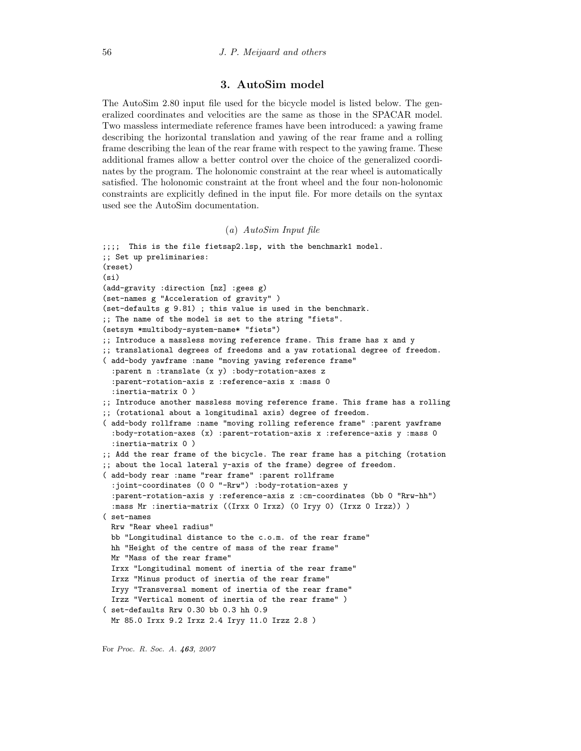## 3. AutoSim model

The AutoSim 2.80 input file used for the bicycle model is listed below. The generalized coordinates and velocities are the same as those in the SPACAR model. Two massless intermediate reference frames have been introduced: a yawing frame describing the horizontal translation and yawing of the rear frame and a rolling frame describing the lean of the rear frame with respect to the yawing frame. These additional frames allow a better control over the choice of the generalized coordinates by the program. The holonomic constraint at the rear wheel is automatically satisfied. The holonomic constraint at the front wheel and the four non-holonomic constraints are explicitly defined in the input file. For more details on the syntax used see the AutoSim documentation.

### (a) *AutoSim Input file*

```
;;;;  This is the file fietsap2.lsp, with the benchmark1 model.
;; Set up preliminaries:
(reset)
(si)
(add-gravity :direction [nz] :gees g)
(set-names g "Acceleration of gravity" )
(set-defaults g 9.81) ; this value is used in the benchmark.
;; The name of the model is set to the string "fiets".
(setsym *multibody-system-name* "fiets")
;; Introduce a massless moving reference frame. This frame has x and y
;; translational degrees of freedoms and a yaw rotational degree of freedom.
( add-body yawframe :name "moving yawing reference frame"
  :parent n :translate (x y) :body-rotation-axes z
  :parent-rotation-axis z :reference-axis x :mass 0
  :inertia-matrix 0 )
;; Introduce another massless moving reference frame. This frame has a rolling
;; (rotational about a longitudinal axis) degree of freedom.
( add-body rollframe :name "moving rolling reference frame" :parent yawframe
  :body-rotation-axes (x) :parent-rotation-axis x :reference-axis y :mass 0
  :inertia-matrix 0 )
;; Add the rear frame of the bicycle. The rear frame has a pitching (rotation
;; about the local lateral y-axis of the frame) degree of freedom.
( add-body rear :name "rear frame" :parent rollframe
  :joint-coordinates (0 0 "-Rrw") :body-rotation-axes y
  :parent-rotation-axis y :reference-axis z :cm-coordinates (bb 0 "Rrw-hh")
  :mass Mr :inertia-matrix ((Irxx 0 Irxz) (0 Iryy 0) (Irxz 0 Irzz)) )
( set-names
  Rrw "Rear wheel radius"
  bb "Longitudinal distance to the c.o.m. of the rear frame"
  hh "Height of the centre of mass of the rear frame"
  Mr "Mass of the rear frame"
  Irxx "Longitudinal moment of inertia of the rear frame"
  Irxz "Minus product of inertia of the rear frame"
  Iryy "Transversal moment of inertia of the rear frame"
  Irzz "Vertical moment of inertia of the rear frame" )
( set-defaults Rrw 0.30 bb 0.3 hh 0.9
  Mr 85.0 Irxx 9.2 Irxz 2.4 Iryy 11.0 Irzz 2.8 )
```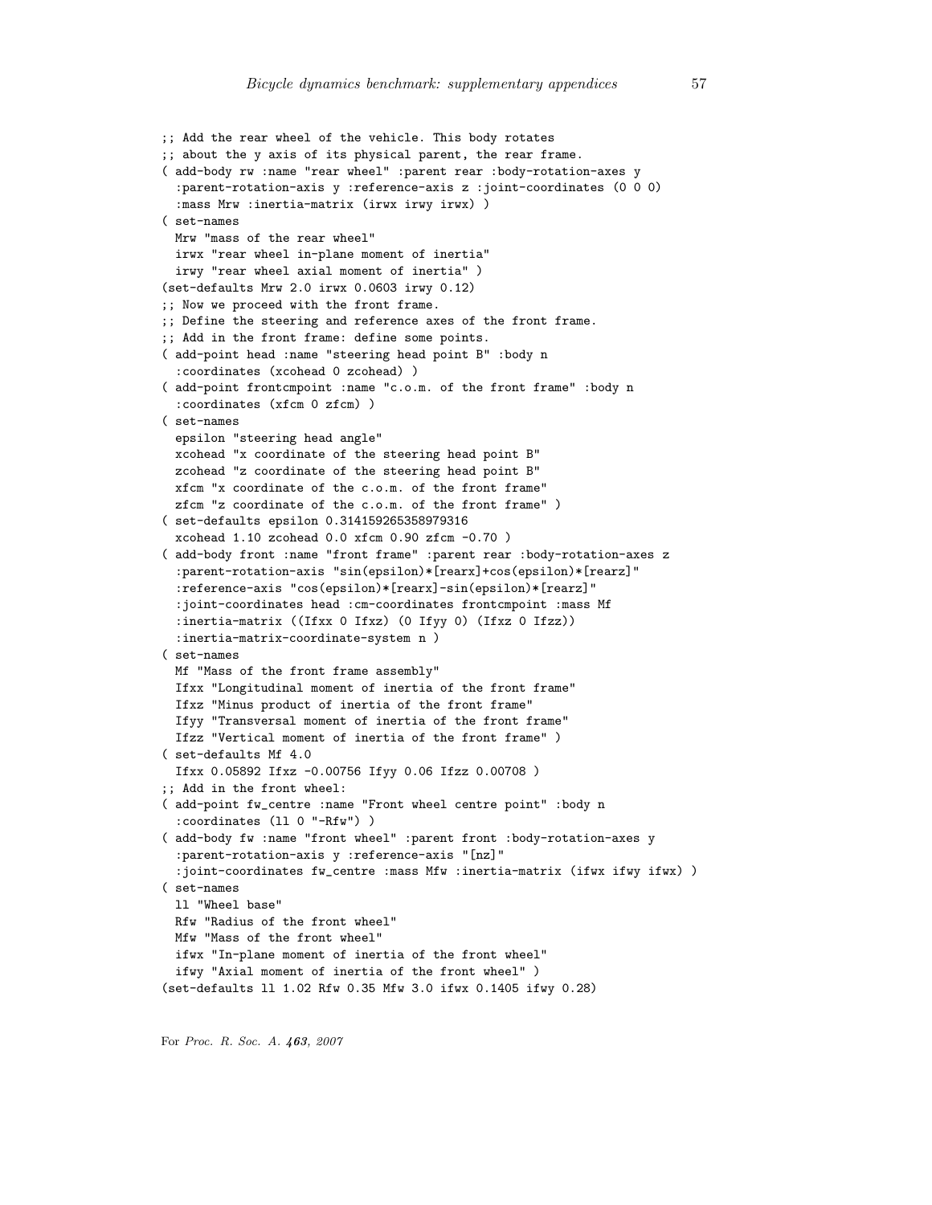```
;; Add the rear wheel of the vehicle. This body rotates
;; about the y axis of its physical parent, the rear frame.
( add-body rw :name "rear wheel" :parent rear :body-rotation-axes y
  :parent-rotation-axis y :reference-axis z :joint-coordinates (0 0 0)
  :mass Mrw :inertia-matrix (irwx irwy irwx) )
( set-names
  Mrw "mass of the rear wheel"
  irwx "rear wheel in-plane moment of inertia"
  irwy "rear wheel axial moment of inertia" )
(set-defaults Mrw 2.0 irwx 0.0603 irwy 0.12)
;; Now we proceed with the front frame.
;; Define the steering and reference axes of the front frame.
;; Add in the front frame: define some points.
( add-point head :name "steering head point B" :body n
  :coordinates (xcohead 0 zcohead) )
( add-point frontcmpoint :name "c.o.m. of the front frame" :body n
  :coordinates (xfcm 0 zfcm) )
( set-names
  epsilon "steering head angle"
  xcohead "x coordinate of the steering head point B"
  zcohead "z coordinate of the steering head point B"
  xfcm "x coordinate of the c.o.m. of the front frame"
  zfcm "z coordinate of the c.o.m. of the front frame" )
( set-defaults epsilon 0.314159265358979316
  xcohead 1.10 zcohead 0.0 xfcm 0.90 zfcm -0.70 )
( add-body front :name "front frame" :parent rear :body-rotation-axes z
  :parent-rotation-axis "sin(epsilon)*[rearx]+cos(epsilon)*[rearz]"
  :reference-axis "cos(epsilon)*[rearx]-sin(epsilon)*[rearz]"
  :joint-coordinates head :cm-coordinates frontcmpoint :mass Mf
  :inertia-matrix ((Ifxx 0 Ifxz) (0 Ifyy 0) (Ifxz 0 Ifzz))
  :inertia-matrix-coordinate-system n )
( set-names
  Mf "Mass of the front frame assembly"
  Ifxx "Longitudinal moment of inertia of the front frame"
  Ifxz "Minus product of inertia of the front frame"
  Ifyy "Transversal moment of inertia of the front frame"
  Ifzz "Vertical moment of inertia of the front frame" )
( set-defaults Mf 4.0
  Ifxx 0.05892 Ifxz -0.00756 Ifyy 0.06 Ifzz 0.00708 )
;; Add in the front wheel:
( add-point fw_centre :name "Front wheel centre point" :body n
  :coordinates (ll 0 "-Rfw") )
( add-body fw :name "front wheel" :parent front :body-rotation-axes y
  :parent-rotation-axis y :reference-axis "[nz]"
  :joint-coordinates fw_centre :mass Mfw :inertia-matrix (ifwx ifwy ifwx) )
( set-names
  ll "Wheel base"
  Rfw "Radius of the front wheel"
  Mfw "Mass of the front wheel"
  ifwx "In-plane moment of inertia of the front wheel"
  ifwy "Axial moment of inertia of the front wheel" )
(set-defaults ll 1.02 Rfw 0.35 Mfw 3.0 ifwx 0.1405 ifwy 0.28)
```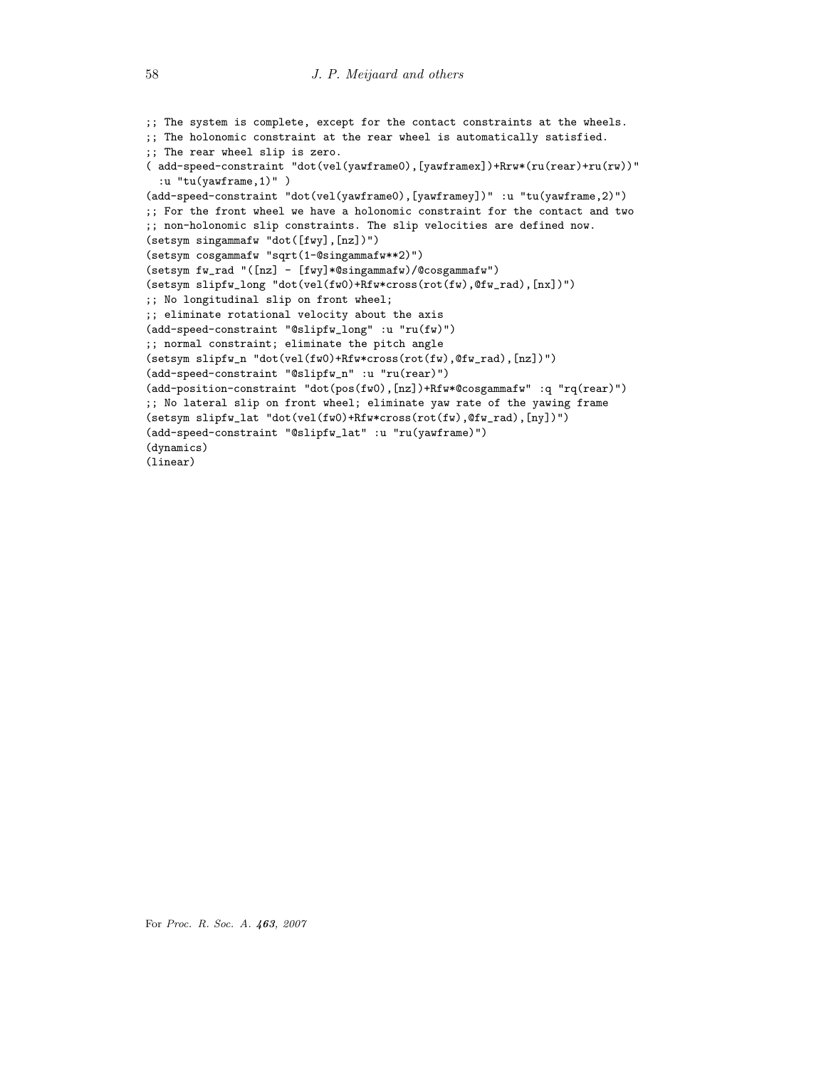```
;; The system is complete, except for the contact constraints at the wheels.
;; The holonomic constraint at the rear wheel is automatically satisfied.
;; The rear wheel slip is zero.
( add-speed-constraint "dot(vel(yawframe0),[yawframex])+Rrw*(ru(rear)+ru(rw))"
  :u "tu(yawframe,1)" )
(add-speed-constraint "dot(vel(yawframe0),[yawframey])" :u "tu(yawframe,2)")
;; For the front wheel we have a holonomic constraint for the contact and two
;; non-holonomic slip constraints. The slip velocities are defined now.
(setsym singammafw "dot([fwy],[nz])")
(setsym cosgammafw "sqrt(1-@singammafw**2)")
(setsym fw_rad "([nz] - [fwy]*@singammafw)/@cosgammafw")
(setsym slipfw_long "dot(vel(fw0)+Rfw*cross(rot(fw),@fw_rad),[nx])")
;; No longitudinal slip on front wheel;
;; eliminate rotational velocity about the axis
(add-speed-constraint "@slipfw_long" :u "ru(fw)")
;; normal constraint; eliminate the pitch angle
(setsym slipfw_n "dot(vel(fw0)+Rfw*cross(rot(fw),@fw_rad),[nz])")
(add-speed-constraint "@slipfw_n" :u "ru(rear)")
(add-position-constraint "dot(pos(fw0),[nz])+Rfw*@cosgammafw" :q "rq(rear)")
;; No lateral slip on front wheel; eliminate yaw rate of the yawing frame
(setsym slipfw_lat "dot(vel(fw0)+Rfw*cross(rot(fw),@fw_rad),[ny])")
(add-speed-constraint "@slipfw_lat" :u "ru(yawframe)")
(dynamics)
(linear)
```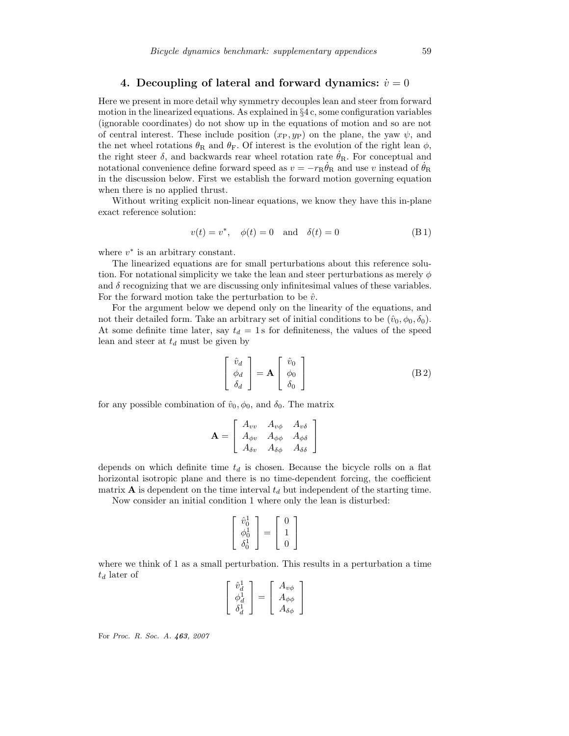## 4. Decoupling of lateral and forward dynamics: $\dot{v} = 0$

Here we present in more detail why symmetry decouples lean and steer from forward motion in the linearized equations. As explained in §4 c, some configuration variables (ignorable coordinates) do not show up in the equations of motion and so are not of central interest. These include position $(x_\mathrm{P}, y_\mathrm{P})$ on the plane, the yaw $\psi$, and the net wheel rotations $\theta_\mathrm{R}$ and $\theta_\mathrm{F}$. Of interest is the evolution of the right lean $\phi$, the right steer $\delta$, and backwards rear wheel rotation rate $\dot{\theta}_\mathrm{R}$. For conceptual and notational convenience define forward speed as $v = -r_\mathrm{R}\dot{\theta}_\mathrm{R}$ and use $v$ instead of $\dot{\theta}_\mathrm{R}$ in the discussion below. First we establish the forward motion governing equation when there is no applied thrust.

Without writing explicit non-linear equations, we know they have this in-plane exact reference solution:

$$v(t) = v^*, \quad \phi(t) = 0 \quad \text{and} \quad \delta(t) = 0 \tag{B 1}$$

where $v^*$ is an arbitrary constant.

The linearized equations are for small perturbations about this reference solution. For notational simplicity we take the lean and steer perturbations as merely $\phi$ and $\delta$ recognizing that we are discussing only infinitesimal values of these variables. For the forward motion take the perturbation to be $\hat{v}$.

For the argument below we depend only on the linearity of the equations, and not their detailed form. Take an arbitrary set of initial conditions to be $(\hat{v}_0, \phi_0, \delta_0)$. At some definite time later, say $t_d = 1\,\mathrm{s}$ for definiteness, the values of the speed lean and steer at $t_d$ must be given by

$$\begin{bmatrix} \hat{v}_d \\ \phi_d \\ \delta_d \end{bmatrix} = \mathbf{A} \begin{bmatrix} \hat{v}_0 \\ \phi_0 \\ \delta_0 \end{bmatrix} \tag{B 2}$$

for any possible combination of $\hat{v}_0, \phi_0$, and $\delta_0$. The matrix

$$\mathbf{A} = \begin{bmatrix} A_{vv} & A_{v\phi} & A_{v\delta} \\ A_{\phi v} & A_{\phi\phi} & A_{\phi\delta} \\ A_{\delta v} & A_{\delta\phi} & A_{\delta\delta} \end{bmatrix}$$

depends on which definite time $t_d$ is chosen. Because the bicycle rolls on a flat horizontal isotropic plane and there is no time-dependent forcing, the coefficient matrix $\mathbf{A}$ is dependent on the time interval $t_d$ but independent of the starting time.

Now consider an initial condition 1 where only the lean is disturbed:

$$\begin{bmatrix} \hat{v}_0^1 \\ \phi_0^1 \\ \delta_0^1 \end{bmatrix} = \begin{bmatrix} 0 \\ 1 \\ 0 \end{bmatrix}$$

where we think of 1 as a small perturbation. This results in a perturbation a time $t_d$ later of

$$\begin{bmatrix} \hat{v}_d^1 \\ \phi_d^1 \\ \delta_d^1 \end{bmatrix} = \begin{bmatrix} A_{v\phi} \\ A_{\phi\phi} \\ A_{\delta\phi} \end{bmatrix}$$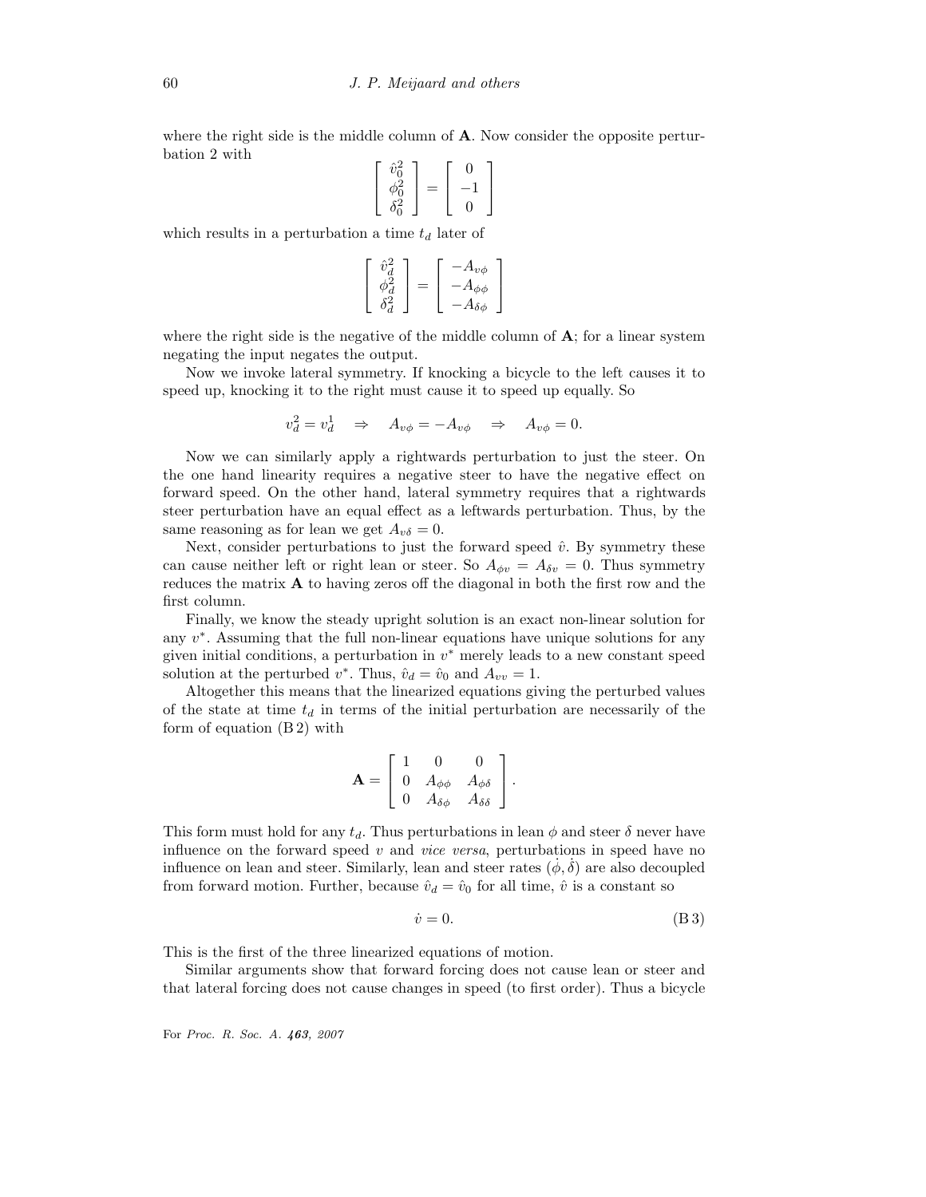where the right side is the middle column of $\mathbf{A}$. Now consider the opposite perturbation 2 with

$$\begin{bmatrix} \hat{v}_0^2 \\ \phi_0^2 \\ \delta_0^2 \end{bmatrix} = \begin{bmatrix} 0 \\ -1 \\ 0 \end{bmatrix}$$

which results in a perturbation a time $t_d$ later of

$$\begin{bmatrix} \hat{v}_d^2 \\ \phi_d^2 \\ \delta_d^2 \end{bmatrix} = \begin{bmatrix} -A_{v\phi} \\ -A_{\phi\phi} \\ -A_{\delta\phi} \end{bmatrix}$$

where the right side is the negative of the middle column of $\mathbf{A}$; for a linear system negating the input negates the output.

Now we invoke lateral symmetry. If knocking a bicycle to the left causes it to speed up, knocking it to the right must cause it to speed up equally. So

$$v_d^2 = v_d^1 \quad \Rightarrow \quad A_{v\phi} = -A_{v\phi} \quad \Rightarrow \quad A_{v\phi} = 0.$$

Now we can similarly apply a rightwards perturbation to just the steer. On the one hand linearity requires a negative steer to have the negative effect on forward speed. On the other hand, lateral symmetry requires that a rightwards steer perturbation have an equal effect as a leftwards perturbation. Thus, by the same reasoning as for lean we get $A_{v\delta} = 0$.

Next, consider perturbations to just the forward speed $\hat{v}$. By symmetry these can cause neither left or right lean or steer. So $A_{\phi v} = A_{\delta v} = 0$. Thus symmetry reduces the matrix $\mathbf{A}$ to having zeros off the diagonal in both the first row and the first column.

Finally, we know the steady upright solution is an exact non-linear solution for any $v^*$. Assuming that the full non-linear equations have unique solutions for any given initial conditions, a perturbation in $v^*$ merely leads to a new constant speed solution at the perturbed $v^*$. Thus, $\hat{v}_d = \hat{v}_0$ and $A_{vv} = 1$.

Altogether this means that the linearized equations giving the perturbed values of the state at time $t_d$ in terms of the initial perturbation are necessarily of the form of equation (B 2) with

$$\mathbf{A} = \begin{bmatrix} 1 & 0 & 0 \\ 0 & A_{\phi\phi} & A_{\phi\delta} \\ 0 & A_{\delta\phi} & A_{\delta\delta} \end{bmatrix}.$$

This form must hold for any $t_d$. Thus perturbations in lean $\phi$ and steer $\delta$ never have influence on the forward speed $v$ and *vice versa*, perturbations in speed have no influence on lean and steer. Similarly, lean and steer rates $(\dot{\phi}, \dot{\delta})$ are also decoupled from forward motion. Further, because $\hat{v}_d = \hat{v}_0$ for all time, $\hat{v}$ is a constant so

$$\dot{v} = 0. \tag{B 3}$$

This is the first of the three linearized equations of motion.

Similar arguments show that forward forcing does not cause lean or steer and that lateral forcing does not cause changes in speed (to first order). Thus a bicycle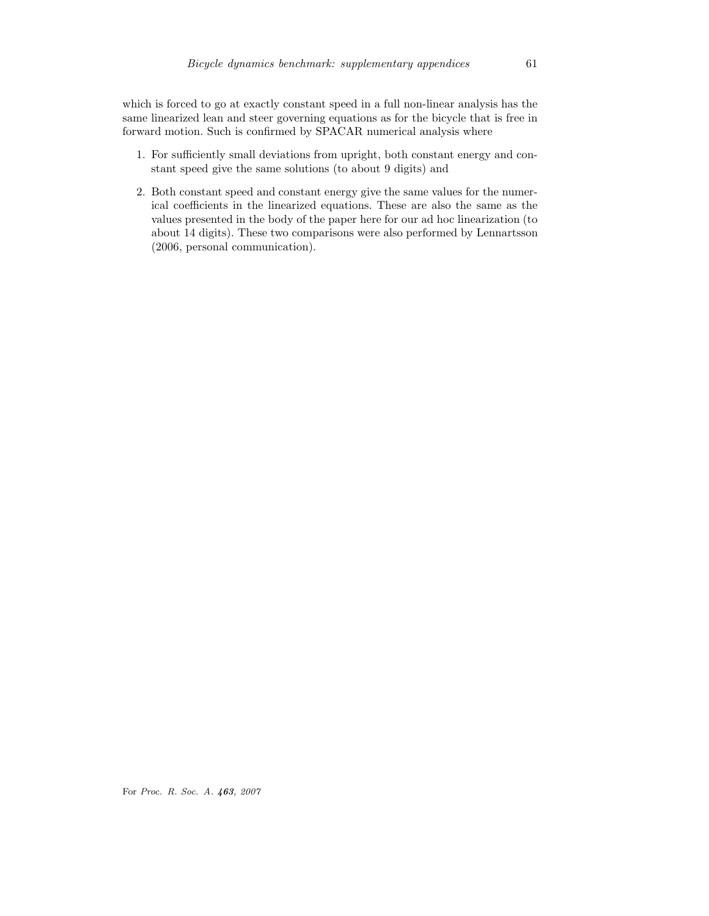which is forced to go at exactly constant speed in a full non-linear analysis has the same linearized lean and steer governing equations as for the bicycle that is free in forward motion. Such is confirmed by SPACAR numerical analysis where

1. For sufficiently small deviations from upright, both constant energy and constant speed give the same solutions (to about 9 digits) and
2. Both constant speed and constant energy give the same values for the numerical coefficients in the linearized equations. These are also the same as the values presented in the body of the paper here for our ad hoc linearization (to about 14 digits). These two comparisons were also performed by Lennartsson (2006, personal communication).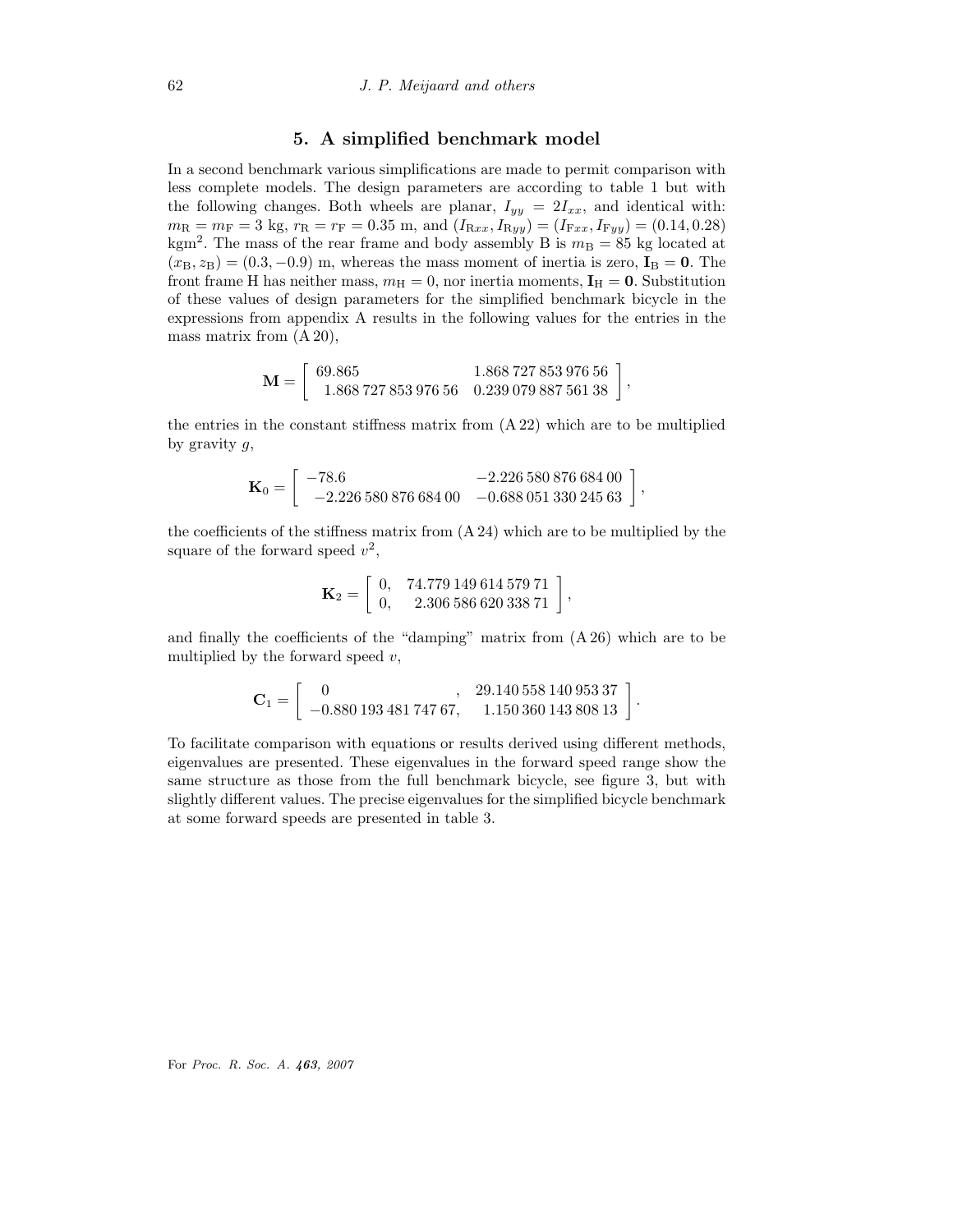## 5. A simplified benchmark model

In a second benchmark various simplifications are made to permit comparison with less complete models. The design parameters are according to table 1 but with the following changes. Both wheels are planar, $I_{yy} = 2I_{xx}$, and identical with: $m_{\mathrm{R}} = m_{\mathrm{F}} = 3$ kg, $r_{\mathrm{R}} = r_{\mathrm{F}} = 0.35$ m, and $(I_{\mathrm{R}xx}, I_{\mathrm{R}yy}) = (I_{\mathrm{F}xx}, I_{\mathrm{F}yy}) = (0.14, 0.28)$ kgm$^2$. The mass of the rear frame and body assembly B is $m_{\mathrm{B}} = 85$ kg located at $(x_{\mathrm{B}}, z_{\mathrm{B}}) = (0.3, -0.9)$ m, whereas the mass moment of inertia is zero, $\mathbf{I}_{\mathrm{B}} = \mathbf{0}$. The front frame H has neither mass, $m_{\mathrm{H}} = 0$, nor inertia moments, $\mathbf{I}_{\mathrm{H}} = \mathbf{0}$. Substitution of these values of design parameters for the simplified benchmark bicycle in the expressions from appendix A results in the following values for the entries in the mass matrix from (A 20),

$$\mathbf{M} = \begin{bmatrix} 69.865 & 1.868\,727\,853\,976\,56 \\ 1.868\,727\,853\,976\,56 & 0.239\,079\,887\,561\,38 \end{bmatrix},$$

the entries in the constant stiffness matrix from (A 22) which are to be multiplied by gravity $g$,

$$\mathbf{K}_0 = \begin{bmatrix} -78.6 & -2.226\,580\,876\,684\,00 \\ -2.226\,580\,876\,684\,00 & -0.688\,051\,330\,245\,63 \end{bmatrix},$$

the coefficients of the stiffness matrix from (A 24) which are to be multiplied by the square of the forward speed $v^2$,

$$\mathbf{K}_2 = \begin{bmatrix} 0, & 74.779\,149\,614\,579\,71 \\ 0, & 2.306\,586\,620\,338\,71 \end{bmatrix},$$

and finally the coefficients of the "damping" matrix from (A 26) which are to be multiplied by the forward speed $v$,

$$\mathbf{C}_1 = \begin{bmatrix} 0 & , & 29.140\,558\,140\,953\,37 \\ -0.880\,193\,481\,747\,67, & & 1.150\,360\,143\,808\,13 \end{bmatrix}.$$

To facilitate comparison with equations or results derived using different methods, eigenvalues are presented. These eigenvalues in the forward speed range show the same structure as those from the full benchmark bicycle, see figure 3, but with slightly different values. The precise eigenvalues for the simplified bicycle benchmark at some forward speeds are presented in table 3.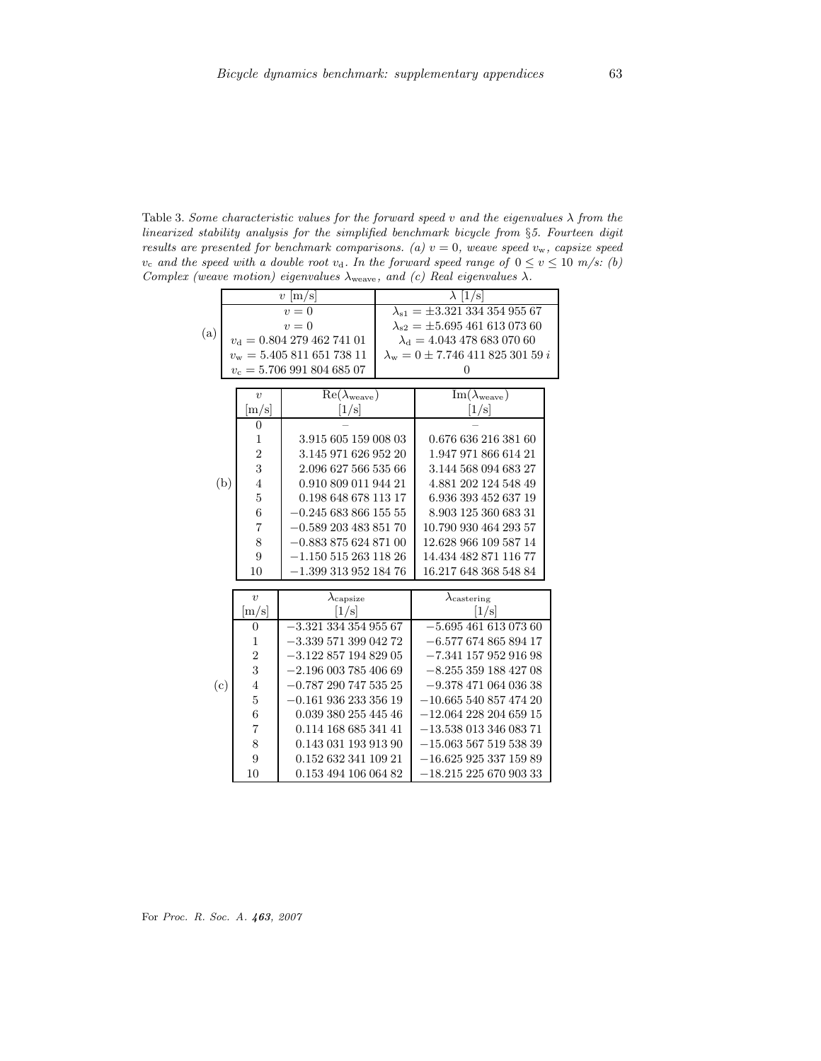Table 3. *Some characteristic values for the forward speed $v$ and the eigenvalues $\lambda$ from the linearized stability analysis for the simplified benchmark bicycle from §5. Fourteen digit results are presented for benchmark comparisons. (a) $v = 0$, weave speed $v_w$, capsize speed $v_c$ and the speed with a double root $v_d$. In the forward speed range of $0 \leq v \leq 10$ m/s: (b) Complex (weave motion) eigenvalues $\lambda_{weave}$, and (c) Real eigenvalues $\lambda$.*

(a)

| $v$ [m/s] | $\lambda$ [1/s] |
|---|---|
| $v = 0$ | $\lambda_{s1} = \pm 3.321\,334\,354\,955\,67$ |
| $v = 0$ | $\lambda_{s2} = \pm 5.695\,461\,613\,073\,60$ |
| $v_d = 0.804\,279\,462\,741\,01$ | $\lambda_d = 4.043\,478\,683\,070\,60$ |
| $v_w = 5.405\,811\,651\,738\,11$ | $\lambda_w = 0 \pm 7.746\,411\,825\,301\,59\,i$ |
| $v_c = 5.706\,991\,804\,685\,07$ | $0$ |

(b)

| $v$ [m/s] | $\mathrm{Re}(\lambda_{weave})$ [1/s] | $\mathrm{Im}(\lambda_{weave})$ [1/s] |
|---|---|---|
| 0 | – | – |
| 1 | 3.915 605 159 008 03 | 0.676 636 216 381 60 |
| 2 | 3.145 971 626 952 20 | 1.947 971 866 614 21 |
| 3 | 2.096 627 566 535 66 | 3.144 568 094 683 27 |
| 4 | 0.910 809 011 944 21 | 4.881 202 124 548 49 |
| 5 | 0.198 648 678 113 17 | 6.936 393 452 637 19 |
| 6 | −0.245 683 866 155 55 | 8.903 125 360 683 31 |
| 7 | −0.589 203 483 851 70 | 10.790 930 464 293 57 |
| 8 | −0.883 875 624 871 00 | 12.628 966 109 587 14 |
| 9 | −1.150 515 263 118 26 | 14.434 482 871 116 77 |
| 10 | −1.399 313 952 184 76 | 16.217 648 368 548 84 |

(c)

| $v$ [m/s] | $\lambda_{capsize}$ [1/s] | $\lambda_{castering}$ [1/s] |
|---|---|---|
| 0 | −3.321 334 354 955 67 | −5.695 461 613 073 60 |
| 1 | −3.339 571 399 042 72 | −6.577 674 865 894 17 |
| 2 | −3.122 857 194 829 05 | −7.341 157 952 916 98 |
| 3 | −2.196 003 785 406 69 | −8.255 359 188 427 08 |
| 4 | −0.787 290 747 535 25 | −9.378 471 064 036 38 |
| 5 | −0.161 936 233 356 19 | −10.665 540 857 474 20 |
| 6 | 0.039 380 255 445 46 | −12.064 228 204 659 15 |
| 7 | 0.114 168 685 341 41 | −13.538 013 346 083 71 |
| 8 | 0.143 031 193 913 90 | −15.063 567 519 538 39 |
| 9 | 0.152 632 341 109 21 | −16.625 925 337 159 89 |
| 10 | 0.153 494 106 064 82 | −18.215 225 670 903 33 |